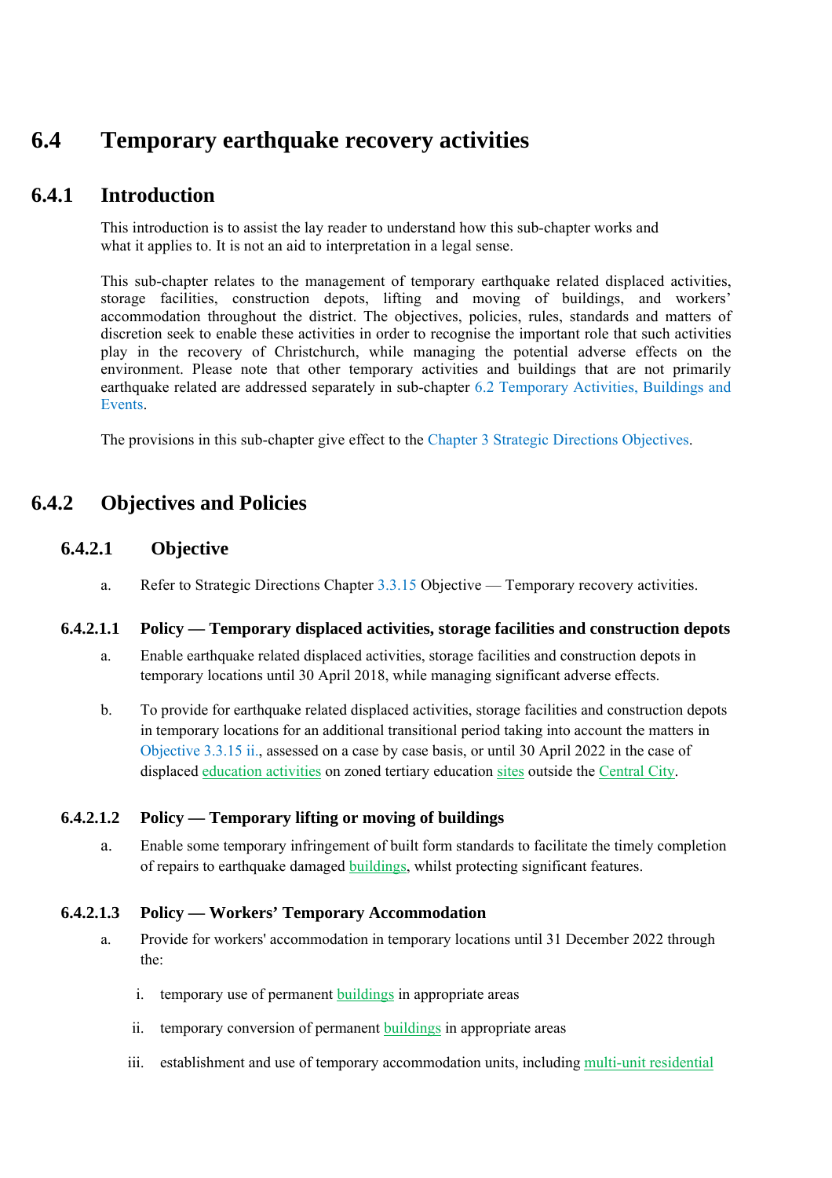# 6.4 Temporary earthquake recovery activities

## 6.4.1 Introduction

This introduction is to assist the lay reader to understand how this sub-chapter works and what it applies to. It is not an aid to interpretation in a legal sense.

This sub-chapter relates to the management of temporary earthquake related displaced activities, storage facilities, construction depots, lifting and moving of buildings, and workers' accommodation throughout the district. The objectives, policies, rules, standards and matters of discretion seek to enable these activities in order to recognise the important role that such activities play in the recovery of Christchurch, while managing the potential adverse effects on the environment. Please note that other temporary activities and buildings that are not primarily earthquake related are addressed separately in sub-chapter 6.2 Temporary Activities, Buildings and Events.

The provisions in this sub-chapter give effect to the Chapter 3 Strategic Directions Objectives.

## 6.4.2 Objectives and Policies

### 6.4.2.1 Objective

a. Refer to Strategic Directions Chapter 3.3.15 Objective — Temporary recovery activities.

#### 6.4.2.1.1 Policy — Temporary displaced activities, storage facilities and construction depots

a. Enable earthquake related displaced activities, storage facilities and construction depots in temporary locations until 30 April 2018, while managing significant adverse effects.

b. To provide for earthquake related displaced activities, storage facilities and construction depots in temporary locations for an additional transitional period taking into account the matters in Objective 3.3.15 ii., assessed on a case by case basis, or until 30 April 2022 in the case of displaced education activities on zoned tertiary education sites outside the Central City.

#### 6.4.2.1.2 Policy — Temporary lifting or moving of buildings

a. Enable some temporary infringement of built form standards to facilitate the timely completion of repairs to earthquake damaged buildings, whilst protecting significant features.

#### 6.4.2.1.3 Policy — Workers' Temporary Accommodation

a. Provide for workers' accommodation in temporary locations until 31 December 2022 through the:

   i. temporary use of permanent buildings in appropriate areas

   ii. temporary conversion of permanent buildings in appropriate areas

   iii. establishment and use of temporary accommodation units, including multi-unit residential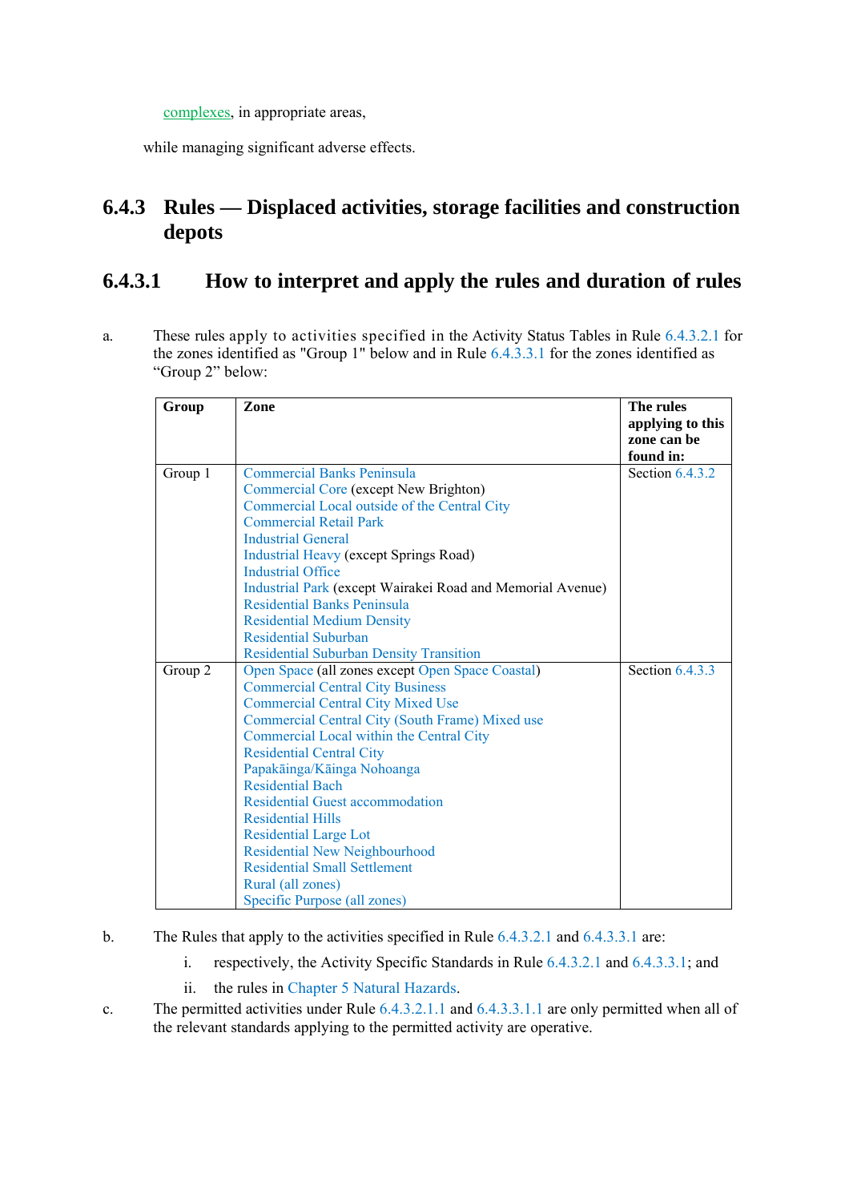complexes, in appropriate areas,

while managing significant adverse effects.

## 6.4.3 Rules — Displaced activities, storage facilities and construction depots

### 6.4.3.1 How to interpret and apply the rules and duration of rules

a. These rules apply to activities specified in the Activity Status Tables in Rule 6.4.3.2.1 for the zones identified as "Group 1" below and in Rule 6.4.3.3.1 for the zones identified as “Group 2” below:

| Group | Zone | The rules applying to this zone can be found in: |
|---|---|---|
| Group 1 | Commercial Banks Peninsula<br>Commercial Core (except New Brighton)<br>Commercial Local outside of the Central City<br>Commercial Retail Park<br>Industrial General<br>Industrial Heavy (except Springs Road)<br>Industrial Office<br>Industrial Park (except Wairakei Road and Memorial Avenue)<br>Residential Banks Peninsula<br>Residential Medium Density<br>Residential Suburban<br>Residential Suburban Density Transition | Section 6.4.3.2 |
| Group 2 | Open Space (all zones except Open Space Coastal)<br>Commercial Central City Business<br>Commercial Central City Mixed Use<br>Commercial Central City (South Frame) Mixed use<br>Commercial Local within the Central City<br>Residential Central City<br>Papakāinga/Kāinga Nohoanga<br>Residential Bach<br>Residential Guest accommodation<br>Residential Hills<br>Residential Large Lot<br>Residential New Neighbourhood<br>Residential Small Settlement<br>Rural (all zones)<br>Specific Purpose (all zones) | Section 6.4.3.3 |

b. The Rules that apply to the activities specified in Rule 6.4.3.2.1 and 6.4.3.3.1 are:

   i. respectively, the Activity Specific Standards in Rule 6.4.3.2.1 and 6.4.3.3.1; and

   ii. the rules in Chapter 5 Natural Hazards.

c. The permitted activities under Rule 6.4.3.2.1.1 and 6.4.3.3.1.1 are only permitted when all of the relevant standards applying to the permitted activity are operative.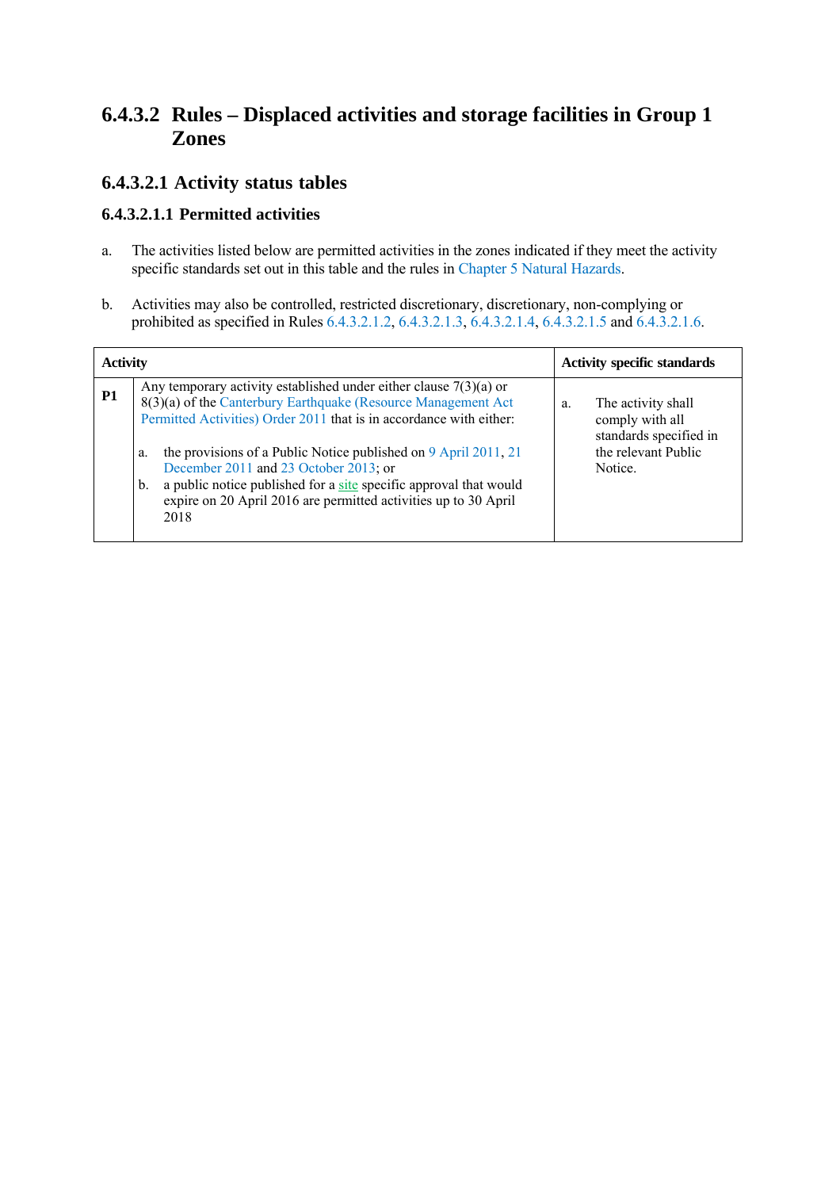## 6.4.3.2 Rules – Displaced activities and storage facilities in Group 1 Zones

### 6.4.3.2.1 Activity status tables

#### 6.4.3.2.1.1 Permitted activities

a. The activities listed below are permitted activities in the zones indicated if they meet the activity specific standards set out in this table and the rules in Chapter 5 Natural Hazards.

b. Activities may also be controlled, restricted discretionary, discretionary, non-complying or prohibited as specified in Rules 6.4.3.2.1.2, 6.4.3.2.1.3, 6.4.3.2.1.4, 6.4.3.2.1.5 and 6.4.3.2.1.6.

| | Activity | Activity specific standards |
|---|---|---|
| **P1** | Any temporary activity established under either clause 7(3)(a) or 8(3)(a) of the Canterbury Earthquake (Resource Management Act Permitted Activities) Order 2011 that is in accordance with either:<br><br>a. the provisions of a Public Notice published on 9 April 2011, 21 December 2011 and 23 October 2013; or<br>b. a public notice published for a site specific approval that would expire on 20 April 2016 are permitted activities up to 30 April 2018 | a. The activity shall comply with all standards specified in the relevant Public Notice. |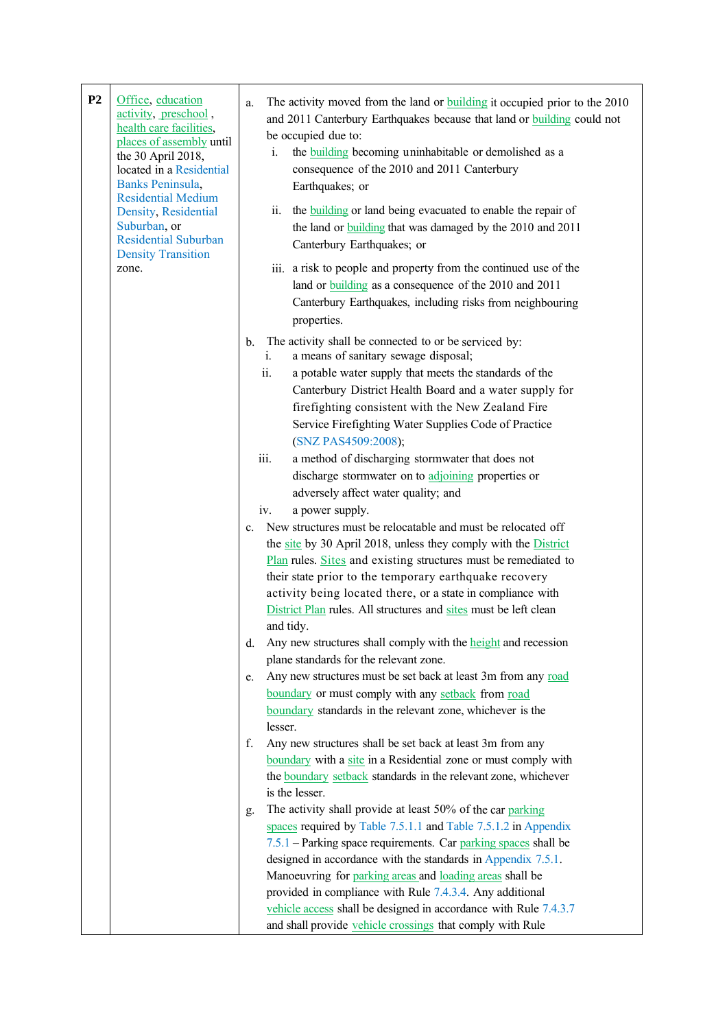| P2 | Office, education activity, preschool, health care facilities, places of assembly until the 30 April 2018, located in a Residential Banks Peninsula, Residential Medium Density, Residential Suburban, or Residential Suburban Density Transition zone. | a. The activity moved from the land or building it occupied prior to the 2010 and 2011 Canterbury Earthquakes because that land or building could not be occupied due to:<br>i. the building becoming uninhabitable or demolished as a consequence of the 2010 and 2011 Canterbury Earthquakes; or<br>ii. the building or land being evacuated to enable the repair of the land or building that was damaged by the 2010 and 2011 Canterbury Earthquakes; or<br>iii. a risk to people and property from the continued use of the land or building as a consequence of the 2010 and 2011 Canterbury Earthquakes, including risks from neighbouring properties.<br>b. The activity shall be connected to or be serviced by:<br>i. a means of sanitary sewage disposal;<br>ii. a potable water supply that meets the standards of the Canterbury District Health Board and a water supply for firefighting consistent with the New Zealand Fire Service Firefighting Water Supplies Code of Practice (SNZ PAS4509:2008);<br>iii. a method of discharging stormwater that does not discharge stormwater on to adjoining properties or adversely affect water quality; and<br>iv. a power supply.<br>c. New structures must be relocatable and must be relocated off the site by 30 April 2018, unless they comply with the District Plan rules. Sites and existing structures must be remediated to their state prior to the temporary earthquake recovery activity being located there, or a state in compliance with District Plan rules. All structures and sites must be left clean and tidy.<br>d. Any new structures shall comply with the height and recession plane standards for the relevant zone.<br>e. Any new structures must be set back at least 3m from any road boundary or must comply with any setback from road boundary standards in the relevant zone, whichever is the lesser.<br>f. Any new structures shall be set back at least 3m from any boundary with a site in a Residential zone or must comply with the boundary setback standards in the relevant zone, whichever is the lesser.<br>g. The activity shall provide at least 50% of the car parking spaces required by Table 7.5.1.1 and Table 7.5.1.2 in Appendix 7.5.1 – Parking space requirements. Car parking spaces shall be designed in accordance with the standards in Appendix 7.5.1. Manoeuvring for parking areas and loading areas shall be provided in compliance with Rule 7.4.3.4. Any additional vehicle access shall be designed in accordance with Rule 7.4.3.7 and shall provide vehicle crossings that comply with Rule |
|---|---|---|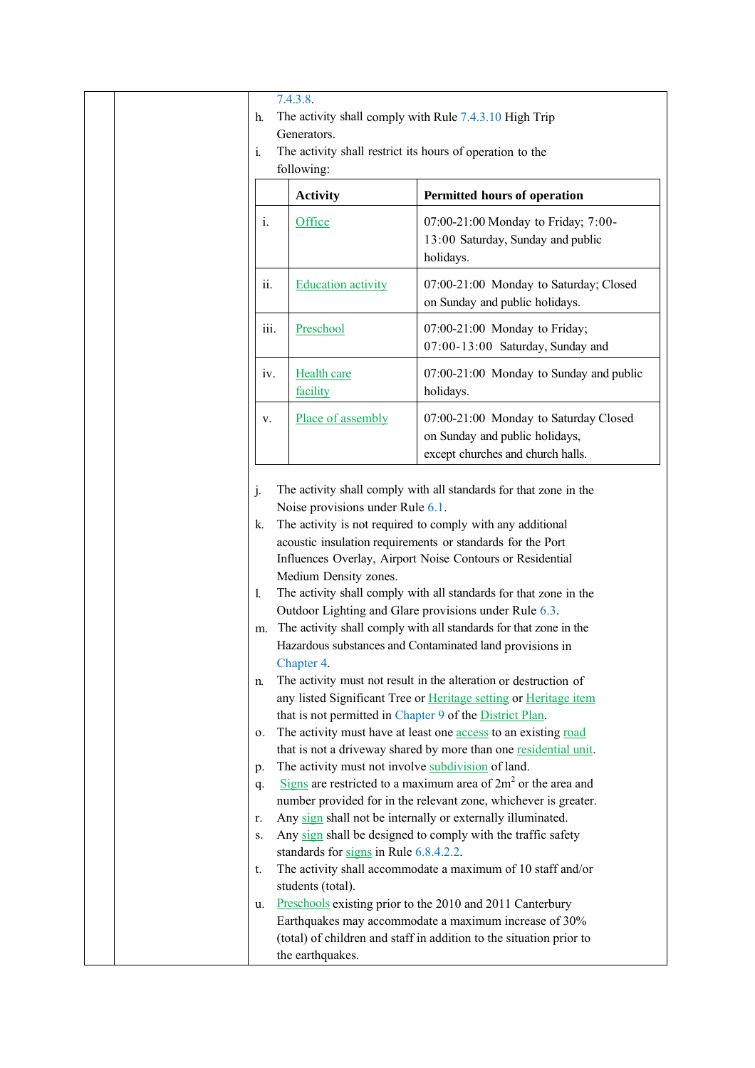7.4.3.8.

h. The activity shall comply with Rule 7.4.3.10 High Trip Generators.

i. The activity shall restrict its hours of operation to the following:

| | Activity | Permitted hours of operation |
|---|---|---|
| i. | Office | 07:00-21:00 Monday to Friday; 7:00-13:00 Saturday, Sunday and public holidays. |
| ii. | Education activity | 07:00-21:00 Monday to Saturday; Closed on Sunday and public holidays. |
| iii. | Preschool | 07:00-21:00 Monday to Friday; 07:00-13:00 Saturday, Sunday and |
| iv. | Health care facility | 07:00-21:00 Monday to Sunday and public holidays. |
| v. | Place of assembly | 07:00-21:00 Monday to Saturday Closed on Sunday and public holidays, except churches and church halls. |

j. The activity shall comply with all standards for that zone in the Noise provisions under Rule 6.1.

k. The activity is not required to comply with any additional acoustic insulation requirements or standards for the Port Influences Overlay, Airport Noise Contours or Residential Medium Density zones.

l. The activity shall comply with all standards for that zone in the Outdoor Lighting and Glare provisions under Rule 6.3.

m. The activity shall comply with all standards for that zone in the Hazardous substances and Contaminated land provisions in Chapter 4.

n. The activity must not result in the alteration or destruction of any listed Significant Tree or Heritage setting or Heritage item that is not permitted in Chapter 9 of the District Plan.

o. The activity must have at least one access to an existing road that is not a driveway shared by more than one residential unit.

p. The activity must not involve subdivision of land.

q. Signs are restricted to a maximum area of $2m^2$ or the area and number provided for in the relevant zone, whichever is greater.

r. Any sign shall not be internally or externally illuminated.

s. Any sign shall be designed to comply with the traffic safety standards for signs in Rule 6.8.4.2.2.

t. The activity shall accommodate a maximum of 10 staff and/or students (total).

u. Preschools existing prior to the 2010 and 2011 Canterbury Earthquakes may accommodate a maximum increase of 30% (total) of children and staff in addition to the situation prior to the earthquakes.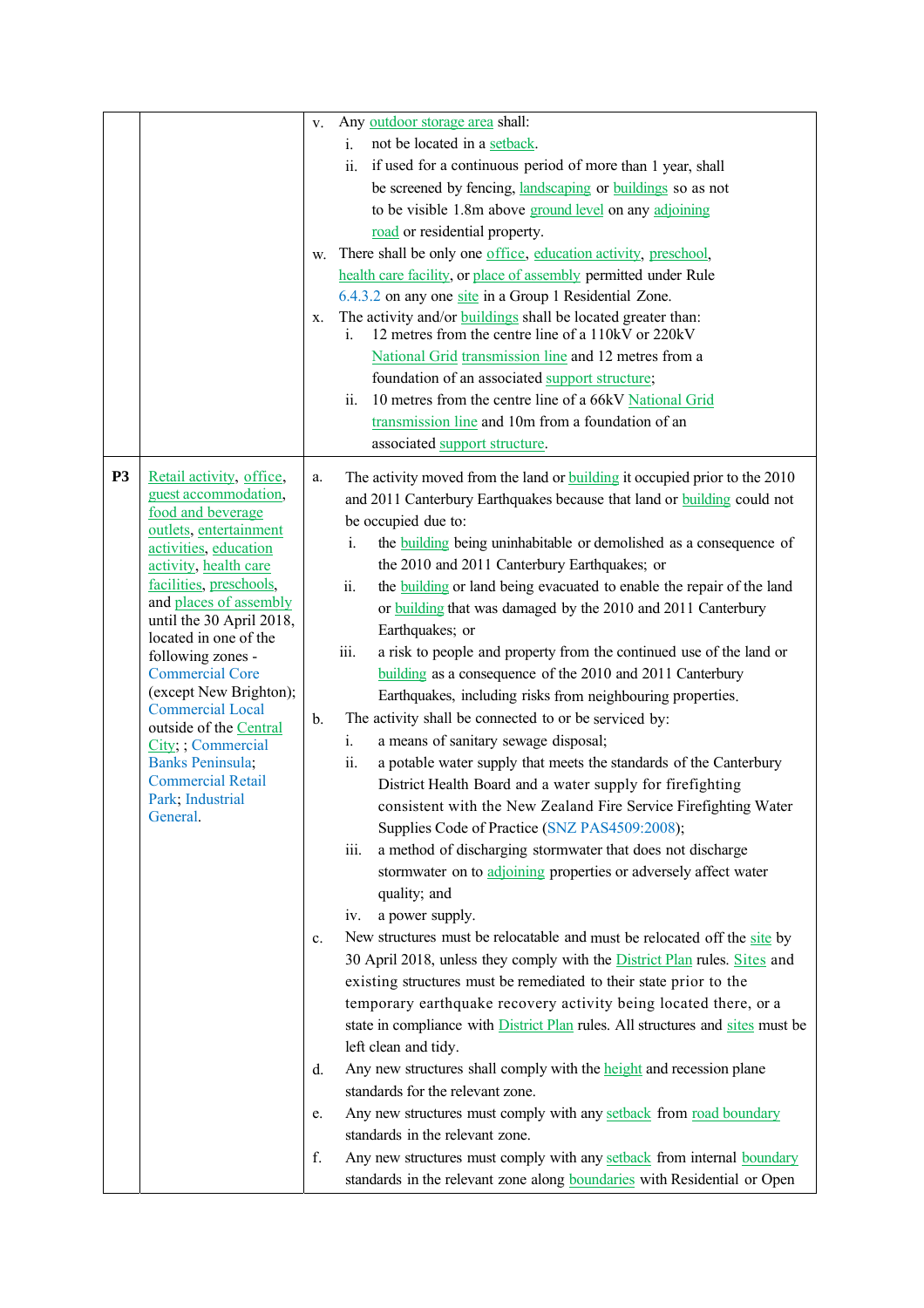| | | |
|---|---|---|
| | | v. Any outdoor storage area shall:<br>i. not be located in a setback.<br>ii. if used for a continuous period of more than 1 year, shall be screened by fencing, landscaping or buildings so as not to be visible 1.8m above ground level on any adjoining road or residential property.<br>w. There shall be only one office, education activity, preschool, health care facility, or place of assembly permitted under Rule 6.4.3.2 on any one site in a Group 1 Residential Zone.<br>x. The activity and/or buildings shall be located greater than:<br>i. 12 metres from the centre line of a 110kV or 220kV National Grid transmission line and 12 metres from a foundation of an associated support structure;<br>ii. 10 metres from the centre line of a 66kV National Grid transmission line and 10m from a foundation of an associated support structure. |
| **P3** | Retail activity, office, guest accommodation, food and beverage outlets, entertainment activities, education activity, health care facilities, preschools, and places of assembly until the 30 April 2018, located in one of the following zones - Commercial Core (except New Brighton); Commercial Local outside of the Central City; ; Commercial Banks Peninsula; Commercial Retail Park; Industrial General. | a. The activity moved from the land or building it occupied prior to the 2010 and 2011 Canterbury Earthquakes because that land or building could not be occupied due to:<br>i. the building being uninhabitable or demolished as a consequence of the 2010 and 2011 Canterbury Earthquakes; or<br>ii. the building or land being evacuated to enable the repair of the land or building that was damaged by the 2010 and 2011 Canterbury Earthquakes; or<br>iii. a risk to people and property from the continued use of the land or building as a consequence of the 2010 and 2011 Canterbury Earthquakes, including risks from neighbouring properties.<br>b. The activity shall be connected to or be serviced by:<br>i. a means of sanitary sewage disposal;<br>ii. a potable water supply that meets the standards of the Canterbury District Health Board and a water supply for firefighting consistent with the New Zealand Fire Service Firefighting Water Supplies Code of Practice (SNZ PAS4509:2008);<br>iii. a method of discharging stormwater that does not discharge stormwater on to adjoining properties or adversely affect water quality; and<br>iv. a power supply.<br>c. New structures must be relocatable and must be relocated off the site by 30 April 2018, unless they comply with the District Plan rules. Sites and existing structures must be remediated to their state prior to the temporary earthquake recovery activity being located there, or a state in compliance with District Plan rules. All structures and sites must be left clean and tidy.<br>d. Any new structures shall comply with the height and recession plane standards for the relevant zone.<br>e. Any new structures must comply with any setback from road boundary standards in the relevant zone.<br>f. Any new structures must comply with any setback from internal boundary standards in the relevant zone along boundaries with Residential or Open |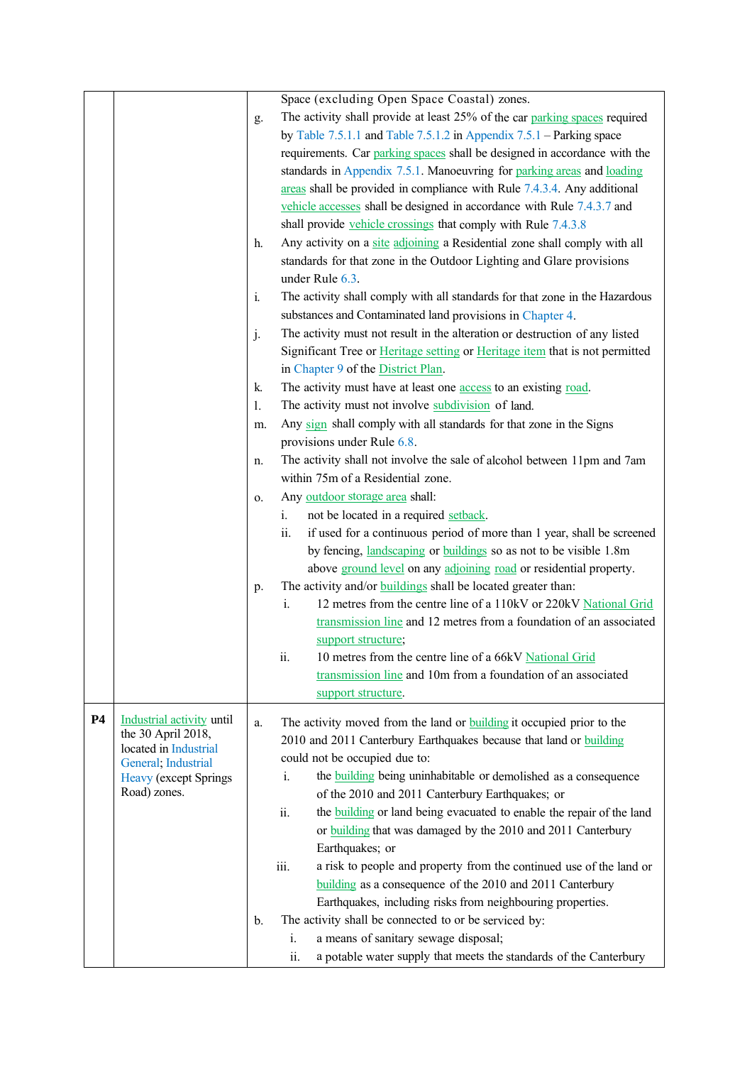| | | |
|---|---|---|
| | | Space (excluding Open Space Coastal) zones.<br>g. The activity shall provide at least 25% of the car parking spaces required by Table 7.5.1.1 and Table 7.5.1.2 in Appendix 7.5.1 – Parking space requirements. Car parking spaces shall be designed in accordance with the standards in Appendix 7.5.1. Manoeuvring for parking areas and loading areas shall be provided in compliance with Rule 7.4.3.4. Any additional vehicle accesses shall be designed in accordance with Rule 7.4.3.7 and shall provide vehicle crossings that comply with Rule 7.4.3.8<br>h. Any activity on a site adjoining a Residential zone shall comply with all standards for that zone in the Outdoor Lighting and Glare provisions under Rule 6.3.<br>i. The activity shall comply with all standards for that zone in the Hazardous substances and Contaminated land provisions in Chapter 4.<br>j. The activity must not result in the alteration or destruction of any listed Significant Tree or Heritage setting or Heritage item that is not permitted in Chapter 9 of the District Plan.<br>k. The activity must have at least one access to an existing road.<br>l. The activity must not involve subdivision of land.<br>m. Any sign shall comply with all standards for that zone in the Signs provisions under Rule 6.8.<br>n. The activity shall not involve the sale of alcohol between 11pm and 7am within 75m of a Residential zone.<br>o. Any outdoor storage area shall:<br>i. not be located in a required setback.<br>ii. if used for a continuous period of more than 1 year, shall be screened by fencing, landscaping or buildings so as not to be visible 1.8m above ground level on any adjoining road or residential property.<br>p. The activity and/or buildings shall be located greater than:<br>i. 12 metres from the centre line of a 110kV or 220kV National Grid transmission line and 12 metres from a foundation of an associated support structure;<br>ii. 10 metres from the centre line of a 66kV National Grid transmission line and 10m from a foundation of an associated support structure. |
| **P4** | Industrial activity until the 30 April 2018, located in Industrial General; Industrial Heavy (except Springs Road) zones. | a. The activity moved from the land or building it occupied prior to the 2010 and 2011 Canterbury Earthquakes because that land or building could not be occupied due to:<br>i. the building being uninhabitable or demolished as a consequence of the 2010 and 2011 Canterbury Earthquakes; or<br>ii. the building or land being evacuated to enable the repair of the land or building that was damaged by the 2010 and 2011 Canterbury Earthquakes; or<br>iii. a risk to people and property from the continued use of the land or building as a consequence of the 2010 and 2011 Canterbury Earthquakes, including risks from neighbouring properties.<br>b. The activity shall be connected to or be serviced by:<br>i. a means of sanitary sewage disposal;<br>ii. a potable water supply that meets the standards of the Canterbury |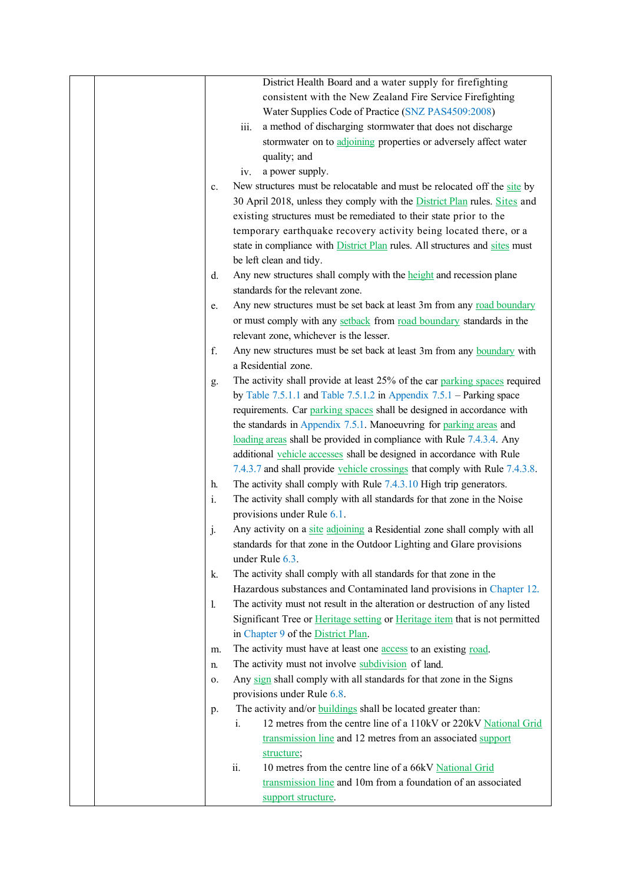| | | District Health Board and a water supply for firefighting consistent with the New Zealand Fire Service Firefighting Water Supplies Code of Practice (SNZ PAS4509:2008)<br>iii. a method of discharging stormwater that does not discharge stormwater on to adjoining properties or adversely affect water quality; and<br>iv. a power supply.<br>c. New structures must be relocatable and must be relocated off the site by 30 April 2018, unless they comply with the District Plan rules. Sites and existing structures must be remediated to their state prior to the temporary earthquake recovery activity being located there, or a state in compliance with District Plan rules. All structures and sites must be left clean and tidy.<br>d. Any new structures shall comply with the height and recession plane standards for the relevant zone.<br>e. Any new structures must be set back at least 3m from any road boundary or must comply with any setback from road boundary standards in the relevant zone, whichever is the lesser.<br>f. Any new structures must be set back at least 3m from any boundary with a Residential zone.<br>g. The activity shall provide at least 25% of the car parking spaces required by Table 7.5.1.1 and Table 7.5.1.2 in Appendix 7.5.1 – Parking space requirements. Car parking spaces shall be designed in accordance with the standards in Appendix 7.5.1. Manoeuvring for parking areas and loading areas shall be provided in compliance with Rule 7.4.3.4. Any additional vehicle accesses shall be designed in accordance with Rule 7.4.3.7 and shall provide vehicle crossings that comply with Rule 7.4.3.8.<br>h. The activity shall comply with Rule 7.4.3.10 High trip generators.<br>i. The activity shall comply with all standards for that zone in the Noise provisions under Rule 6.1.<br>j. Any activity on a site adjoining a Residential zone shall comply with all standards for that zone in the Outdoor Lighting and Glare provisions under Rule 6.3.<br>k. The activity shall comply with all standards for that zone in the Hazardous substances and Contaminated land provisions in Chapter 12.<br>l. The activity must not result in the alteration or destruction of any listed Significant Tree or Heritage setting or Heritage item that is not permitted in Chapter 9 of the District Plan.<br>m. The activity must have at least one access to an existing road.<br>n. The activity must not involve subdivision of land.<br>o. Any sign shall comply with all standards for that zone in the Signs provisions under Rule 6.8.<br>p. The activity and/or buildings shall be located greater than:<br>i. 12 metres from the centre line of a 110kV or 220kV National Grid transmission line and 12 metres from an associated support structure;<br>ii. 10 metres from the centre line of a 66kV National Grid transmission line and 10m from a foundation of an associated support structure. |
|---|---|---|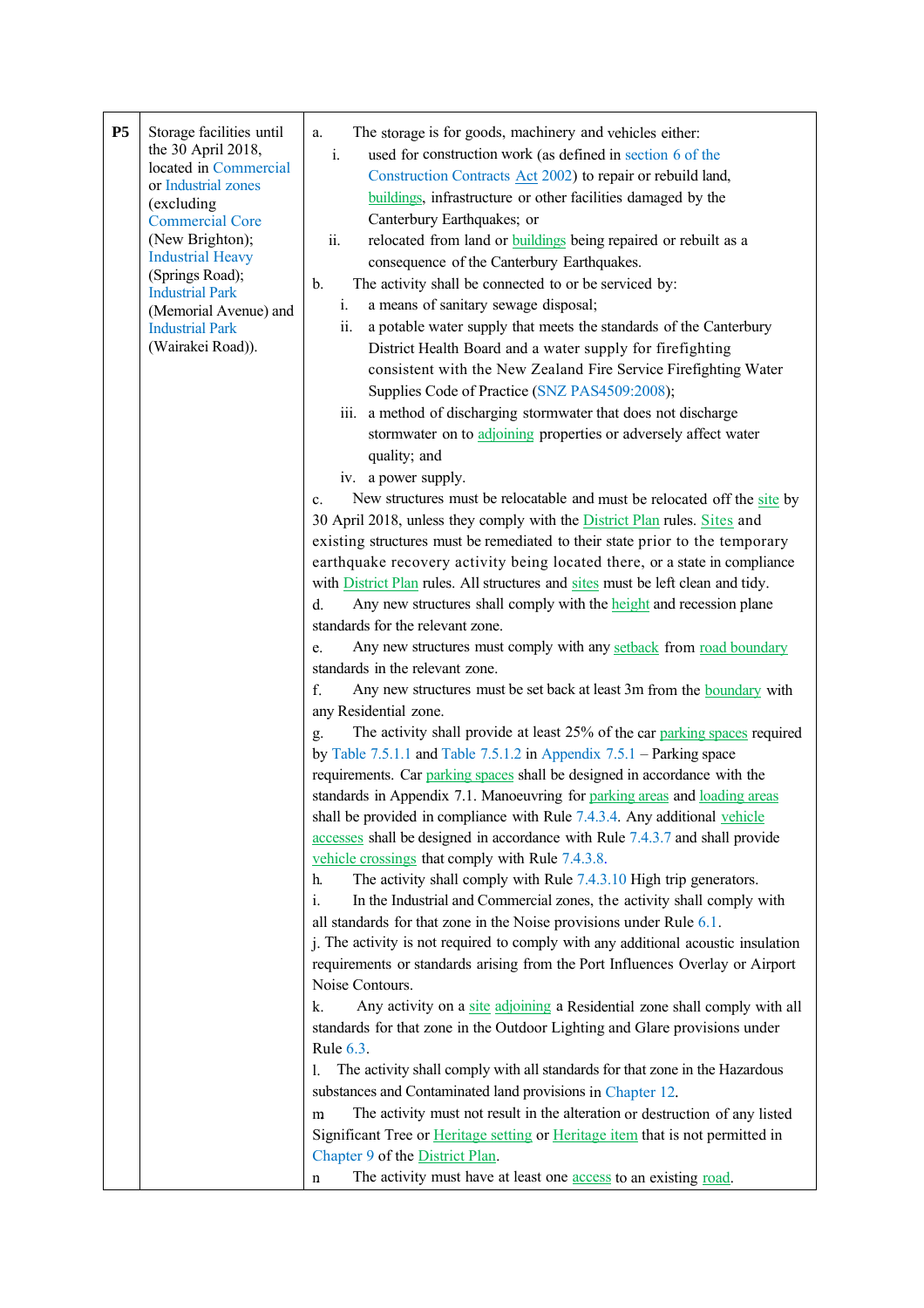| | | |
|---|---|---|
| **P5** | Storage facilities until the 30 April 2018, located in Commercial or Industrial zones (excluding Commercial Core (New Brighton); Industrial Heavy (Springs Road); Industrial Park (Memorial Avenue) and Industrial Park (Wairakei Road)). | a. The storage is for goods, machinery and vehicles either:<br>i. used for construction work (as defined in section 6 of the Construction Contracts Act 2002) to repair or rebuild land, buildings, infrastructure or other facilities damaged by the Canterbury Earthquakes; or<br>ii. relocated from land or buildings being repaired or rebuilt as a consequence of the Canterbury Earthquakes.<br>b. The activity shall be connected to or be serviced by:<br>i. a means of sanitary sewage disposal;<br>ii. a potable water supply that meets the standards of the Canterbury District Health Board and a water supply for firefighting consistent with the New Zealand Fire Service Firefighting Water Supplies Code of Practice (SNZ PAS4509:2008);<br>iii. a method of discharging stormwater that does not discharge stormwater on to adjoining properties or adversely affect water quality; and<br>iv. a power supply.<br>c. New structures must be relocatable and must be relocated off the site by 30 April 2018, unless they comply with the District Plan rules. Sites and existing structures must be remediated to their state prior to the temporary earthquake recovery activity being located there, or a state in compliance with District Plan rules. All structures and sites must be left clean and tidy.<br>d. Any new structures shall comply with the height and recession plane standards for the relevant zone.<br>e. Any new structures must comply with any setback from road boundary standards in the relevant zone.<br>f. Any new structures must be set back at least 3m from the boundary with any Residential zone.<br>g. The activity shall provide at least 25% of the car parking spaces required by Table 7.5.1.1 and Table 7.5.1.2 in Appendix 7.5.1 – Parking space requirements. Car parking spaces shall be designed in accordance with the standards in Appendix 7.1. Manoeuvring for parking areas and loading areas shall be provided in compliance with Rule 7.4.3.4. Any additional vehicle accesses shall be designed in accordance with Rule 7.4.3.7 and shall provide vehicle crossings that comply with Rule 7.4.3.8.<br>h. The activity shall comply with Rule 7.4.3.10 High trip generators.<br>i. In the Industrial and Commercial zones, the activity shall comply with all standards for that zone in the Noise provisions under Rule 6.1.<br>j. The activity is not required to comply with any additional acoustic insulation requirements or standards arising from the Port Influences Overlay or Airport Noise Contours.<br>k. Any activity on a site adjoining a Residential zone shall comply with all standards for that zone in the Outdoor Lighting and Glare provisions under Rule 6.3.<br>l. The activity shall comply with all standards for that zone in the Hazardous substances and Contaminated land provisions in Chapter 12.<br>m The activity must not result in the alteration or destruction of any listed Significant Tree or Heritage setting or Heritage item that is not permitted in Chapter 9 of the District Plan.<br>n The activity must have at least one access to an existing road. |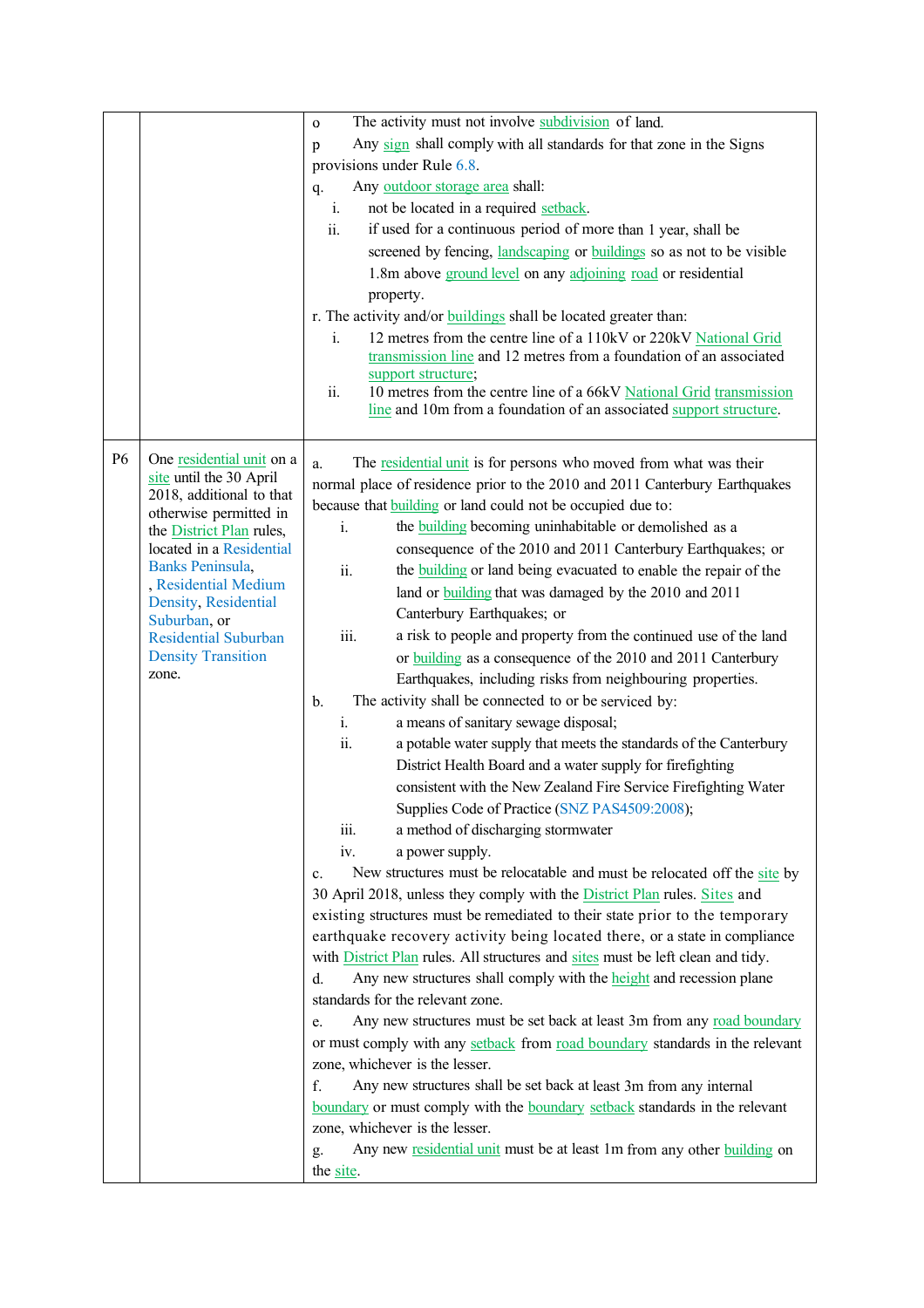| | | |
|---|---|---|
| | | o The activity must not involve subdivision of land.<br>p Any sign shall comply with all standards for that zone in the Signs provisions under Rule 6.8.<br>q. Any outdoor storage area shall:<br>i. not be located in a required setback.<br>ii. if used for a continuous period of more than 1 year, shall be screened by fencing, landscaping or buildings so as not to be visible 1.8m above ground level on any adjoining road or residential property.<br>r. The activity and/or buildings shall be located greater than:<br>i. 12 metres from the centre line of a 110kV or 220kV National Grid transmission line and 12 metres from a foundation of an associated support structure;<br>ii. 10 metres from the centre line of a 66kV National Grid transmission line and 10m from a foundation of an associated support structure. |
| P6 | One residential unit on a site until the 30 April 2018, additional to that otherwise permitted in the District Plan rules, located in a Residential Banks Peninsula, , Residential Medium Density, Residential Suburban, or Residential Suburban Density Transition zone. | a. The residential unit is for persons who moved from what was their normal place of residence prior to the 2010 and 2011 Canterbury Earthquakes because that building or land could not be occupied due to:<br>i. the building becoming uninhabitable or demolished as a consequence of the 2010 and 2011 Canterbury Earthquakes; or<br>ii. the building or land being evacuated to enable the repair of the land or building that was damaged by the 2010 and 2011 Canterbury Earthquakes; or<br>iii. a risk to people and property from the continued use of the land or building as a consequence of the 2010 and 2011 Canterbury Earthquakes, including risks from neighbouring properties.<br>b. The activity shall be connected to or be serviced by:<br>i. a means of sanitary sewage disposal;<br>ii. a potable water supply that meets the standards of the Canterbury District Health Board and a water supply for firefighting consistent with the New Zealand Fire Service Firefighting Water Supplies Code of Practice (SNZ PAS4509:2008);<br>iii. a method of discharging stormwater<br>iv. a power supply.<br>c. New structures must be relocatable and must be relocated off the site by 30 April 2018, unless they comply with the District Plan rules. Sites and existing structures must be remediated to their state prior to the temporary earthquake recovery activity being located there, or a state in compliance with District Plan rules. All structures and sites must be left clean and tidy.<br>d. Any new structures shall comply with the height and recession plane standards for the relevant zone.<br>e. Any new structures must be set back at least 3m from any road boundary or must comply with any setback from road boundary standards in the relevant zone, whichever is the lesser.<br>f. Any new structures shall be set back at least 3m from any internal boundary or must comply with the boundary setback standards in the relevant zone, whichever is the lesser.<br>g. Any new residential unit must be at least 1m from any other building on the site. |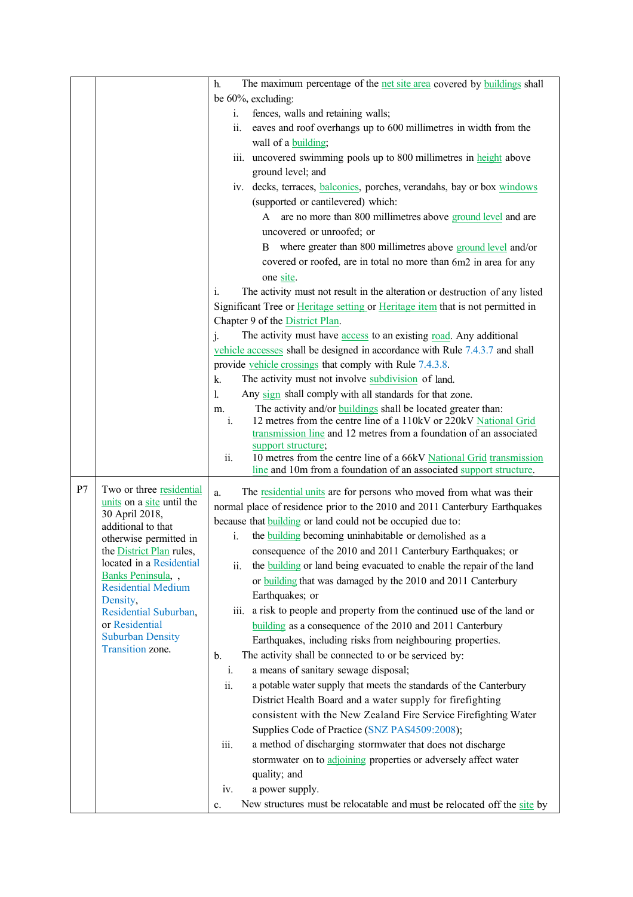| | | |
|---|---|---|
| | | h. The maximum percentage of the net site area covered by buildings shall be 60%, excluding:<br>i. fences, walls and retaining walls;<br>ii. eaves and roof overhangs up to 600 millimetres in width from the wall of a building;<br>iii. uncovered swimming pools up to 800 millimetres in height above ground level; and<br>iv. decks, terraces, balconies, porches, verandahs, bay or box windows (supported or cantilevered) which:<br>A are no more than 800 millimetres above ground level and are uncovered or unroofed; or<br>B where greater than 800 millimetres above ground level and/or covered or roofed, are in total no more than 6m2 in area for any one site.<br>i. The activity must not result in the alteration or destruction of any listed Significant Tree or Heritage setting or Heritage item that is not permitted in Chapter 9 of the District Plan.<br>j. The activity must have access to an existing road. Any additional vehicle accesses shall be designed in accordance with Rule 7.4.3.7 and shall provide vehicle crossings that comply with Rule 7.4.3.8.<br>k. The activity must not involve subdivision of land.<br>l. Any sign shall comply with all standards for that zone.<br>m. The activity and/or buildings shall be located greater than:<br>i. 12 metres from the centre line of a 110kV or 220kV National Grid transmission line and 12 metres from a foundation of an associated support structure;<br>ii. 10 metres from the centre line of a 66kV National Grid transmission line and 10m from a foundation of an associated support structure. |
| P7 | Two or three residential units on a site until the 30 April 2018, additional to that otherwise permitted in the District Plan rules, located in a Residential Banks Peninsula, , Residential Medium Density, Residential Suburban, or Residential Suburban Density Transition zone. | a. The residential units are for persons who moved from what was their normal place of residence prior to the 2010 and 2011 Canterbury Earthquakes because that building or land could not be occupied due to:<br>i. the building becoming uninhabitable or demolished as a consequence of the 2010 and 2011 Canterbury Earthquakes; or<br>ii. the building or land being evacuated to enable the repair of the land or building that was damaged by the 2010 and 2011 Canterbury Earthquakes; or<br>iii. a risk to people and property from the continued use of the land or building as a consequence of the 2010 and 2011 Canterbury Earthquakes, including risks from neighbouring properties.<br>b. The activity shall be connected to or be serviced by:<br>i. a means of sanitary sewage disposal;<br>ii. a potable water supply that meets the standards of the Canterbury District Health Board and a water supply for firefighting consistent with the New Zealand Fire Service Firefighting Water Supplies Code of Practice (SNZ PAS4509:2008);<br>iii. a method of discharging stormwater that does not discharge stormwater on to adjoining properties or adversely affect water quality; and<br>iv. a power supply.<br>c. New structures must be relocatable and must be relocated off the site by |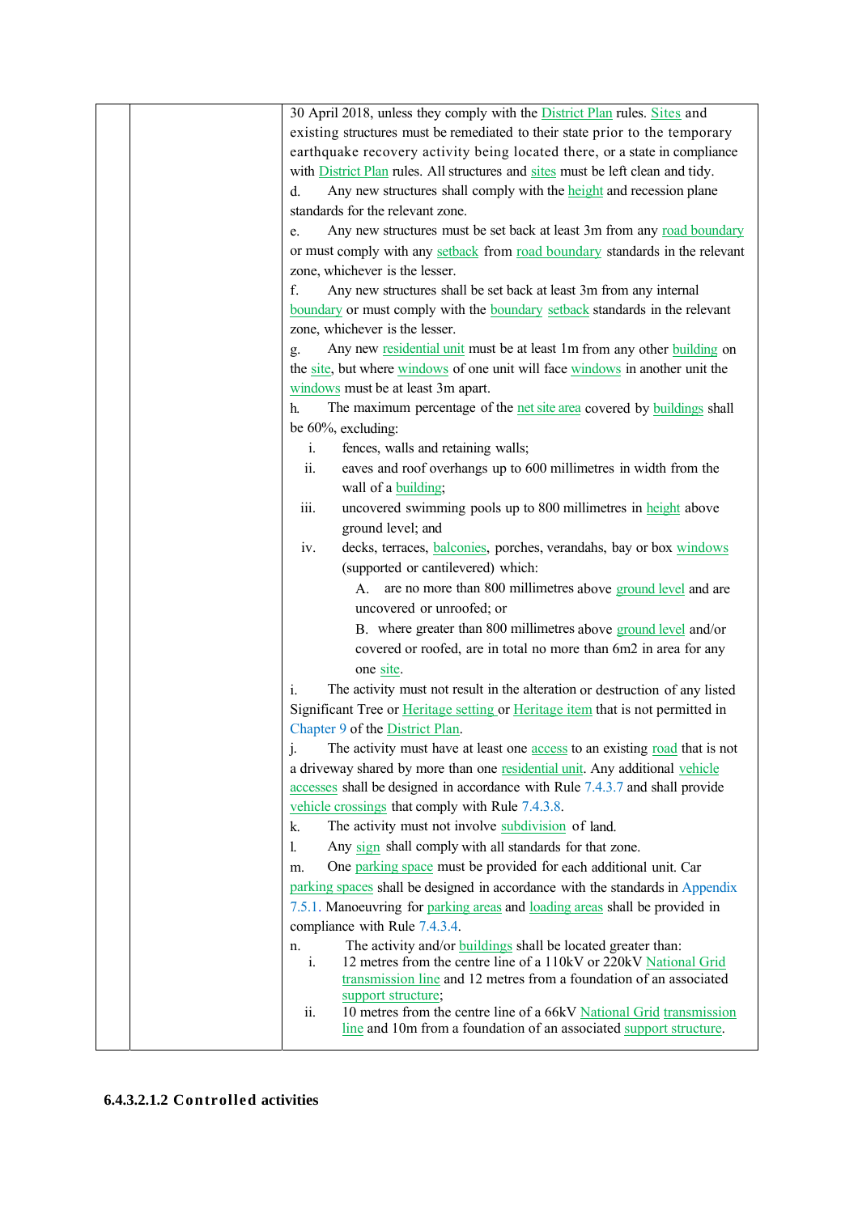| | | 30 April 2018, unless they comply with the District Plan rules. Sites and existing structures must be remediated to their state prior to the temporary earthquake recovery activity being located there, or a state in compliance with District Plan rules. All structures and sites must be left clean and tidy.<br>d. Any new structures shall comply with the height and recession plane standards for the relevant zone.<br>e. Any new structures must be set back at least 3m from any road boundary or must comply with any setback from road boundary standards in the relevant zone, whichever is the lesser.<br>f. Any new structures shall be set back at least 3m from any internal boundary or must comply with the boundary setback standards in the relevant zone, whichever is the lesser.<br>g. Any new residential unit must be at least 1m from any other building on the site, but where windows of one unit will face windows in another unit the windows must be at least 3m apart.<br>h. The maximum percentage of the net site area covered by buildings shall be 60%, excluding:<br>i. fences, walls and retaining walls;<br>ii. eaves and roof overhangs up to 600 millimetres in width from the wall of a building;<br>iii. uncovered swimming pools up to 800 millimetres in height above ground level; and<br>iv. decks, terraces, balconies, porches, verandahs, bay or box windows (supported or cantilevered) which:<br>A. are no more than 800 millimetres above ground level and are uncovered or unroofed; or<br>B. where greater than 800 millimetres above ground level and/or covered or roofed, are in total no more than 6m2 in area for any one site.<br>i. The activity must not result in the alteration or destruction of any listed Significant Tree or Heritage setting or Heritage item that is not permitted in Chapter 9 of the District Plan.<br>j. The activity must have at least one access to an existing road that is not a driveway shared by more than one residential unit. Any additional vehicle accesses shall be designed in accordance with Rule 7.4.3.7 and shall provide vehicle crossings that comply with Rule 7.4.3.8.<br>k. The activity must not involve subdivision of land.<br>l. Any sign shall comply with all standards for that zone.<br>m. One parking space must be provided for each additional unit. Car parking spaces shall be designed in accordance with the standards in Appendix 7.5.1. Manoeuvring for parking areas and loading areas shall be provided in compliance with Rule 7.4.3.4.<br>n. The activity and/or buildings shall be located greater than:<br>i. 12 metres from the centre line of a 110kV or 220kV National Grid transmission line and 12 metres from a foundation of an associated support structure;<br>ii. 10 metres from the centre line of a 66kV National Grid transmission line and 10m from a foundation of an associated support structure. |

#### 6.4.3.2.1.2 Controlled activities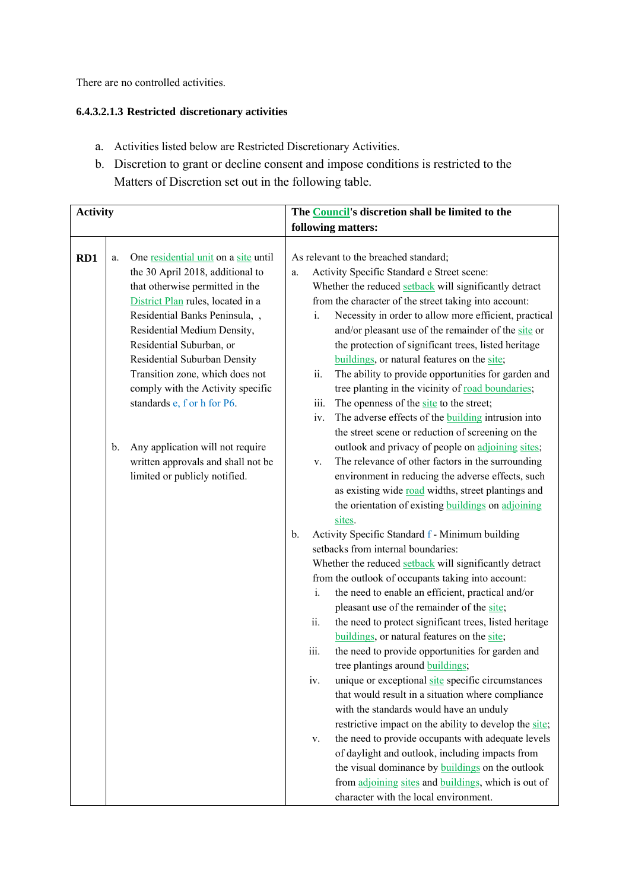There are no controlled activities.

#### 6.4.3.2.1.3 Restricted discretionary activities

a. Activities listed below are Restricted Discretionary Activities.
b. Discretion to grant or decline consent and impose conditions is restricted to the Matters of Discretion set out in the following table.

| Activity | | The Council's discretion shall be limited to the following matters: |
|---|---|---|
| **RD1** | a. One residential unit on a site until the 30 April 2018, additional to that otherwise permitted in the District Plan rules, located in a Residential Banks Peninsula, , Residential Medium Density, Residential Suburban, or Residential Suburban Density Transition zone, which does not comply with the Activity specific standards e, f or h for P6.<br><br>b. Any application will not require written approvals and shall not be limited or publicly notified. | As relevant to the breached standard;<br>a. Activity Specific Standard e Street scene: Whether the reduced setback will significantly detract from the character of the street taking into account:<br>i. Necessity in order to allow more efficient, practical and/or pleasant use of the remainder of the site or the protection of significant trees, listed heritage buildings, or natural features on the site;<br>ii. The ability to provide opportunities for garden and tree planting in the vicinity of road boundaries;<br>iii. The openness of the site to the street;<br>iv. The adverse effects of the building intrusion into the street scene or reduction of screening on the outlook and privacy of people on adjoining sites;<br>v. The relevance of other factors in the surrounding environment in reducing the adverse effects, such as existing wide road widths, street plantings and the orientation of existing buildings on adjoining sites.<br>b. Activity Specific Standard f - Minimum building setbacks from internal boundaries: Whether the reduced setback will significantly detract from the outlook of occupants taking into account:<br>i. the need to enable an efficient, practical and/or pleasant use of the remainder of the site;<br>ii. the need to protect significant trees, listed heritage buildings, or natural features on the site;<br>iii. the need to provide opportunities for garden and tree plantings around buildings;<br>iv. unique or exceptional site specific circumstances that would result in a situation where compliance with the standards would have an unduly restrictive impact on the ability to develop the site;<br>v. the need to provide occupants with adequate levels of daylight and outlook, including impacts from the visual dominance by buildings on the outlook from adjoining sites and buildings, which is out of character with the local environment. |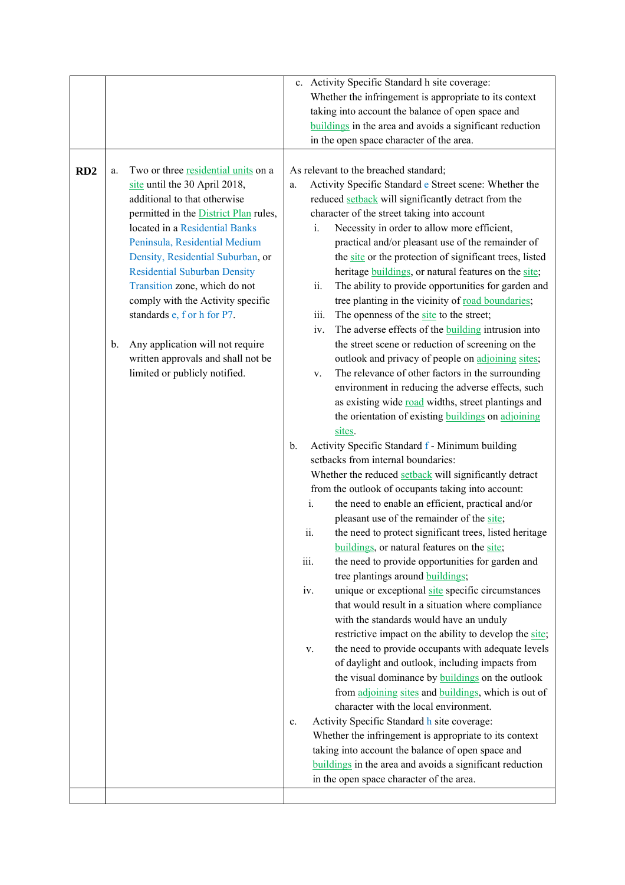| | | |
|---|---|---|
| | | c. Activity Specific Standard h site coverage:<br>Whether the infringement is appropriate to its context taking into account the balance of open space and buildings in the area and avoids a significant reduction in the open space character of the area. |
| **RD2** | a. Two or three residential units on a site until the 30 April 2018, additional to that otherwise permitted in the District Plan rules, located in a Residential Banks Peninsula, Residential Medium Density, Residential Suburban, or Residential Suburban Density Transition zone, which do not comply with the Activity specific standards e, f or h for P7.<br><br>b. Any application will not require written approvals and shall not be limited or publicly notified. | As relevant to the breached standard;<br>a. Activity Specific Standard e Street scene: Whether the reduced setback will significantly detract from the character of the street taking into account<br>i. Necessity in order to allow more efficient, practical and/or pleasant use of the remainder of the site or the protection of significant trees, listed heritage buildings, or natural features on the site;<br>ii. The ability to provide opportunities for garden and tree planting in the vicinity of road boundaries;<br>iii. The openness of the site to the street;<br>iv. The adverse effects of the building intrusion into the street scene or reduction of screening on the outlook and privacy of people on adjoining sites;<br>v. The relevance of other factors in the surrounding environment in reducing the adverse effects, such as existing wide road widths, street plantings and the orientation of existing buildings on adjoining sites.<br>b. Activity Specific Standard f - Minimum building setbacks from internal boundaries:<br>Whether the reduced setback will significantly detract from the outlook of occupants taking into account:<br>i. the need to enable an efficient, practical and/or pleasant use of the remainder of the site;<br>ii. the need to protect significant trees, listed heritage buildings, or natural features on the site;<br>iii. the need to provide opportunities for garden and tree plantings around buildings;<br>iv. unique or exceptional site specific circumstances that would result in a situation where compliance with the standards would have an unduly restrictive impact on the ability to develop the site;<br>v. the need to provide occupants with adequate levels of daylight and outlook, including impacts from the visual dominance by buildings on the outlook from adjoining sites and buildings, which is out of character with the local environment.<br>c. Activity Specific Standard h site coverage:<br>Whether the infringement is appropriate to its context taking into account the balance of open space and buildings in the area and avoids a significant reduction in the open space character of the area. |
| | | |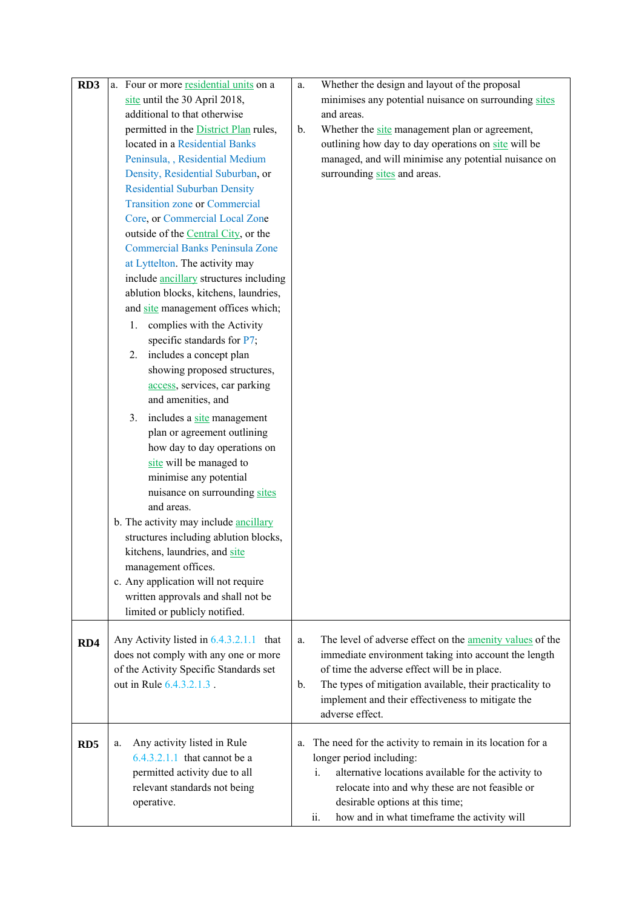| | | |
|---|---|---|
| **RD3** | a. Four or more residential units on a site until the 30 April 2018, additional to that otherwise permitted in the District Plan rules, located in a Residential Banks Peninsula, , Residential Medium Density, Residential Suburban, or Residential Suburban Density Transition zone or Commercial Core, or Commercial Local Zone outside of the Central City, or the Commercial Banks Peninsula Zone at Lyttelton. The activity may include ancillary structures including ablution blocks, kitchens, laundries, and site management offices which;<br>1. complies with the Activity specific standards for P7;<br>2. includes a concept plan showing proposed structures, access, services, car parking and amenities, and<br>3. includes a site management plan or agreement outlining how day to day operations on site will be managed to minimise any potential nuisance on surrounding sites and areas.<br>b. The activity may include ancillary structures including ablution blocks, kitchens, laundries, and site management offices.<br>c. Any application will not require written approvals and shall not be limited or publicly notified. | a. Whether the design and layout of the proposal minimises any potential nuisance on surrounding sites and areas.<br>b. Whether the site management plan or agreement, outlining how day to day operations on site will be managed, and will minimise any potential nuisance on surrounding sites and areas. |
| **RD4** | Any Activity listed in 6.4.3.2.1.1 that does not comply with any one or more of the Activity Specific Standards set out in Rule 6.4.3.2.1.3 . | a. The level of adverse effect on the amenity values of the immediate environment taking into account the length of time the adverse effect will be in place.<br>b. The types of mitigation available, their practicality to implement and their effectiveness to mitigate the adverse effect. |
| **RD5** | a. Any activity listed in Rule 6.4.3.2.1.1 that cannot be a permitted activity due to all relevant standards not being operative. | a. The need for the activity to remain in its location for a longer period including:<br>i. alternative locations available for the activity to relocate into and why these are not feasible or desirable options at this time;<br>ii. how and in what timeframe the activity will |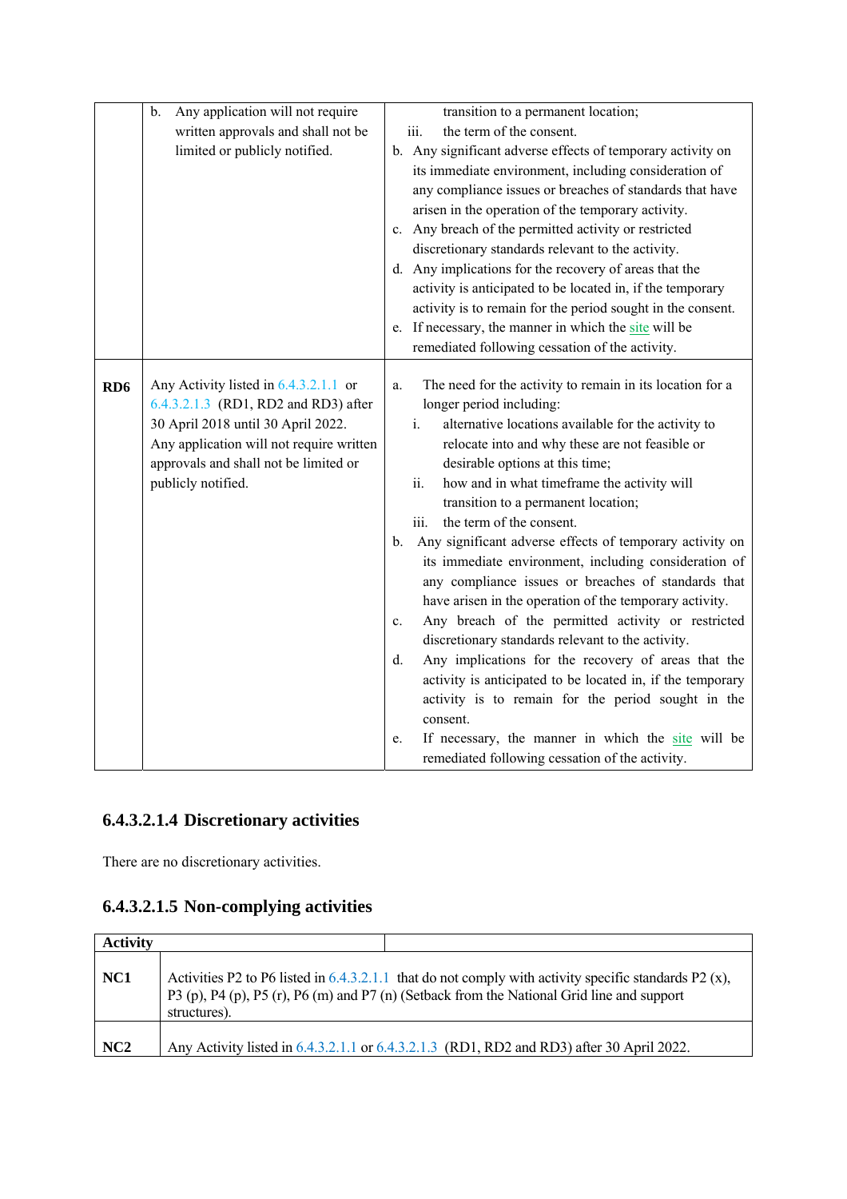| | | |
|---|---|---|
| | b. Any application will not require written approvals and shall not be limited or publicly notified. | transition to a permanent location;<br>iii. the term of the consent.<br>b. Any significant adverse effects of temporary activity on its immediate environment, including consideration of any compliance issues or breaches of standards that have arisen in the operation of the temporary activity.<br>c. Any breach of the permitted activity or restricted discretionary standards relevant to the activity.<br>d. Any implications for the recovery of areas that the activity is anticipated to be located in, if the temporary activity is to remain for the period sought in the consent.<br>e. If necessary, the manner in which the site will be remediated following cessation of the activity. |
| **RD6** | Any Activity listed in 6.4.3.2.1.1 or 6.4.3.2.1.3 (RD1, RD2 and RD3) after 30 April 2018 until 30 April 2022. Any application will not require written approvals and shall not be limited or publicly notified. | a. The need for the activity to remain in its location for a longer period including:<br>i. alternative locations available for the activity to relocate into and why these are not feasible or desirable options at this time;<br>ii. how and in what timeframe the activity will transition to a permanent location;<br>iii. the term of the consent.<br>b. Any significant adverse effects of temporary activity on its immediate environment, including consideration of any compliance issues or breaches of standards that have arisen in the operation of the temporary activity.<br>c. Any breach of the permitted activity or restricted discretionary standards relevant to the activity.<br>d. Any implications for the recovery of areas that the activity is anticipated to be located in, if the temporary activity is to remain for the period sought in the consent.<br>e. If necessary, the manner in which the site will be remediated following cessation of the activity. |

### 6.4.3.2.1.4 Discretionary activities

There are no discretionary activities.

### 6.4.3.2.1.5 Non-complying activities

| Activity | |
|---|---|
| **NC1** | Activities P2 to P6 listed in 6.4.3.2.1.1 that do not comply with activity specific standards P2 (x), P3 (p), P4 (p), P5 (r), P6 (m) and P7 (n) (Setback from the National Grid line and support structures). |
| **NC2** | Any Activity listed in 6.4.3.2.1.1 or 6.4.3.2.1.3 (RD1, RD2 and RD3) after 30 April 2022. |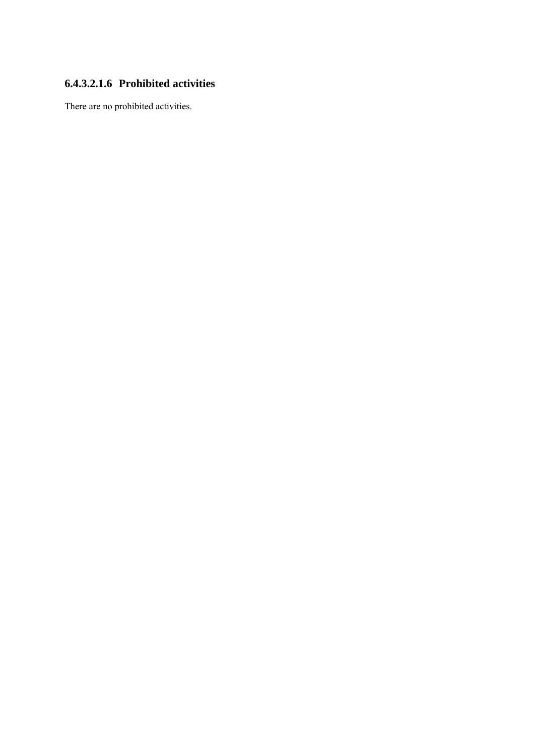#### 6.4.3.2.1.6 Prohibited activities

There are no prohibited activities.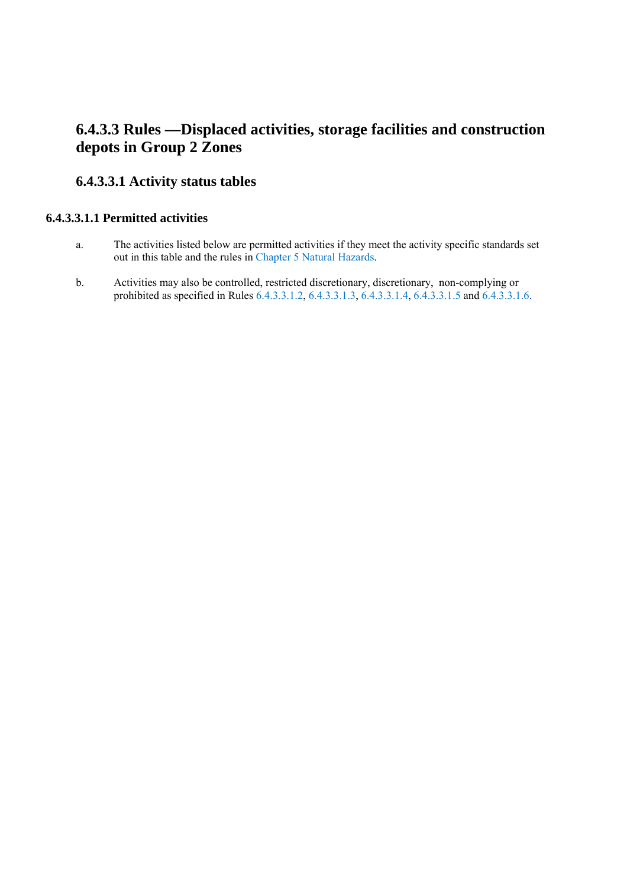## 6.4.3.3 Rules —Displaced activities, storage facilities and construction depots in Group 2 Zones

### 6.4.3.3.1 Activity status tables

#### 6.4.3.3.1.1 Permitted activities

a. The activities listed below are permitted activities if they meet the activity specific standards set out in this table and the rules in Chapter 5 Natural Hazards.

b. Activities may also be controlled, restricted discretionary, discretionary, non-complying or prohibited as specified in Rules 6.4.3.3.1.2, 6.4.3.3.1.3, 6.4.3.3.1.4, 6.4.3.3.1.5 and 6.4.3.3.1.6.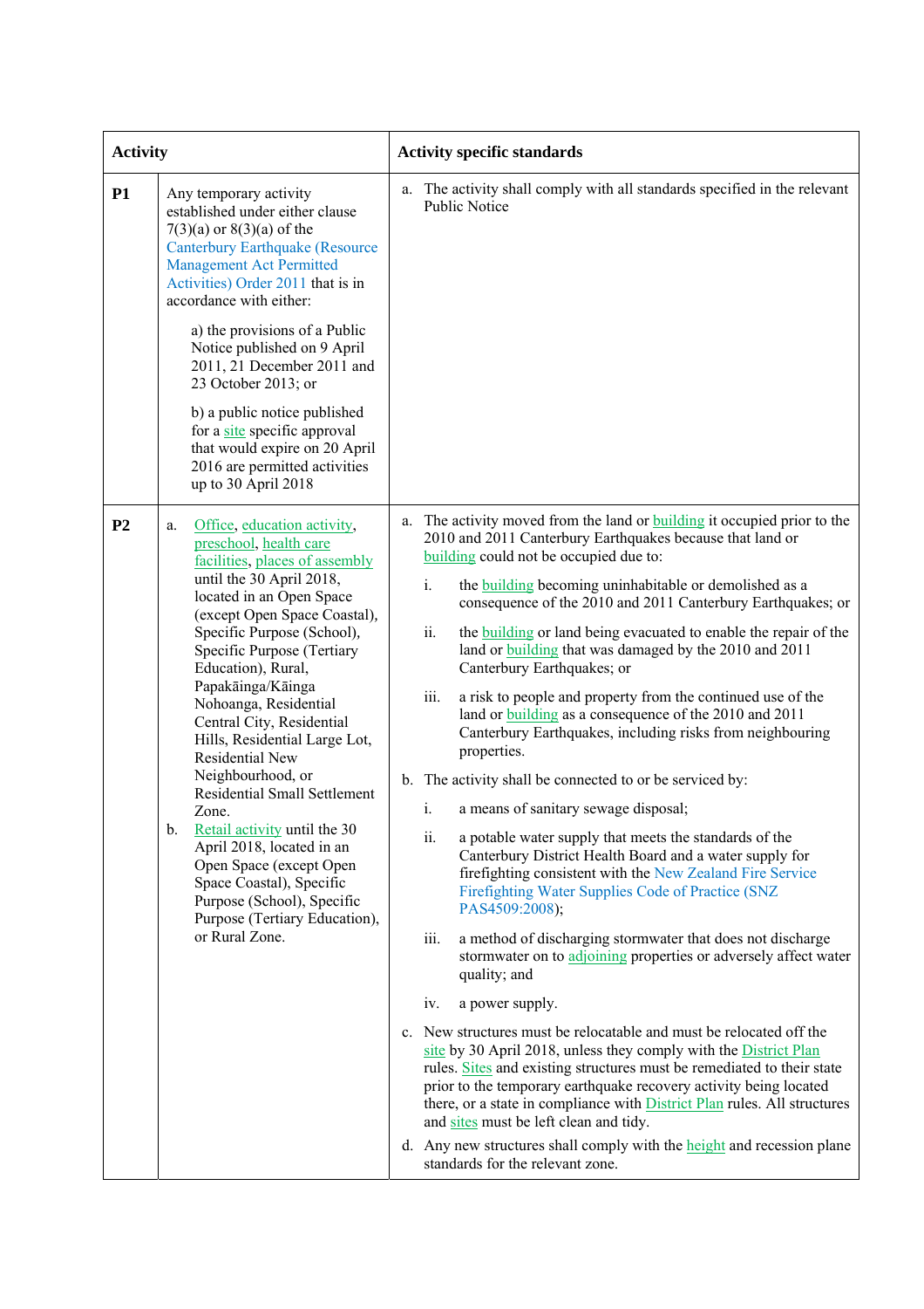| Activity | | Activity specific standards |
|---|---|---|
| **P1** | Any temporary activity established under either clause 7(3)(a) or 8(3)(a) of the Canterbury Earthquake (Resource Management Act Permitted Activities) Order 2011 that is in accordance with either:<br><br>a) the provisions of a Public Notice published on 9 April 2011, 21 December 2011 and 23 October 2013; or<br><br>b) a public notice published for a site specific approval that would expire on 20 April 2016 are permitted activities up to 30 April 2018 | a. The activity shall comply with all standards specified in the relevant Public Notice |
| **P2** | a. Office, education activity, preschool, health care facilities, places of assembly until the 30 April 2018, located in an Open Space (except Open Space Coastal), Specific Purpose (School), Specific Purpose (Tertiary Education), Rural, Papakāinga/Kāinga Nohoanga, Residential Central City, Residential Hills, Residential Large Lot, Residential New Neighbourhood, or Residential Small Settlement Zone.<br><br>b. Retail activity until the 30 April 2018, located in an Open Space (except Open Space Coastal), Specific Purpose (School), Specific Purpose (Tertiary Education), or Rural Zone. | a. The activity moved from the land or building it occupied prior to the 2010 and 2011 Canterbury Earthquakes because that land or building could not be occupied due to:<br><br>i. the building becoming uninhabitable or demolished as a consequence of the 2010 and 2011 Canterbury Earthquakes; or<br><br>ii. the building or land being evacuated to enable the repair of the land or building that was damaged by the 2010 and 2011 Canterbury Earthquakes; or<br><br>iii. a risk to people and property from the continued use of the land or building as a consequence of the 2010 and 2011 Canterbury Earthquakes, including risks from neighbouring properties.<br><br>b. The activity shall be connected to or be serviced by:<br><br>i. a means of sanitary sewage disposal;<br><br>ii. a potable water supply that meets the standards of the Canterbury District Health Board and a water supply for firefighting consistent with the New Zealand Fire Service Firefighting Water Supplies Code of Practice (SNZ PAS4509:2008);<br><br>iii. a method of discharging stormwater that does not discharge stormwater on to adjoining properties or adversely affect water quality; and<br><br>iv. a power supply.<br><br>c. New structures must be relocatable and must be relocated off the site by 30 April 2018, unless they comply with the District Plan rules. Sites and existing structures must be remediated to their state prior to the temporary earthquake recovery activity being located there, or a state in compliance with District Plan rules. All structures and sites must be left clean and tidy.<br><br>d. Any new structures shall comply with the height and recession plane standards for the relevant zone. |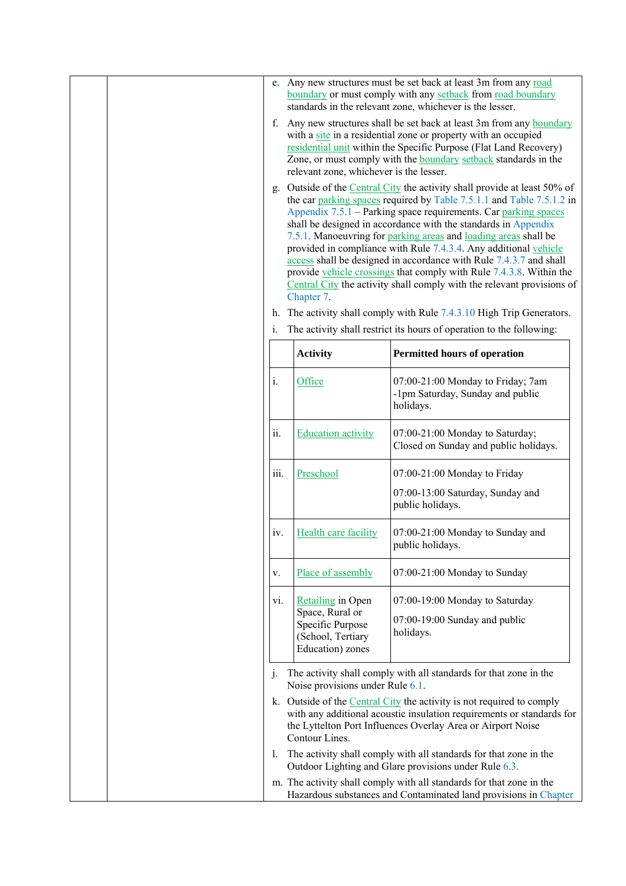e. Any new structures must be set back at least 3m from any road boundary or must comply with any setback from road boundary standards in the relevant zone, whichever is the lesser.

f. Any new structures shall be set back at least 3m from any boundary with a site in a residential zone or property with an occupied residential unit within the Specific Purpose (Flat Land Recovery) Zone, or must comply with the boundary setback standards in the relevant zone, whichever is the lesser.

g. Outside of the Central City the activity shall provide at least 50% of the car parking spaces required by Table 7.5.1.1 and Table 7.5.1.2 in Appendix 7.5.1 – Parking space requirements. Car parking spaces shall be designed in accordance with the standards in Appendix 7.5.1. Manoeuvring for parking areas and loading areas shall be provided in compliance with Rule 7.4.3.4. Any additional vehicle access shall be designed in accordance with Rule 7.4.3.7 and shall provide vehicle crossings that comply with Rule 7.4.3.8. Within the Central City the activity shall comply with the relevant provisions of Chapter 7.

h. The activity shall comply with Rule 7.4.3.10 High Trip Generators.

i. The activity shall restrict its hours of operation to the following:

| | Activity | Permitted hours of operation |
|---|---|---|
| i. | Office | 07:00-21:00 Monday to Friday; 7am -1pm Saturday, Sunday and public holidays. |
| ii. | Education activity | 07:00-21:00 Monday to Saturday; Closed on Sunday and public holidays. |
| iii. | Preschool | 07:00-21:00 Monday to Friday<br><br>07:00-13:00 Saturday, Sunday and public holidays. |
| iv. | Health care facility | 07:00-21:00 Monday to Sunday and public holidays. |
| v. | Place of assembly | 07:00-21:00 Monday to Sunday |
| vi. | Retailing in Open Space, Rural or Specific Purpose (School, Tertiary Education) zones | 07:00-19:00 Monday to Saturday<br><br>07:00-19:00 Sunday and public holidays. |

j. The activity shall comply with all standards for that zone in the Noise provisions under Rule 6.1.

k. Outside of the Central City the activity is not required to comply with any additional acoustic insulation requirements or standards for the Lyttelton Port Influences Overlay Area or Airport Noise Contour Lines.

l. The activity shall comply with all standards for that zone in the Outdoor Lighting and Glare provisions under Rule 6.3.

m. The activity shall comply with all standards for that zone in the Hazardous substances and Contaminated land provisions in Chapter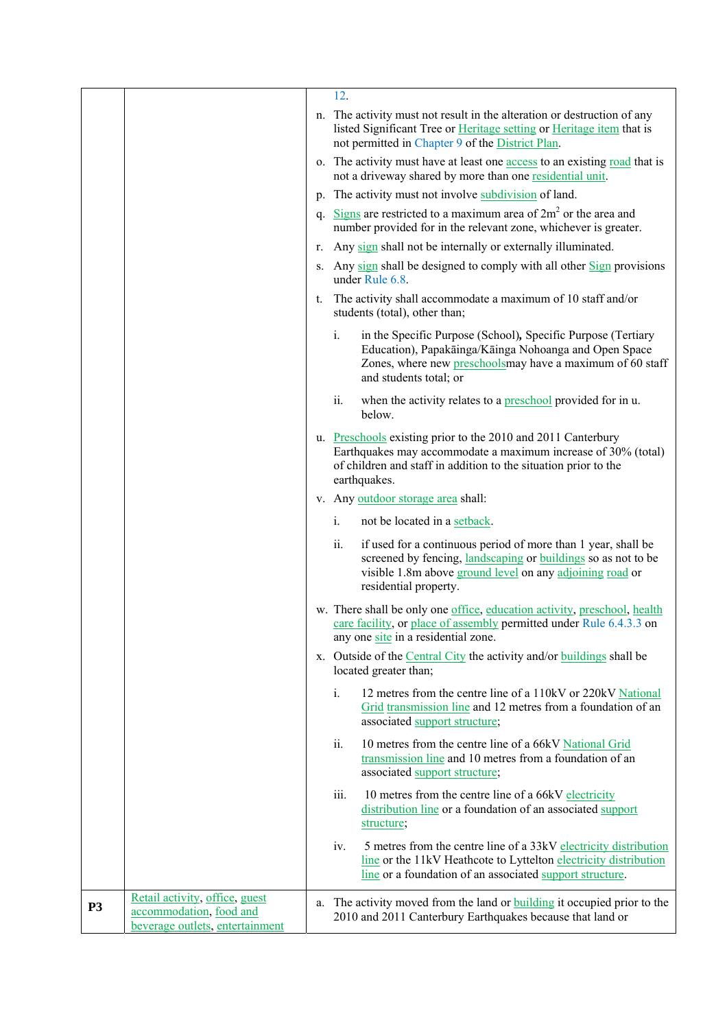| | | |
|---|---|---|
| | | 12.<br><br>n. The activity must not result in the alteration or destruction of any listed Significant Tree or Heritage setting or Heritage item that is not permitted in Chapter 9 of the District Plan.<br><br>o. The activity must have at least one access to an existing road that is not a driveway shared by more than one residential unit.<br><br>p. The activity must not involve subdivision of land.<br><br>q. Signs are restricted to a maximum area of $2m^2$ or the area and number provided for in the relevant zone, whichever is greater.<br><br>r. Any sign shall not be internally or externally illuminated.<br><br>s. Any sign shall be designed to comply with all other Sign provisions under Rule 6.8.<br><br>t. The activity shall accommodate a maximum of 10 staff and/or students (total), other than;<br><br>i. in the Specific Purpose (School), Specific Purpose (Tertiary Education), Papakāinga/Kāinga Nohoanga and Open Space Zones, where new preschoolsmay have a maximum of 60 staff and students total; or<br><br>ii. when the activity relates to a preschool provided for in u. below.<br><br>u. Preschools existing prior to the 2010 and 2011 Canterbury Earthquakes may accommodate a maximum increase of 30% (total) of children and staff in addition to the situation prior to the earthquakes.<br><br>v. Any outdoor storage area shall:<br><br>i. not be located in a setback.<br><br>ii. if used for a continuous period of more than 1 year, shall be screened by fencing, landscaping or buildings so as not to be visible 1.8m above ground level on any adjoining road or residential property.<br><br>w. There shall be only one office, education activity, preschool, health care facility, or place of assembly permitted under Rule 6.4.3.3 on any one site in a residential zone.<br><br>x. Outside of the Central City the activity and/or buildings shall be located greater than;<br><br>i. 12 metres from the centre line of a 110kV or 220kV National Grid transmission line and 12 metres from a foundation of an associated support structure;<br><br>ii. 10 metres from the centre line of a 66kV National Grid transmission line and 10 metres from a foundation of an associated support structure;<br><br>iii. 10 metres from the centre line of a 66kV electricity distribution line or a foundation of an associated support structure;<br><br>iv. 5 metres from the centre line of a 33kV electricity distribution line or the 11kV Heathcote to Lyttelton electricity distribution line or a foundation of an associated support structure. |
| **P3** | Retail activity, office, guest accommodation, food and beverage outlets, entertainment | a. The activity moved from the land or building it occupied prior to the 2010 and 2011 Canterbury Earthquakes because that land or |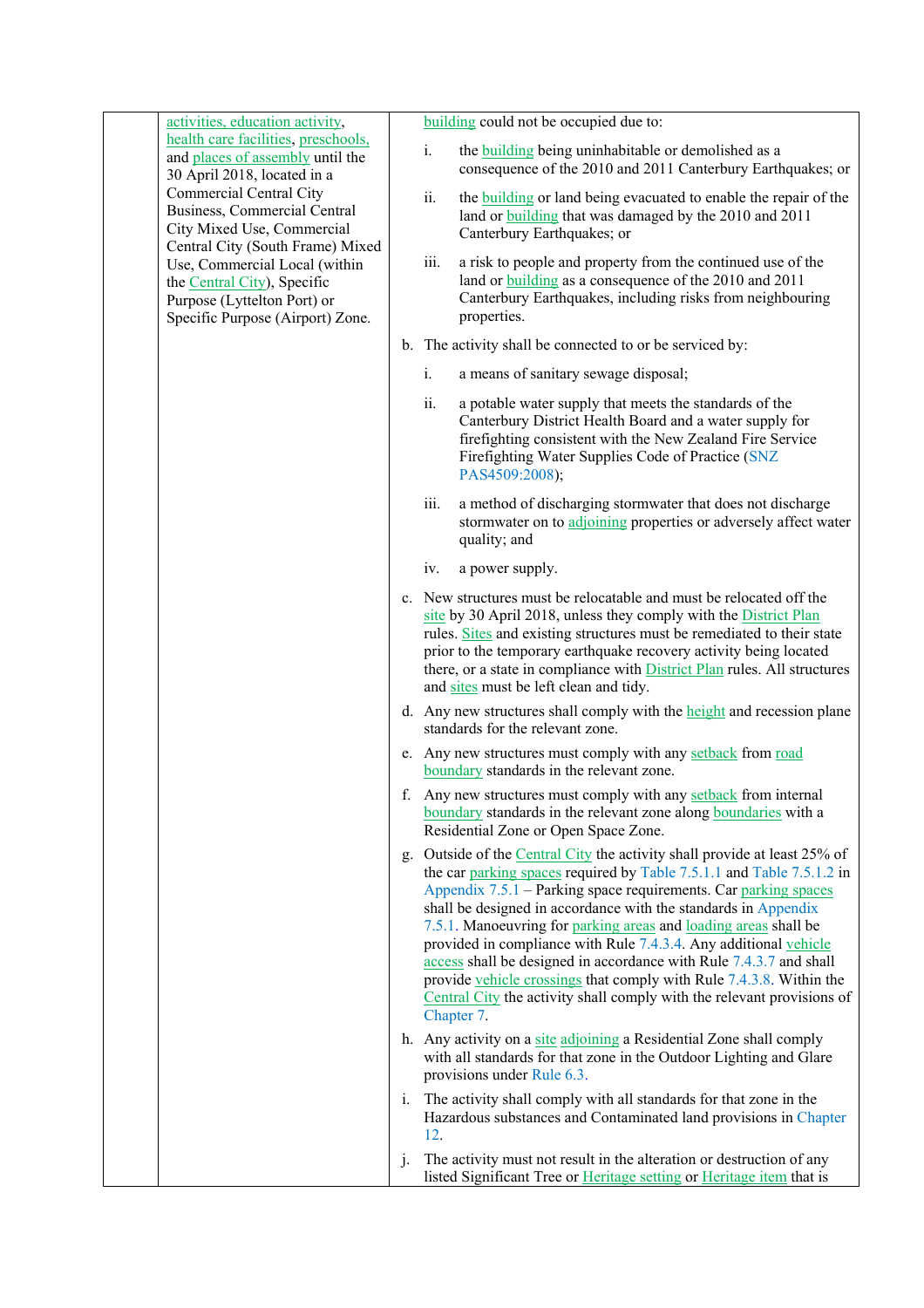| | | |
|---|---|---|
| | activities, education activity, health care facilities, preschools, and places of assembly until the 30 April 2018, located in a Commercial Central City Business, Commercial Central City Mixed Use, Commercial Central City (South Frame) Mixed Use, Commercial Local (within the Central City), Specific Purpose (Lyttelton Port) or Specific Purpose (Airport) Zone. | building could not be occupied due to:<br><br>i. the building being uninhabitable or demolished as a consequence of the 2010 and 2011 Canterbury Earthquakes; or<br><br>ii. the building or land being evacuated to enable the repair of the land or building that was damaged by the 2010 and 2011 Canterbury Earthquakes; or<br><br>iii. a risk to people and property from the continued use of the land or building as a consequence of the 2010 and 2011 Canterbury Earthquakes, including risks from neighbouring properties.<br><br>b. The activity shall be connected to or be serviced by:<br><br>i. a means of sanitary sewage disposal;<br><br>ii. a potable water supply that meets the standards of the Canterbury District Health Board and a water supply for firefighting consistent with the New Zealand Fire Service Firefighting Water Supplies Code of Practice (SNZ PAS4509:2008);<br><br>iii. a method of discharging stormwater that does not discharge stormwater on to adjoining properties or adversely affect water quality; and<br><br>iv. a power supply.<br><br>c. New structures must be relocatable and must be relocated off the site by 30 April 2018, unless they comply with the District Plan rules. Sites and existing structures must be remediated to their state prior to the temporary earthquake recovery activity being located there, or a state in compliance with District Plan rules. All structures and sites must be left clean and tidy.<br><br>d. Any new structures shall comply with the height and recession plane standards for the relevant zone.<br><br>e. Any new structures must comply with any setback from road boundary standards in the relevant zone.<br><br>f. Any new structures must comply with any setback from internal boundary standards in the relevant zone along boundaries with a Residential Zone or Open Space Zone.<br><br>g. Outside of the Central City the activity shall provide at least 25% of the car parking spaces required by Table 7.5.1.1 and Table 7.5.1.2 in Appendix 7.5.1 – Parking space requirements. Car parking spaces shall be designed in accordance with the standards in Appendix 7.5.1. Manoeuvring for parking areas and loading areas shall be provided in compliance with Rule 7.4.3.4. Any additional vehicle access shall be designed in accordance with Rule 7.4.3.7 and shall provide vehicle crossings that comply with Rule 7.4.3.8. Within the Central City the activity shall comply with the relevant provisions of Chapter 7.<br><br>h. Any activity on a site adjoining a Residential Zone shall comply with all standards for that zone in the Outdoor Lighting and Glare provisions under Rule 6.3.<br><br>i. The activity shall comply with all standards for that zone in the Hazardous substances and Contaminated land provisions in Chapter 12.<br><br>j. The activity must not result in the alteration or destruction of any listed Significant Tree or Heritage setting or Heritage item that is |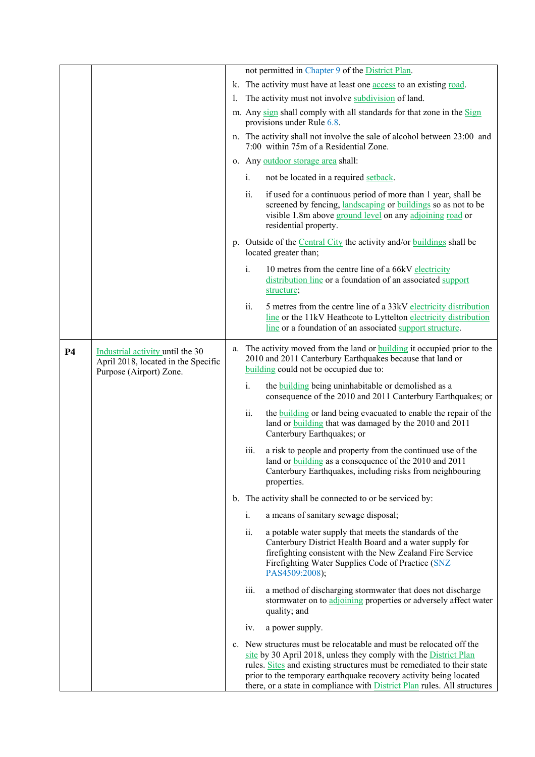| | | |
|---|---|---|
| | | not permitted in Chapter 9 of the District Plan.<br>k. The activity must have at least one access to an existing road.<br>l. The activity must not involve subdivision of land.<br>m. Any sign shall comply with all standards for that zone in the Sign provisions under Rule 6.8.<br>n. The activity shall not involve the sale of alcohol between 23:00 and 7:00 within 75m of a Residential Zone.<br>o. Any outdoor storage area shall:<br>i. not be located in a required setback.<br>ii. if used for a continuous period of more than 1 year, shall be screened by fencing, landscaping or buildings so as not to be visible 1.8m above ground level on any adjoining road or residential property.<br>p. Outside of the Central City the activity and/or buildings shall be located greater than;<br>i. 10 metres from the centre line of a 66kV electricity distribution line or a foundation of an associated support structure;<br>ii. 5 metres from the centre line of a 33kV electricity distribution line or the 11kV Heathcote to Lyttelton electricity distribution line or a foundation of an associated support structure. |
| **P4** | Industrial activity until the 30 April 2018, located in the Specific Purpose (Airport) Zone. | a. The activity moved from the land or building it occupied prior to the 2010 and 2011 Canterbury Earthquakes because that land or building could not be occupied due to:<br>i. the building being uninhabitable or demolished as a consequence of the 2010 and 2011 Canterbury Earthquakes; or<br>ii. the building or land being evacuated to enable the repair of the land or building that was damaged by the 2010 and 2011 Canterbury Earthquakes; or<br>iii. a risk to people and property from the continued use of the land or building as a consequence of the 2010 and 2011 Canterbury Earthquakes, including risks from neighbouring properties.<br>b. The activity shall be connected to or be serviced by:<br>i. a means of sanitary sewage disposal;<br>ii. a potable water supply that meets the standards of the Canterbury District Health Board and a water supply for firefighting consistent with the New Zealand Fire Service Firefighting Water Supplies Code of Practice (SNZ PAS4509:2008);<br>iii. a method of discharging stormwater that does not discharge stormwater on to adjoining properties or adversely affect water quality; and<br>iv. a power supply.<br>c. New structures must be relocatable and must be relocated off the site by 30 April 2018, unless they comply with the District Plan rules. Sites and existing structures must be remediated to their state prior to the temporary earthquake recovery activity being located there, or a state in compliance with District Plan rules. All structures |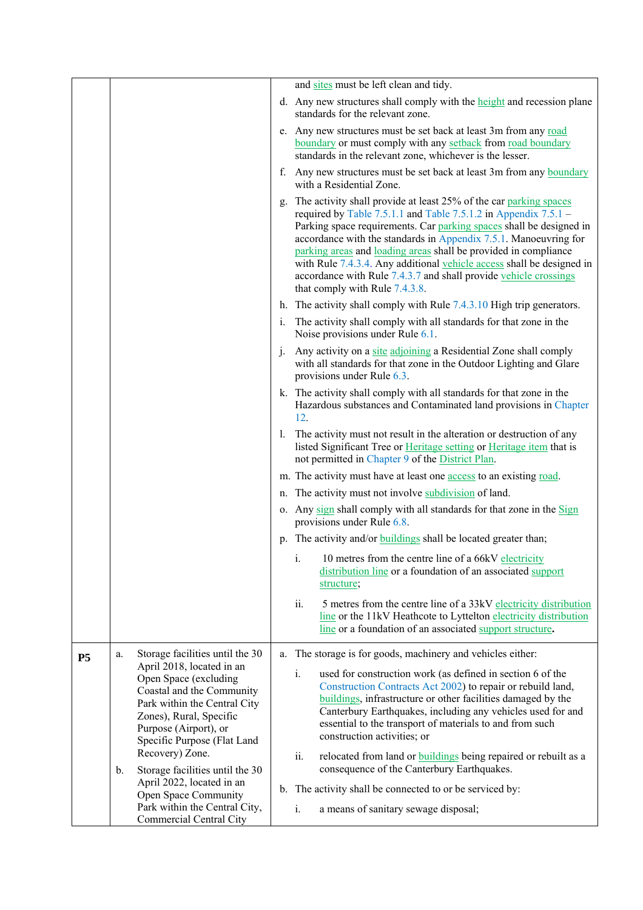| | | |
|---|---|---|
| | | and sites must be left clean and tidy.<br>d. Any new structures shall comply with the height and recession plane standards for the relevant zone.<br>e. Any new structures must be set back at least 3m from any road boundary or must comply with any setback from road boundary standards in the relevant zone, whichever is the lesser.<br>f. Any new structures must be set back at least 3m from any boundary with a Residential Zone.<br>g. The activity shall provide at least 25% of the car parking spaces required by Table 7.5.1.1 and Table 7.5.1.2 in Appendix 7.5.1 – Parking space requirements. Car parking spaces shall be designed in accordance with the standards in Appendix 7.5.1. Manoeuvring for parking areas and loading areas shall be provided in compliance with Rule 7.4.3.4. Any additional vehicle access shall be designed in accordance with Rule 7.4.3.7 and shall provide vehicle crossings that comply with Rule 7.4.3.8.<br>h. The activity shall comply with Rule 7.4.3.10 High trip generators.<br>i. The activity shall comply with all standards for that zone in the Noise provisions under Rule 6.1.<br>j. Any activity on a site adjoining a Residential Zone shall comply with all standards for that zone in the Outdoor Lighting and Glare provisions under Rule 6.3.<br>k. The activity shall comply with all standards for that zone in the Hazardous substances and Contaminated land provisions in Chapter 12.<br>l. The activity must not result in the alteration or destruction of any listed Significant Tree or Heritage setting or Heritage item that is not permitted in Chapter 9 of the District Plan.<br>m. The activity must have at least one access to an existing road.<br>n. The activity must not involve subdivision of land.<br>o. Any sign shall comply with all standards for that zone in the Sign provisions under Rule 6.8.<br>p. The activity and/or buildings shall be located greater than;<br>i. 10 metres from the centre line of a 66kV electricity distribution line or a foundation of an associated support structure;<br>ii. 5 metres from the centre line of a 33kV electricity distribution line or the 11kV Heathcote to Lyttelton electricity distribution line or a foundation of an associated support structure**.** |
| **P5** | a. Storage facilities until the 30 April 2018, located in an Open Space (excluding Coastal and the Community Park within the Central City Zones), Rural, Specific Purpose (Airport), or Specific Purpose (Flat Land Recovery) Zone.<br>b. Storage facilities until the 30 April 2022, located in an Open Space Community Park within the Central City, Commercial Central City | a. The storage is for goods, machinery and vehicles either:<br>i. used for construction work (as defined in section 6 of the Construction Contracts Act 2002) to repair or rebuild land, buildings, infrastructure or other facilities damaged by the Canterbury Earthquakes, including any vehicles used for and essential to the transport of materials to and from such construction activities; or<br>ii. relocated from land or buildings being repaired or rebuilt as a consequence of the Canterbury Earthquakes.<br>b. The activity shall be connected to or be serviced by:<br>i. a means of sanitary sewage disposal; |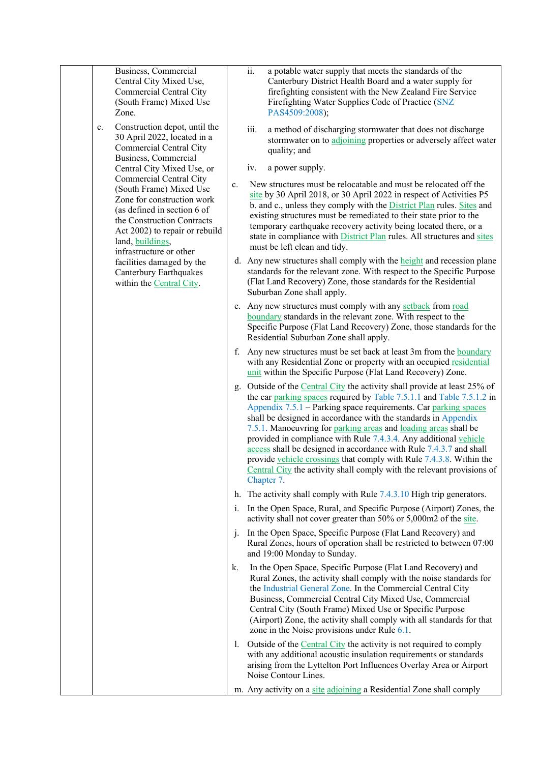| | | | |
|---|---|---|---|
| | | Business, Commercial Central City Mixed Use, Commercial Central City (South Frame) Mixed Use Zone. | ii. a potable water supply that meets the standards of the Canterbury District Health Board and a water supply for firefighting consistent with the New Zealand Fire Service Firefighting Water Supplies Code of Practice (SNZ PAS4509:2008);<br><br>iii. a method of discharging stormwater that does not discharge stormwater on to adjoining properties or adversely affect water quality; and<br><br>iv. a power supply. |
| | c. | Construction depot, until the 30 April 2022, located in a Commercial Central City Business, Commercial Central City Mixed Use, or Commercial Central City (South Frame) Mixed Use Zone for construction work (as defined in section 6 of the Construction Contracts Act 2002) to repair or rebuild land, buildings, infrastructure or other facilities damaged by the Canterbury Earthquakes within the Central City. | c. New structures must be relocatable and must be relocated off the site by 30 April 2018, or 30 April 2022 in respect of Activities P5 b. and c., unless they comply with the District Plan rules. Sites and existing structures must be remediated to their state prior to the temporary earthquake recovery activity being located there, or a state in compliance with District Plan rules. All structures and sites must be left clean and tidy.<br><br>d. Any new structures shall comply with the height and recession plane standards for the relevant zone. With respect to the Specific Purpose (Flat Land Recovery) Zone, those standards for the Residential Suburban Zone shall apply.<br><br>e. Any new structures must comply with any setback from road boundary standards in the relevant zone. With respect to the Specific Purpose (Flat Land Recovery) Zone, those standards for the Residential Suburban Zone shall apply.<br><br>f. Any new structures must be set back at least 3m from the boundary with any Residential Zone or property with an occupied residential unit within the Specific Purpose (Flat Land Recovery) Zone.<br><br>g. Outside of the Central City the activity shall provide at least 25% of the car parking spaces required by Table 7.5.1.1 and Table 7.5.1.2 in Appendix 7.5.1 – Parking space requirements. Car parking spaces shall be designed in accordance with the standards in Appendix 7.5.1. Manoeuvring for parking areas and loading areas shall be provided in compliance with Rule 7.4.3.4. Any additional vehicle access shall be designed in accordance with Rule 7.4.3.7 and shall provide vehicle crossings that comply with Rule 7.4.3.8. Within the Central City the activity shall comply with the relevant provisions of Chapter 7.<br><br>h. The activity shall comply with Rule 7.4.3.10 High trip generators.<br><br>i. In the Open Space, Rural, and Specific Purpose (Airport) Zones, the activity shall not cover greater than 50% or 5,000m2 of the site.<br><br>j. In the Open Space, Specific Purpose (Flat Land Recovery) and Rural Zones, hours of operation shall be restricted to between 07:00 and 19:00 Monday to Sunday.<br><br>k. In the Open Space, Specific Purpose (Flat Land Recovery) and Rural Zones, the activity shall comply with the noise standards for the Industrial General Zone. In the Commercial Central City Business, Commercial Central City Mixed Use, Commercial Central City (South Frame) Mixed Use or Specific Purpose (Airport) Zone, the activity shall comply with all standards for that zone in the Noise provisions under Rule 6.1.<br><br>l. Outside of the Central City the activity is not required to comply with any additional acoustic insulation requirements or standards arising from the Lyttelton Port Influences Overlay Area or Airport Noise Contour Lines.<br><br>m. Any activity on a site adjoining a Residential Zone shall comply |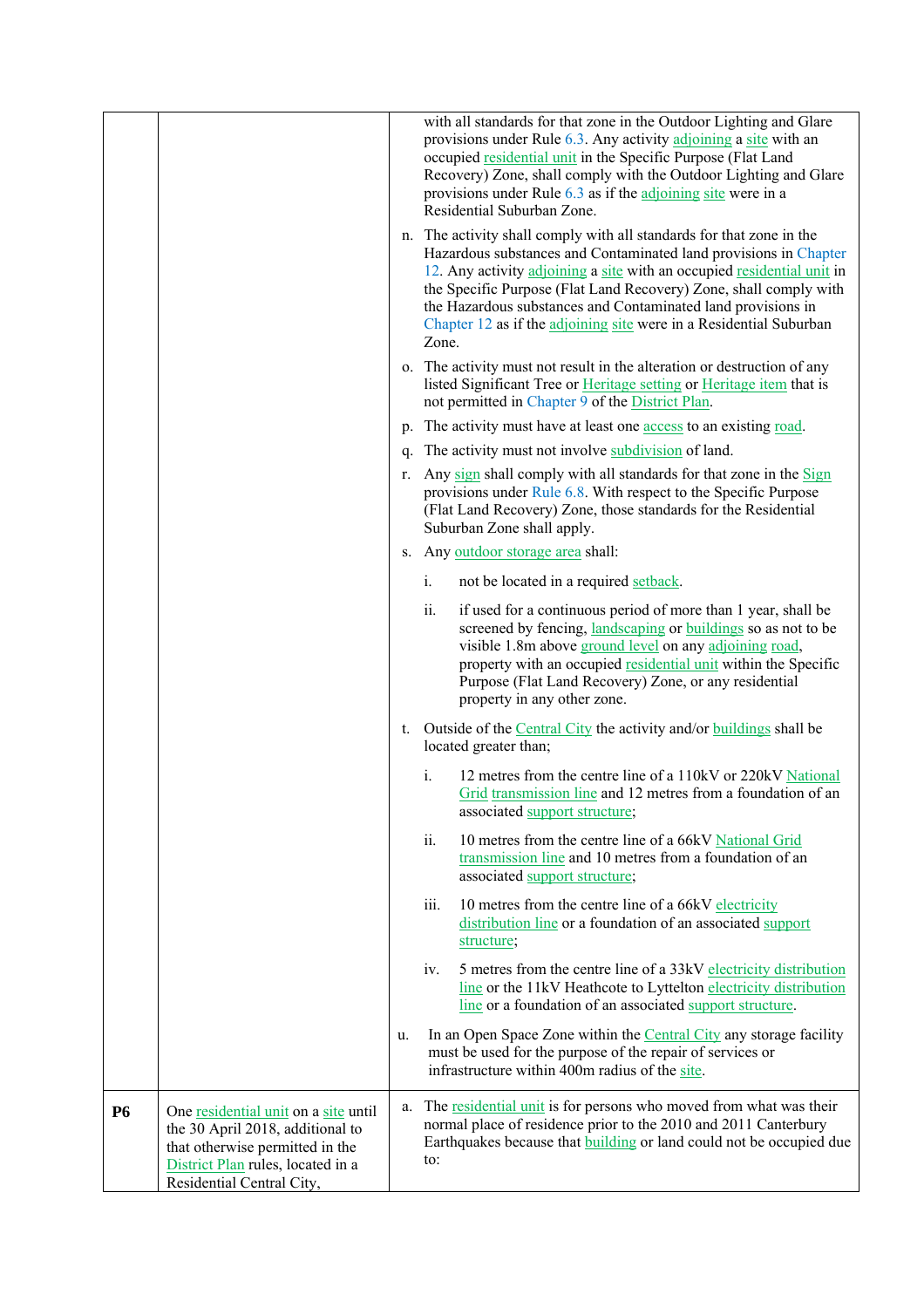| | | |
|---|---|---|
| | | with all standards for that zone in the Outdoor Lighting and Glare provisions under Rule 6.3. Any activity adjoining a site with an occupied residential unit in the Specific Purpose (Flat Land Recovery) Zone, shall comply with the Outdoor Lighting and Glare provisions under Rule 6.3 as if the adjoining site were in a Residential Suburban Zone.<br><br>n. The activity shall comply with all standards for that zone in the Hazardous substances and Contaminated land provisions in Chapter 12. Any activity adjoining a site with an occupied residential unit in the Specific Purpose (Flat Land Recovery) Zone, shall comply with the Hazardous substances and Contaminated land provisions in Chapter 12 as if the adjoining site were in a Residential Suburban Zone.<br><br>o. The activity must not result in the alteration or destruction of any listed Significant Tree or Heritage setting or Heritage item that is not permitted in Chapter 9 of the District Plan.<br><br>p. The activity must have at least one access to an existing road.<br><br>q. The activity must not involve subdivision of land.<br><br>r. Any sign shall comply with all standards for that zone in the Sign provisions under Rule 6.8. With respect to the Specific Purpose (Flat Land Recovery) Zone, those standards for the Residential Suburban Zone shall apply.<br><br>s. Any outdoor storage area shall:<br><br>i. not be located in a required setback.<br><br>ii. if used for a continuous period of more than 1 year, shall be screened by fencing, landscaping or buildings so as not to be visible 1.8m above ground level on any adjoining road, property with an occupied residential unit within the Specific Purpose (Flat Land Recovery) Zone, or any residential property in any other zone.<br><br>t. Outside of the Central City the activity and/or buildings shall be located greater than;<br><br>i. 12 metres from the centre line of a 110kV or 220kV National Grid transmission line and 12 metres from a foundation of an associated support structure;<br><br>ii. 10 metres from the centre line of a 66kV National Grid transmission line and 10 metres from a foundation of an associated support structure;<br><br>iii. 10 metres from the centre line of a 66kV electricity distribution line or a foundation of an associated support structure;<br><br>iv. 5 metres from the centre line of a 33kV electricity distribution line or the 11kV Heathcote to Lyttelton electricity distribution line or a foundation of an associated support structure.<br><br>u. In an Open Space Zone within the Central City any storage facility must be used for the purpose of the repair of services or infrastructure within 400m radius of the site. |
| **P6** | One residential unit on a site until the 30 April 2018, additional to that otherwise permitted in the District Plan rules, located in a Residential Central City, | a. The residential unit is for persons who moved from what was their normal place of residence prior to the 2010 and 2011 Canterbury Earthquakes because that building or land could not be occupied due to: |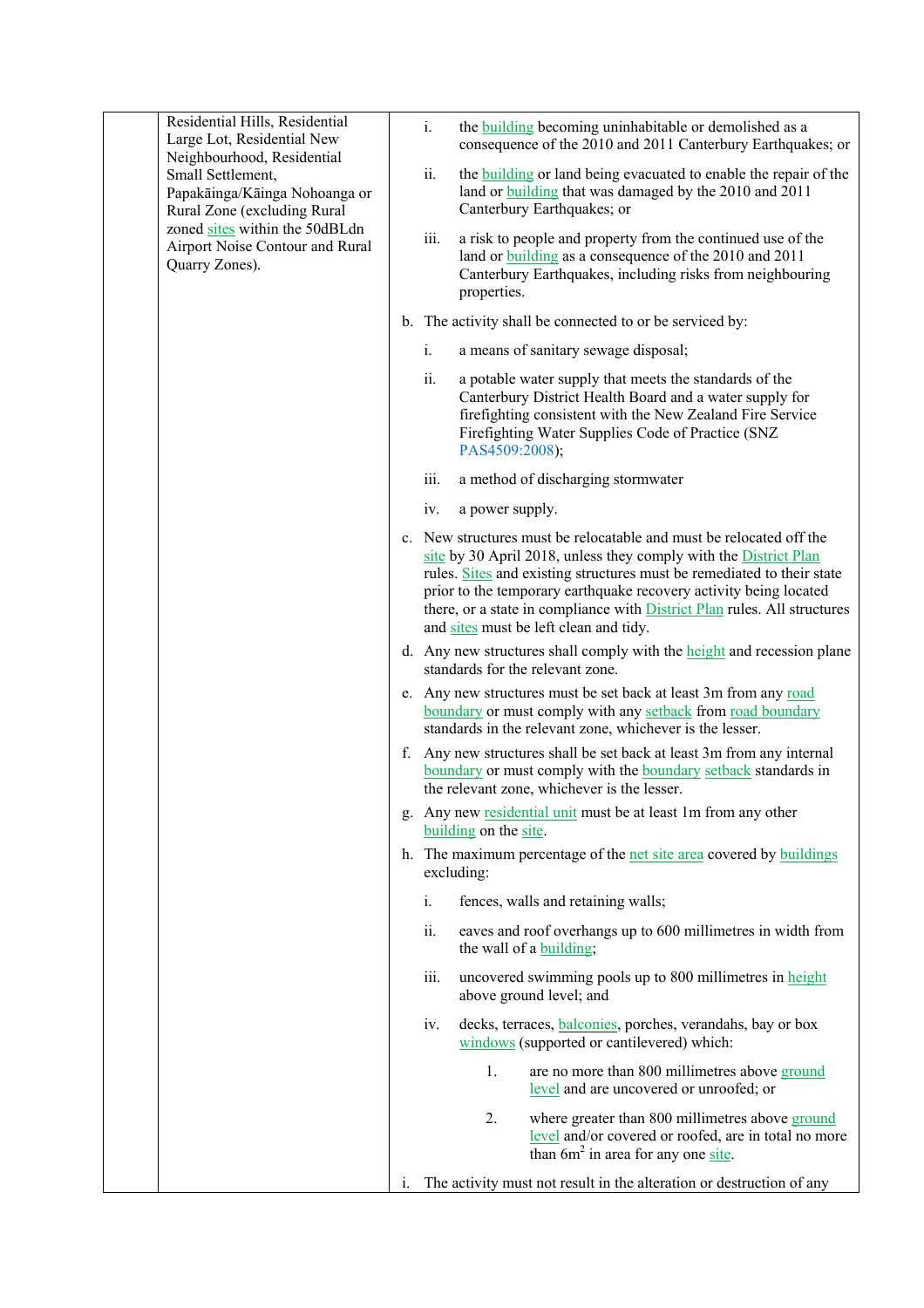| | | |
|---|---|---|
| | Residential Hills, Residential Large Lot, Residential New Neighbourhood, Residential Small Settlement, Papakāinga/Kāinga Nohoanga or Rural Zone (excluding Rural zoned sites within the 50dBLdn Airport Noise Contour and Rural Quarry Zones). | i. the building becoming uninhabitable or demolished as a consequence of the 2010 and 2011 Canterbury Earthquakes; or<br><br>ii. the building or land being evacuated to enable the repair of the land or building that was damaged by the 2010 and 2011 Canterbury Earthquakes; or<br><br>iii. a risk to people and property from the continued use of the land or building as a consequence of the 2010 and 2011 Canterbury Earthquakes, including risks from neighbouring properties.<br><br>b. The activity shall be connected to or be serviced by:<br><br>i. a means of sanitary sewage disposal;<br><br>ii. a potable water supply that meets the standards of the Canterbury District Health Board and a water supply for firefighting consistent with the New Zealand Fire Service Firefighting Water Supplies Code of Practice (SNZ PAS4509:2008);<br><br>iii. a method of discharging stormwater<br><br>iv. a power supply.<br><br>c. New structures must be relocatable and must be relocated off the site by 30 April 2018, unless they comply with the District Plan rules. Sites and existing structures must be remediated to their state prior to the temporary earthquake recovery activity being located there, or a state in compliance with District Plan rules. All structures and sites must be left clean and tidy.<br><br>d. Any new structures shall comply with the height and recession plane standards for the relevant zone.<br><br>e. Any new structures must be set back at least 3m from any road boundary or must comply with any setback from road boundary standards in the relevant zone, whichever is the lesser.<br><br>f. Any new structures shall be set back at least 3m from any internal boundary or must comply with the boundary setback standards in the relevant zone, whichever is the lesser.<br><br>g. Any new residential unit must be at least 1m from any other building on the site.<br><br>h. The maximum percentage of the net site area covered by buildings excluding:<br><br>i. fences, walls and retaining walls;<br><br>ii. eaves and roof overhangs up to 600 millimetres in width from the wall of a building;<br><br>iii. uncovered swimming pools up to 800 millimetres in height above ground level; and<br><br>iv. decks, terraces, balconies, porches, verandahs, bay or box windows (supported or cantilevered) which:<br><br>1. are no more than 800 millimetres above ground level and are uncovered or unroofed; or<br><br>2. where greater than 800 millimetres above ground level and/or covered or roofed, are in total no more than 6m$^2$ in area for any one site.<br><br>i. The activity must not result in the alteration or destruction of any |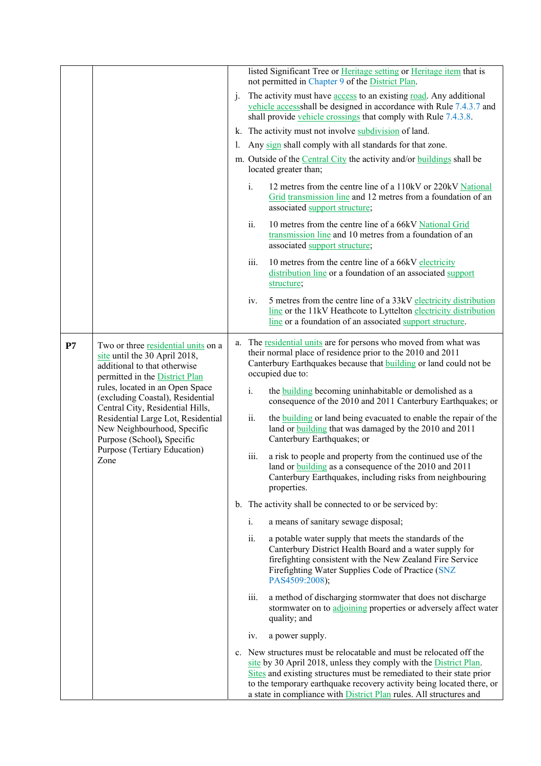| | | |
|---|---|---|
| | | listed Significant Tree or Heritage setting or Heritage item that is not permitted in Chapter 9 of the District Plan.<br><br>j. The activity must have access to an existing road. Any additional vehicle accessshall be designed in accordance with Rule 7.4.3.7 and shall provide vehicle crossings that comply with Rule 7.4.3.8.<br><br>k. The activity must not involve subdivision of land.<br><br>l. Any sign shall comply with all standards for that zone.<br><br>m. Outside of the Central City the activity and/or buildings shall be located greater than;<br><br>i. 12 metres from the centre line of a 110kV or 220kV National Grid transmission line and 12 metres from a foundation of an associated support structure;<br><br>ii. 10 metres from the centre line of a 66kV National Grid transmission line and 10 metres from a foundation of an associated support structure;<br><br>iii. 10 metres from the centre line of a 66kV electricity distribution line or a foundation of an associated support structure;<br><br>iv. 5 metres from the centre line of a 33kV electricity distribution line or the 11kV Heathcote to Lyttelton electricity distribution line or a foundation of an associated support structure. |
| **P7** | Two or three residential units on a site until the 30 April 2018, additional to that otherwise permitted in the District Plan rules, located in an Open Space (excluding Coastal), Residential Central City, Residential Hills, Residential Large Lot, Residential New Neighbourhood, Specific Purpose (School)**,** Specific Purpose (Tertiary Education) Zone | a. The residential units are for persons who moved from what was their normal place of residence prior to the 2010 and 2011 Canterbury Earthquakes because that building or land could not be occupied due to:<br><br>i. the building becoming uninhabitable or demolished as a consequence of the 2010 and 2011 Canterbury Earthquakes; or<br><br>ii. the building or land being evacuated to enable the repair of the land or building that was damaged by the 2010 and 2011 Canterbury Earthquakes; or<br><br>iii. a risk to people and property from the continued use of the land or building as a consequence of the 2010 and 2011 Canterbury Earthquakes, including risks from neighbouring properties.<br><br>b. The activity shall be connected to or be serviced by:<br><br>i. a means of sanitary sewage disposal;<br><br>ii. a potable water supply that meets the standards of the Canterbury District Health Board and a water supply for firefighting consistent with the New Zealand Fire Service Firefighting Water Supplies Code of Practice (SNZ PAS4509:2008);<br><br>iii. a method of discharging stormwater that does not discharge stormwater on to adjoining properties or adversely affect water quality; and<br><br>iv. a power supply.<br><br>c. New structures must be relocatable and must be relocated off the site by 30 April 2018, unless they comply with the District Plan. Sites and existing structures must be remediated to their state prior to the temporary earthquake recovery activity being located there, or a state in compliance with District Plan rules. All structures and |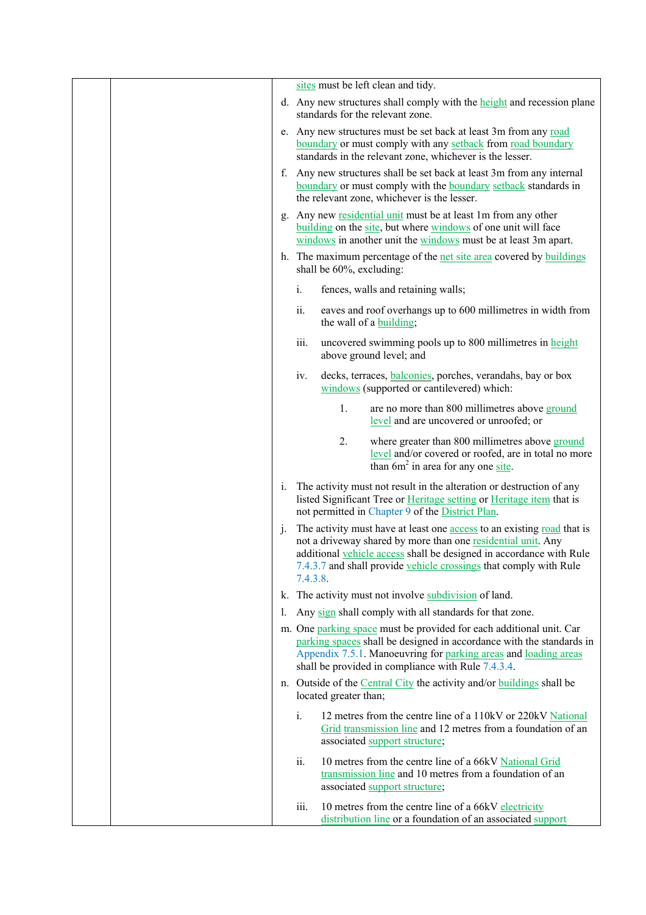sites must be left clean and tidy.

d. Any new structures shall comply with the height and recession plane standards for the relevant zone.

e. Any new structures must be set back at least 3m from any road boundary or must comply with any setback from road boundary standards in the relevant zone, whichever is the lesser.

f. Any new structures shall be set back at least 3m from any internal boundary or must comply with the boundary setback standards in the relevant zone, whichever is the lesser.

g. Any new residential unit must be at least 1m from any other building on the site, but where windows of one unit will face windows in another unit the windows must be at least 3m apart.

h. The maximum percentage of the net site area covered by buildings shall be 60%, excluding:

   i. fences, walls and retaining walls;

   ii. eaves and roof overhangs up to 600 millimetres in width from the wall of a building;

   iii. uncovered swimming pools up to 800 millimetres in height above ground level; and

   iv. decks, terraces, balconies, porches, verandahs, bay or box windows (supported or cantilevered) which:

      1. are no more than 800 millimetres above ground level and are uncovered or unroofed; or

      2. where greater than 800 millimetres above ground level and/or covered or roofed, are in total no more than $6m^2$ in area for any one site.

i. The activity must not result in the alteration or destruction of any listed Significant Tree or Heritage setting or Heritage item that is not permitted in Chapter 9 of the District Plan.

j. The activity must have at least one access to an existing road that is not a driveway shared by more than one residential unit. Any additional vehicle access shall be designed in accordance with Rule 7.4.3.7 and shall provide vehicle crossings that comply with Rule 7.4.3.8.

k. The activity must not involve subdivision of land.

l. Any sign shall comply with all standards for that zone.

m. One parking space must be provided for each additional unit. Car parking spaces shall be designed in accordance with the standards in Appendix 7.5.1. Manoeuvring for parking areas and loading areas shall be provided in compliance with Rule 7.4.3.4.

n. Outside of the Central City the activity and/or buildings shall be located greater than;

   i. 12 metres from the centre line of a 110kV or 220kV National Grid transmission line and 12 metres from a foundation of an associated support structure;

   ii. 10 metres from the centre line of a 66kV National Grid transmission line and 10 metres from a foundation of an associated support structure;

   iii. 10 metres from the centre line of a 66kV electricity distribution line or a foundation of an associated support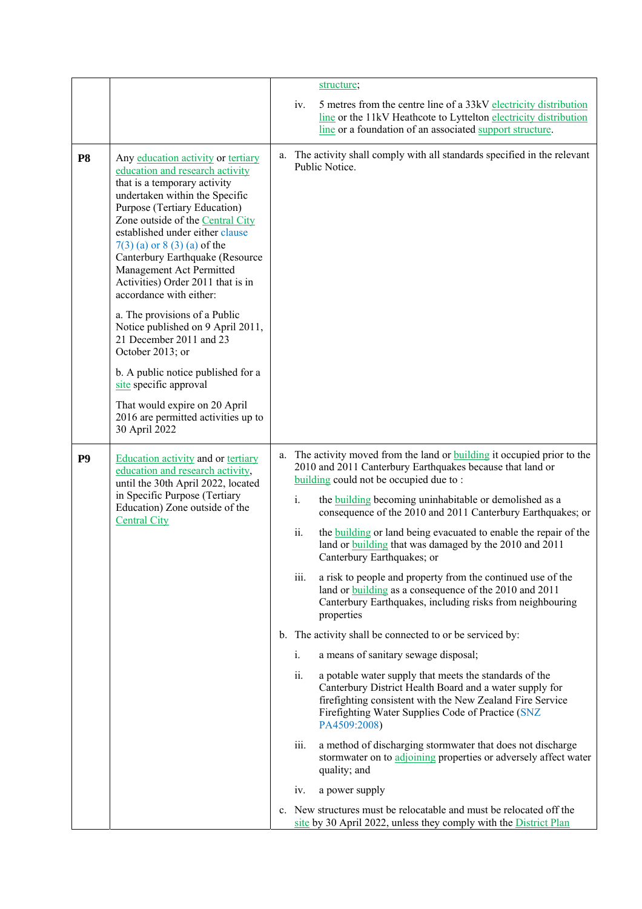| | | |
|---|---|---|
| | | structure;<br><br>iv. 5 metres from the centre line of a 33kV electricity distribution line or the 11kV Heathcote to Lyttelton electricity distribution line or a foundation of an associated support structure. |
| **P8** | Any education activity or tertiary education and research activity that is a temporary activity undertaken within the Specific Purpose (Tertiary Education) Zone outside of the Central City established under either clause 7(3) (a) or 8 (3) (a) of the Canterbury Earthquake (Resource Management Act Permitted Activities) Order 2011 that is in accordance with either:<br><br>a. The provisions of a Public Notice published on 9 April 2011, 21 December 2011 and 23 October 2013; or<br><br>b. A public notice published for a site specific approval<br><br>That would expire on 20 April 2016 are permitted activities up to 30 April 2022 | a. The activity shall comply with all standards specified in the relevant Public Notice. |
| **P9** | Education activity and or tertiary education and research activity, until the 30th April 2022, located in Specific Purpose (Tertiary Education) Zone outside of the Central City | a. The activity moved from the land or building it occupied prior to the 2010 and 2011 Canterbury Earthquakes because that land or building could not be occupied due to :<br><br>i. the building becoming uninhabitable or demolished as a consequence of the 2010 and 2011 Canterbury Earthquakes; or<br><br>ii. the building or land being evacuated to enable the repair of the land or building that was damaged by the 2010 and 2011 Canterbury Earthquakes; or<br><br>iii. a risk to people and property from the continued use of the land or building as a consequence of the 2010 and 2011 Canterbury Earthquakes, including risks from neighbouring properties<br><br>b. The activity shall be connected to or be serviced by:<br><br>i. a means of sanitary sewage disposal;<br><br>ii. a potable water supply that meets the standards of the Canterbury District Health Board and a water supply for firefighting consistent with the New Zealand Fire Service Firefighting Water Supplies Code of Practice (SNZ PA4509:2008)<br><br>iii. a method of discharging stormwater that does not discharge stormwater on to adjoining properties or adversely affect water quality; and<br><br>iv. a power supply<br><br>c. New structures must be relocatable and must be relocated off the site by 30 April 2022, unless they comply with the District Plan |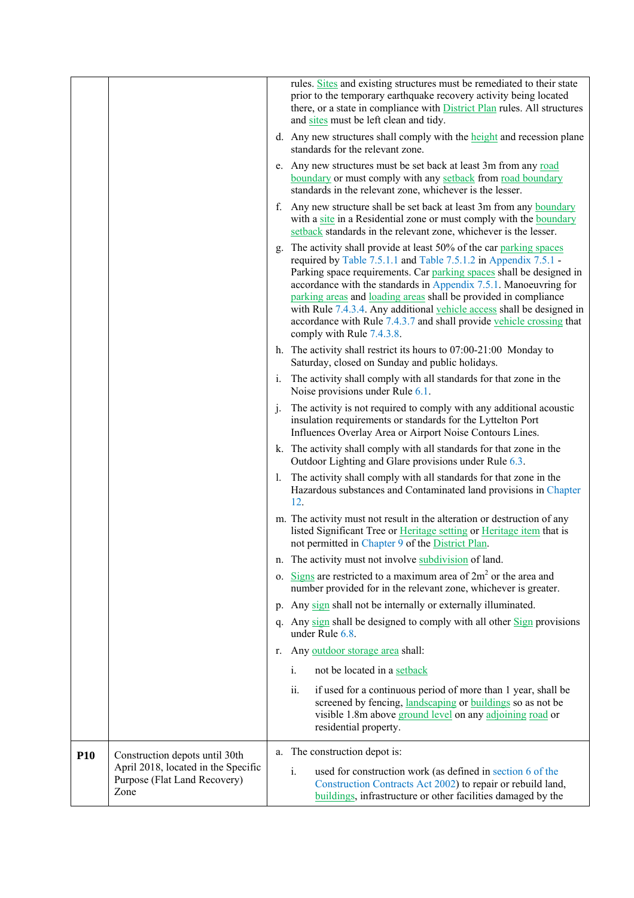| | | |
|---|---|---|
| | | rules. Sites and existing structures must be remediated to their state prior to the temporary earthquake recovery activity being located there, or a state in compliance with District Plan rules. All structures and sites must be left clean and tidy.<br>d. Any new structures shall comply with the height and recession plane standards for the relevant zone.<br>e. Any new structures must be set back at least 3m from any road boundary or must comply with any setback from road boundary standards in the relevant zone, whichever is the lesser.<br>f. Any new structure shall be set back at least 3m from any boundary with a site in a Residential zone or must comply with the boundary setback standards in the relevant zone, whichever is the lesser.<br>g. The activity shall provide at least 50% of the car parking spaces required by Table 7.5.1.1 and Table 7.5.1.2 in Appendix 7.5.1 - Parking space requirements. Car parking spaces shall be designed in accordance with the standards in Appendix 7.5.1. Manoeuvring for parking areas and loading areas shall be provided in compliance with Rule 7.4.3.4. Any additional vehicle access shall be designed in accordance with Rule 7.4.3.7 and shall provide vehicle crossing that comply with Rule 7.4.3.8.<br>h. The activity shall restrict its hours to 07:00-21:00 Monday to Saturday, closed on Sunday and public holidays.<br>i. The activity shall comply with all standards for that zone in the Noise provisions under Rule 6.1.<br>j. The activity is not required to comply with any additional acoustic insulation requirements or standards for the Lyttelton Port Influences Overlay Area or Airport Noise Contours Lines.<br>k. The activity shall comply with all standards for that zone in the Outdoor Lighting and Glare provisions under Rule 6.3.<br>l. The activity shall comply with all standards for that zone in the Hazardous substances and Contaminated land provisions in Chapter 12.<br>m. The activity must not result in the alteration or destruction of any listed Significant Tree or Heritage setting or Heritage item that is not permitted in Chapter 9 of the District Plan.<br>n. The activity must not involve subdivision of land.<br>o. Signs are restricted to a maximum area of 2m$^2$ or the area and number provided for in the relevant zone, whichever is greater.<br>p. Any sign shall not be internally or externally illuminated.<br>q. Any sign shall be designed to comply with all other Sign provisions under Rule 6.8.<br>r. Any outdoor storage area shall:<br>i. not be located in a setback<br>ii. if used for a continuous period of more than 1 year, shall be screened by fencing, landscaping or buildings so as not be visible 1.8m above ground level on any adjoining road or residential property. |
| **P10** | Construction depots until 30th April 2018, located in the Specific Purpose (Flat Land Recovery) Zone | a. The construction depot is:<br>i. used for construction work (as defined in section 6 of the Construction Contracts Act 2002) to repair or rebuild land, buildings, infrastructure or other facilities damaged by the |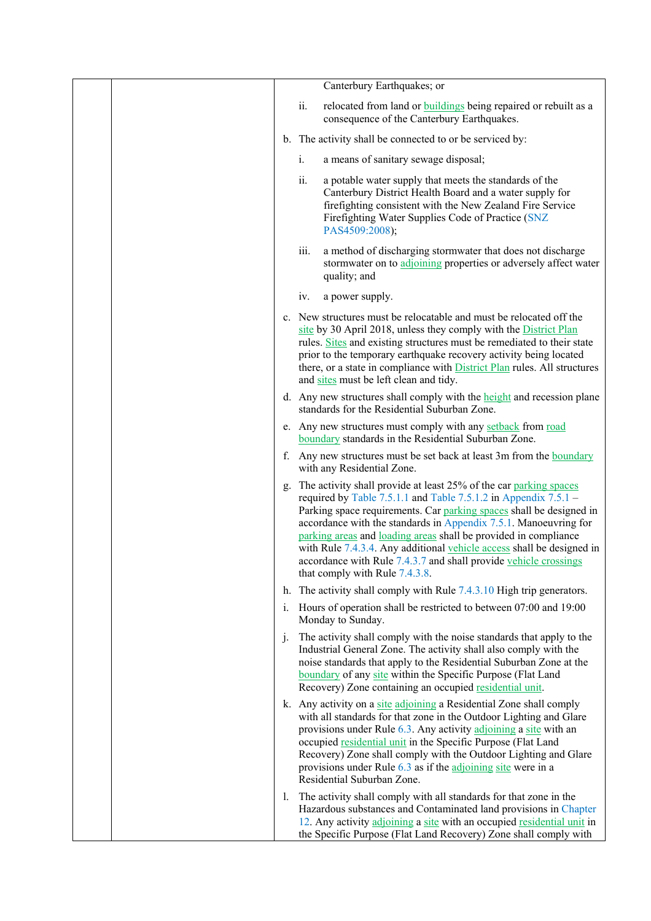| | | Canterbury Earthquakes; or<br><br>ii. relocated from land or buildings being repaired or rebuilt as a consequence of the Canterbury Earthquakes.<br><br>b. The activity shall be connected to or be serviced by:<br><br>i. a means of sanitary sewage disposal;<br><br>ii. a potable water supply that meets the standards of the Canterbury District Health Board and a water supply for firefighting consistent with the New Zealand Fire Service Firefighting Water Supplies Code of Practice (SNZ PAS4509:2008);<br><br>iii. a method of discharging stormwater that does not discharge stormwater on to adjoining properties or adversely affect water quality; and<br><br>iv. a power supply.<br><br>c. New structures must be relocatable and must be relocated off the site by 30 April 2018, unless they comply with the District Plan rules. Sites and existing structures must be remediated to their state prior to the temporary earthquake recovery activity being located there, or a state in compliance with District Plan rules. All structures and sites must be left clean and tidy.<br><br>d. Any new structures shall comply with the height and recession plane standards for the Residential Suburban Zone.<br><br>e. Any new structures must comply with any setback from road boundary standards in the Residential Suburban Zone.<br><br>f. Any new structures must be set back at least 3m from the boundary with any Residential Zone.<br><br>g. The activity shall provide at least 25% of the car parking spaces required by Table 7.5.1.1 and Table 7.5.1.2 in Appendix 7.5.1 – Parking space requirements. Car parking spaces shall be designed in accordance with the standards in Appendix 7.5.1. Manoeuvring for parking areas and loading areas shall be provided in compliance with Rule 7.4.3.4. Any additional vehicle access shall be designed in accordance with Rule 7.4.3.7 and shall provide vehicle crossings that comply with Rule 7.4.3.8.<br><br>h. The activity shall comply with Rule 7.4.3.10 High trip generators.<br><br>i. Hours of operation shall be restricted to between 07:00 and 19:00 Monday to Sunday.<br><br>j. The activity shall comply with the noise standards that apply to the Industrial General Zone. The activity shall also comply with the noise standards that apply to the Residential Suburban Zone at the boundary of any site within the Specific Purpose (Flat Land Recovery) Zone containing an occupied residential unit.<br><br>k. Any activity on a site adjoining a Residential Zone shall comply with all standards for that zone in the Outdoor Lighting and Glare provisions under Rule 6.3. Any activity adjoining a site with an occupied residential unit in the Specific Purpose (Flat Land Recovery) Zone shall comply with the Outdoor Lighting and Glare provisions under Rule 6.3 as if the adjoining site were in a Residential Suburban Zone.<br><br>l. The activity shall comply with all standards for that zone in the Hazardous substances and Contaminated land provisions in Chapter 12. Any activity adjoining a site with an occupied residential unit in the Specific Purpose (Flat Land Recovery) Zone shall comply with |
|---|---|---|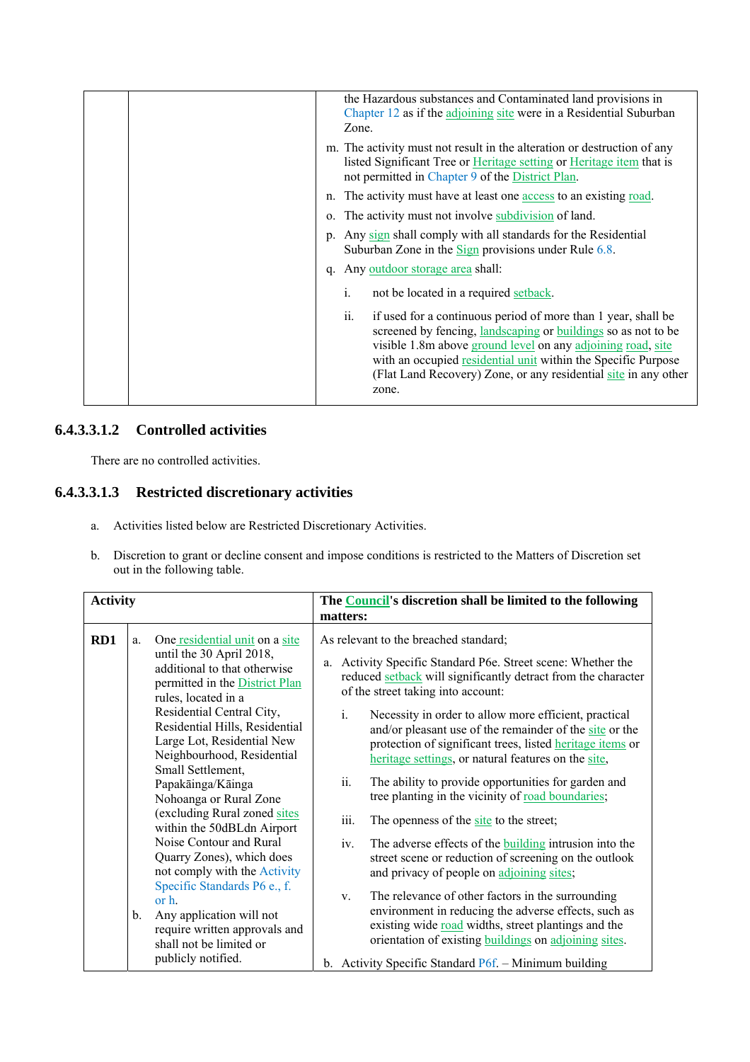| | | |
|---|---|---|
| | | the Hazardous substances and Contaminated land provisions in Chapter 12 as if the adjoining site were in a Residential Suburban Zone.<br>m. The activity must not result in the alteration or destruction of any listed Significant Tree or Heritage setting or Heritage item that is not permitted in Chapter 9 of the District Plan.<br>n. The activity must have at least one access to an existing road.<br>o. The activity must not involve subdivision of land.<br>p. Any sign shall comply with all standards for the Residential Suburban Zone in the Sign provisions under Rule 6.8.<br>q. Any outdoor storage area shall:<br>i. not be located in a required setback.<br>ii. if used for a continuous period of more than 1 year, shall be screened by fencing, landscaping or buildings so as not to be visible 1.8m above ground level on any adjoining road, site with an occupied residential unit within the Specific Purpose (Flat Land Recovery) Zone, or any residential site in any other zone. |

## 6.4.3.3.1.2 Controlled activities

There are no controlled activities.

## 6.4.3.3.1.3 Restricted discretionary activities

a. Activities listed below are Restricted Discretionary Activities.

b. Discretion to grant or decline consent and impose conditions is restricted to the Matters of Discretion set out in the following table.

| Activity | | The Council's discretion shall be limited to the following matters: |
|---|---|---|
| **RD1** | a. One residential unit on a site until the 30 April 2018, additional to that otherwise permitted in the District Plan rules, located in a Residential Central City, Residential Hills, Residential Large Lot, Residential New Neighbourhood, Residential Small Settlement, Papakāinga/Kāinga Nohoanga or Rural Zone (excluding Rural zoned sites within the 50dBLdn Airport Noise Contour and Rural Quarry Zones), which does not comply with the Activity Specific Standards P6 e., f. or h.<br>b. Any application will not require written approvals and shall not be limited or publicly notified. | As relevant to the breached standard;<br>a. Activity Specific Standard P6e. Street scene: Whether the reduced setback will significantly detract from the character of the street taking into account:<br>i. Necessity in order to allow more efficient, practical and/or pleasant use of the remainder of the site or the protection of significant trees, listed heritage items or heritage settings, or natural features on the site,<br>ii. The ability to provide opportunities for garden and tree planting in the vicinity of road boundaries;<br>iii. The openness of the site to the street;<br>iv. The adverse effects of the building intrusion into the street scene or reduction of screening on the outlook and privacy of people on adjoining sites;<br>v. The relevance of other factors in the surrounding environment in reducing the adverse effects, such as existing wide road widths, street plantings and the orientation of existing buildings on adjoining sites.<br>b. Activity Specific Standard P6f. – Minimum building |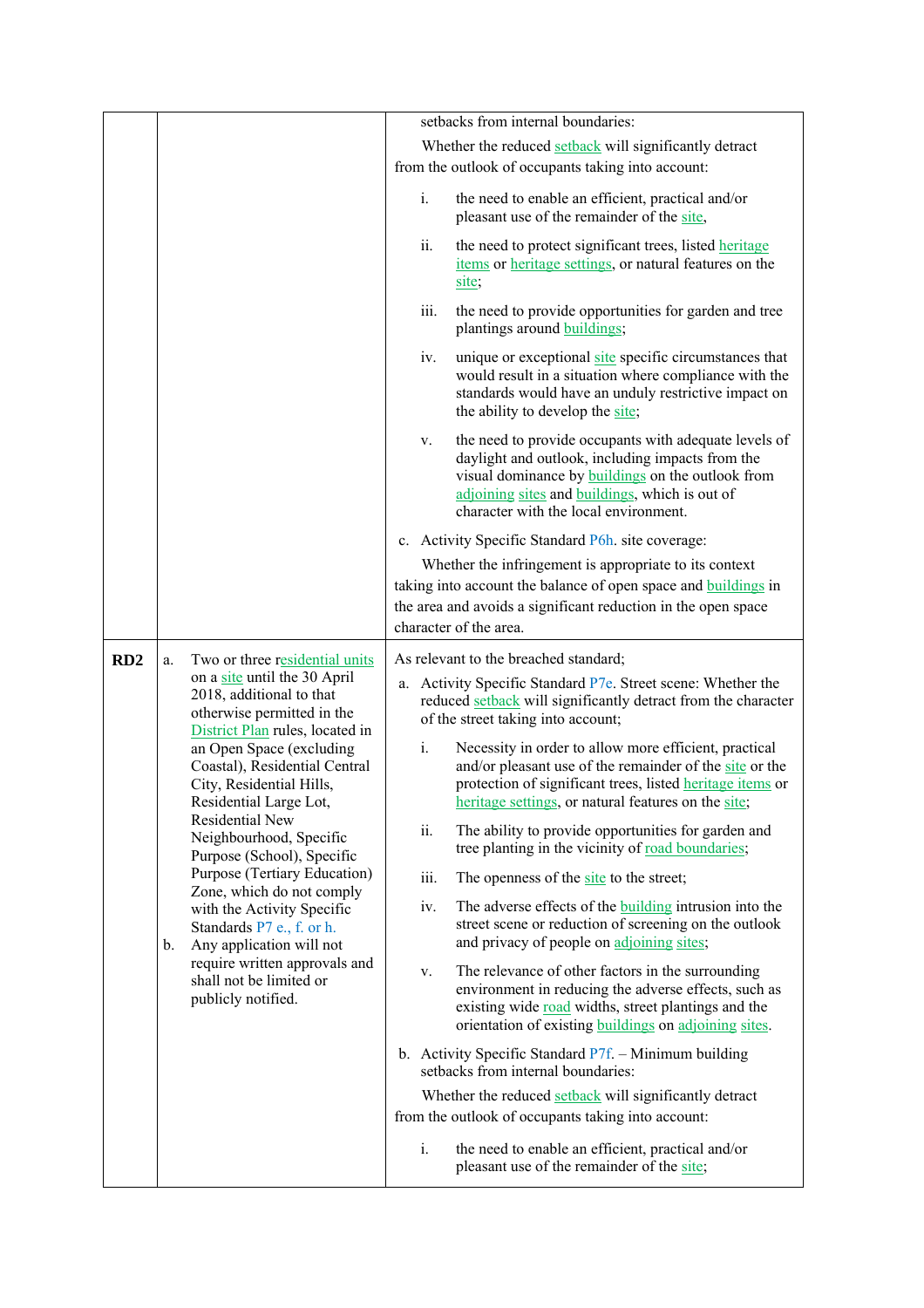| | | |
|---|---|---|
| | | setbacks from internal boundaries:<br><br>Whether the reduced setback will significantly detract from the outlook of occupants taking into account:<br><br>i. the need to enable an efficient, practical and/or pleasant use of the remainder of the site,<br><br>ii. the need to protect significant trees, listed heritage items or heritage settings, or natural features on the site;<br><br>iii. the need to provide opportunities for garden and tree plantings around buildings;<br><br>iv. unique or exceptional site specific circumstances that would result in a situation where compliance with the standards would have an unduly restrictive impact on the ability to develop the site;<br><br>v. the need to provide occupants with adequate levels of daylight and outlook, including impacts from the visual dominance by buildings on the outlook from adjoining sites and buildings, which is out of character with the local environment.<br><br>c. Activity Specific Standard P6h. site coverage:<br><br>Whether the infringement is appropriate to its context taking into account the balance of open space and buildings in the area and avoids a significant reduction in the open space character of the area. |
| **RD2** | a. Two or three residential units on a site until the 30 April 2018, additional to that otherwise permitted in the District Plan rules, located in an Open Space (excluding Coastal), Residential Central City, Residential Hills, Residential Large Lot, Residential New Neighbourhood, Specific Purpose (School), Specific Purpose (Tertiary Education) Zone, which do not comply with the Activity Specific Standards P7 e., f. or h.<br><br>b. Any application will not require written approvals and shall not be limited or publicly notified. | As relevant to the breached standard;<br><br>a. Activity Specific Standard P7e. Street scene: Whether the reduced setback will significantly detract from the character of the street taking into account;<br><br>i. Necessity in order to allow more efficient, practical and/or pleasant use of the remainder of the site or the protection of significant trees, listed heritage items or heritage settings, or natural features on the site;<br><br>ii. The ability to provide opportunities for garden and tree planting in the vicinity of road boundaries;<br><br>iii. The openness of the site to the street;<br><br>iv. The adverse effects of the building intrusion into the street scene or reduction of screening on the outlook and privacy of people on adjoining sites;<br><br>v. The relevance of other factors in the surrounding environment in reducing the adverse effects, such as existing wide road widths, street plantings and the orientation of existing buildings on adjoining sites.<br><br>b. Activity Specific Standard P7f. – Minimum building setbacks from internal boundaries:<br><br>Whether the reduced setback will significantly detract from the outlook of occupants taking into account:<br><br>i. the need to enable an efficient, practical and/or pleasant use of the remainder of the site; |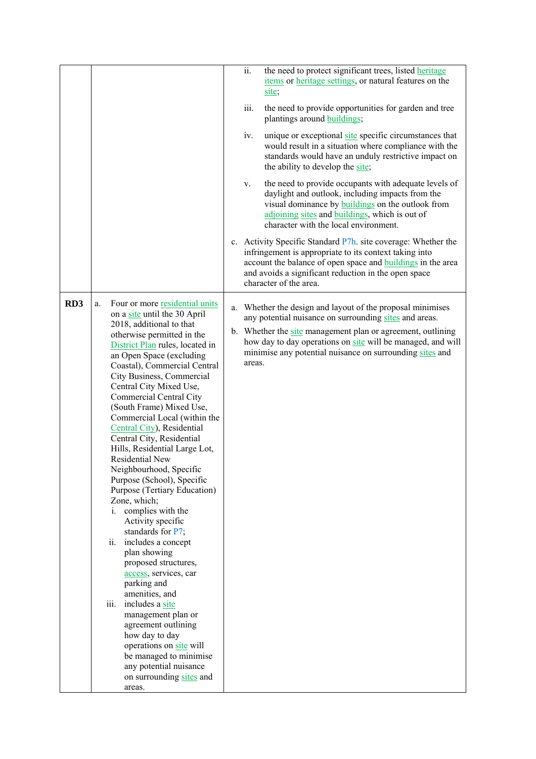| | | |
|---|---|---|
| | | ii. the need to protect significant trees, listed heritage items or heritage settings, or natural features on the site;<br><br>iii. the need to provide opportunities for garden and tree plantings around buildings;<br><br>iv. unique or exceptional site specific circumstances that would result in a situation where compliance with the standards would have an unduly restrictive impact on the ability to develop the site;<br><br>v. the need to provide occupants with adequate levels of daylight and outlook, including impacts from the visual dominance by buildings on the outlook from adjoining sites and buildings, which is out of character with the local environment.<br><br>c. Activity Specific Standard P7h. site coverage: Whether the infringement is appropriate to its context taking into account the balance of open space and buildings in the area and avoids a significant reduction in the open space character of the area. |
| **RD3** | a. Four or more residential units on a site until the 30 April 2018, additional to that otherwise permitted in the District Plan rules, located in an Open Space (excluding Coastal), Commercial Central City Business, Commercial Central City Mixed Use, Commercial Central City (South Frame) Mixed Use, Commercial Local (within the Central City), Residential Central City, Residential Hills, Residential Large Lot, Residential New Neighbourhood, Specific Purpose (School), Specific Purpose (Tertiary Education) Zone, which;<br>i. complies with the Activity specific standards for P7;<br>ii. includes a concept plan showing proposed structures, access, services, car parking and amenities, and<br>iii. includes a site management plan or agreement outlining how day to day operations on site will be managed to minimise any potential nuisance on surrounding sites and areas. | a. Whether the design and layout of the proposal minimises any potential nuisance on surrounding sites and areas.<br><br>b. Whether the site management plan or agreement, outlining how day to day operations on site will be managed, and will minimise any potential nuisance on surrounding sites and areas. |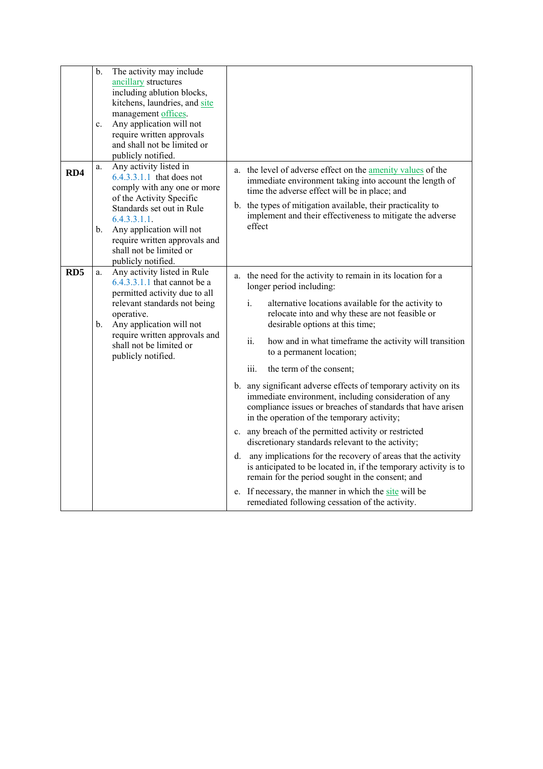| | | |
|---|---|---|
| | b. The activity may include ancillary structures including ablution blocks, kitchens, laundries, and site management offices.<br>c. Any application will not require written approvals and shall not be limited or publicly notified. | |
| **RD4** | a. Any activity listed in 6.4.3.3.1.1 that does not comply with any one or more of the Activity Specific Standards set out in Rule 6.4.3.3.1.1.<br>b. Any application will not require written approvals and shall not be limited or publicly notified. | a. the level of adverse effect on the amenity values of the immediate environment taking into account the length of time the adverse effect will be in place; and<br>b. the types of mitigation available, their practicality to implement and their effectiveness to mitigate the adverse effect |
| **RD5** | a. Any activity listed in Rule 6.4.3.3.1.1 that cannot be a permitted activity due to all relevant standards not being operative.<br>b. Any application will not require written approvals and shall not be limited or publicly notified. | a. the need for the activity to remain in its location for a longer period including:<br>i. alternative locations available for the activity to relocate into and why these are not feasible or desirable options at this time;<br>ii. how and in what timeframe the activity will transition to a permanent location;<br>iii. the term of the consent;<br>b. any significant adverse effects of temporary activity on its immediate environment, including consideration of any compliance issues or breaches of standards that have arisen in the operation of the temporary activity;<br>c. any breach of the permitted activity or restricted discretionary standards relevant to the activity;<br>d. any implications for the recovery of areas that the activity is anticipated to be located in, if the temporary activity is to remain for the period sought in the consent; and<br>e. If necessary, the manner in which the site will be remediated following cessation of the activity. |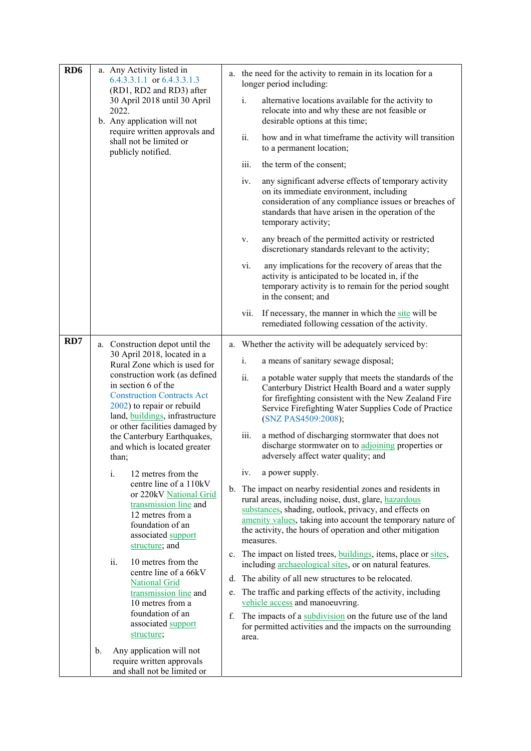| | | |
|---|---|---|
| **RD6** | a. Any Activity listed in 6.4.3.3.1.1 or 6.4.3.3.1.3 (RD1, RD2 and RD3) after 30 April 2018 until 30 April 2022.<br>b. Any application will not require written approvals and shall not be limited or publicly notified. | a. the need for the activity to remain in its location for a longer period including:<br>i. alternative locations available for the activity to relocate into and why these are not feasible or desirable options at this time;<br>ii. how and in what timeframe the activity will transition to a permanent location;<br>iii. the term of the consent;<br>iv. any significant adverse effects of temporary activity on its immediate environment, including consideration of any compliance issues or breaches of standards that have arisen in the operation of the temporary activity;<br>v. any breach of the permitted activity or restricted discretionary standards relevant to the activity;<br>vi. any implications for the recovery of areas that the activity is anticipated to be located in, if the temporary activity is to remain for the period sought in the consent; and<br>vii. If necessary, the manner in which the site will be remediated following cessation of the activity. |
| **RD7** | a. Construction depot until the 30 April 2018, located in a Rural Zone which is used for construction work (as defined in section 6 of the Construction Contracts Act 2002) to repair or rebuild land, buildings, infrastructure or other facilities damaged by the Canterbury Earthquakes, and which is located greater than;<br>i. 12 metres from the centre line of a 110kV or 220kV National Grid transmission line and 12 metres from a foundation of an associated support structure; and<br>ii. 10 metres from the centre line of a 66kV National Grid transmission line and 10 metres from a foundation of an associated support structure;<br>b. Any application will not require written approvals and shall not be limited or | a. Whether the activity will be adequately serviced by:<br>i. a means of sanitary sewage disposal;<br>ii. a potable water supply that meets the standards of the Canterbury District Health Board and a water supply for firefighting consistent with the New Zealand Fire Service Firefighting Water Supplies Code of Practice (SNZ PAS4509:2008);<br>iii. a method of discharging stormwater that does not discharge stormwater on to adjoining properties or adversely affect water quality; and<br>iv. a power supply.<br>b. The impact on nearby residential zones and residents in rural areas, including noise, dust, glare, hazardous substances, shading, outlook, privacy, and effects on amenity values, taking into account the temporary nature of the activity, the hours of operation and other mitigation measures.<br>c. The impact on listed trees, buildings, items, place or sites, including archaeological sites, or on natural features.<br>d. The ability of all new structures to be relocated.<br>e. The traffic and parking effects of the activity, including vehicle access and manoeuvring.<br>f. The impacts of a subdivision on the future use of the land for permitted activities and the impacts on the surrounding area. |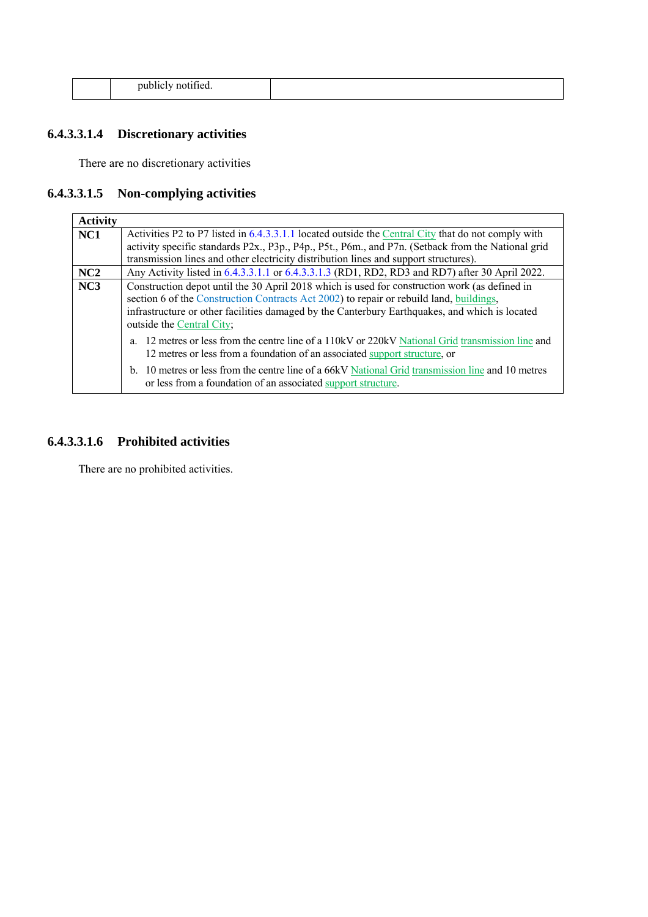|  | publicly notified. |  |
|---|---|---|

### 6.4.3.3.1.4 Discretionary activities

There are no discretionary activities

### 6.4.3.3.1.5 Non-complying activities

| Activity | |
|---|---|
| **NC1** | Activities P2 to P7 listed in 6.4.3.3.1.1 located outside the Central City that do not comply with activity specific standards P2x., P3p., P4p., P5t., P6m., and P7n. (Setback from the National grid transmission lines and other electricity distribution lines and support structures). |
| **NC2** | Any Activity listed in 6.4.3.3.1.1 or 6.4.3.3.1.3 (RD1, RD2, RD3 and RD7) after 30 April 2022. |
| **NC3** | Construction depot until the 30 April 2018 which is used for construction work (as defined in section 6 of the Construction Contracts Act 2002) to repair or rebuild land, buildings, infrastructure or other facilities damaged by the Canterbury Earthquakes, and which is located outside the Central City;<br><br>a. 12 metres or less from the centre line of a 110kV or 220kV National Grid transmission line and 12 metres or less from a foundation of an associated support structure, or<br><br>b. 10 metres or less from the centre line of a 66kV National Grid transmission line and 10 metres or less from a foundation of an associated support structure. |

### 6.4.3.3.1.6 Prohibited activities

There are no prohibited activities.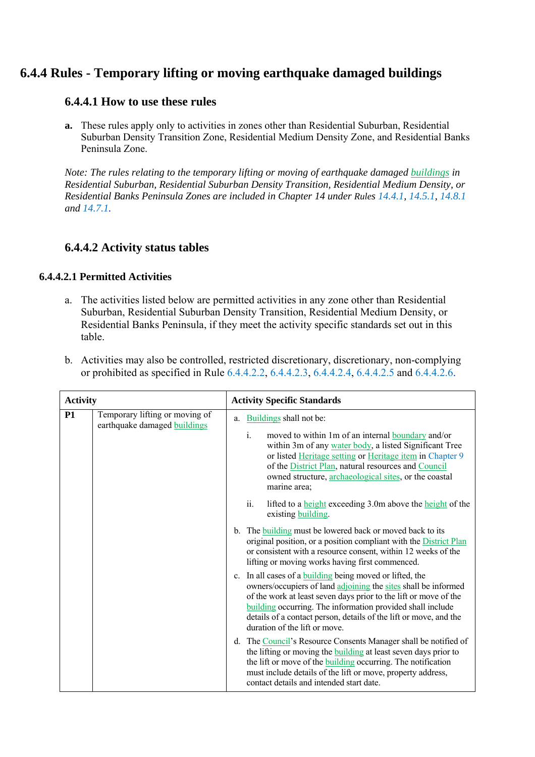# 6.4.4 Rules - Temporary lifting or moving earthquake damaged buildings

## 6.4.4.1 How to use these rules

**a.** These rules apply only to activities in zones other than Residential Suburban, Residential Suburban Density Transition Zone, Residential Medium Density Zone, and Residential Banks Peninsula Zone.

*Note: The rules relating to the temporary lifting or moving of earthquake damaged buildings in Residential Suburban, Residential Suburban Density Transition, Residential Medium Density, or Residential Banks Peninsula Zones are included in Chapter 14 under Rules 14.4.1, 14.5.1, 14.8.1 and 14.7.1.*

## 6.4.4.2 Activity status tables

### 6.4.4.2.1 Permitted Activities

a. The activities listed below are permitted activities in any zone other than Residential Suburban, Residential Suburban Density Transition, Residential Medium Density, or Residential Banks Peninsula, if they meet the activity specific standards set out in this table.

b. Activities may also be controlled, restricted discretionary, discretionary, non-complying or prohibited as specified in Rule 6.4.4.2.2, 6.4.4.2.3, 6.4.4.2.4, 6.4.4.2.5 and 6.4.4.2.6.

| Activity | | Activity Specific Standards |
|---|---|---|
| **P1** | Temporary lifting or moving of earthquake damaged buildings | a. Buildings shall not be:<br>i. moved to within 1m of an internal boundary and/or within 3m of any water body, a listed Significant Tree or listed Heritage setting or Heritage item in Chapter 9 of the District Plan, natural resources and Council owned structure, archaeological sites, or the coastal marine area;<br>ii. lifted to a height exceeding 3.0m above the height of the existing building.<br>b. The building must be lowered back or moved back to its original position, or a position compliant with the District Plan or consistent with a resource consent, within 12 weeks of the lifting or moving works having first commenced.<br>c. In all cases of a building being moved or lifted, the owners/occupiers of land adjoining the sites shall be informed of the work at least seven days prior to the lift or move of the building occurring. The information provided shall include details of a contact person, details of the lift or move, and the duration of the lift or move.<br>d. The Council's Resource Consents Manager shall be notified of the lifting or moving the building at least seven days prior to the lift or move of the building occurring. The notification must include details of the lift or move, property address, contact details and intended start date. |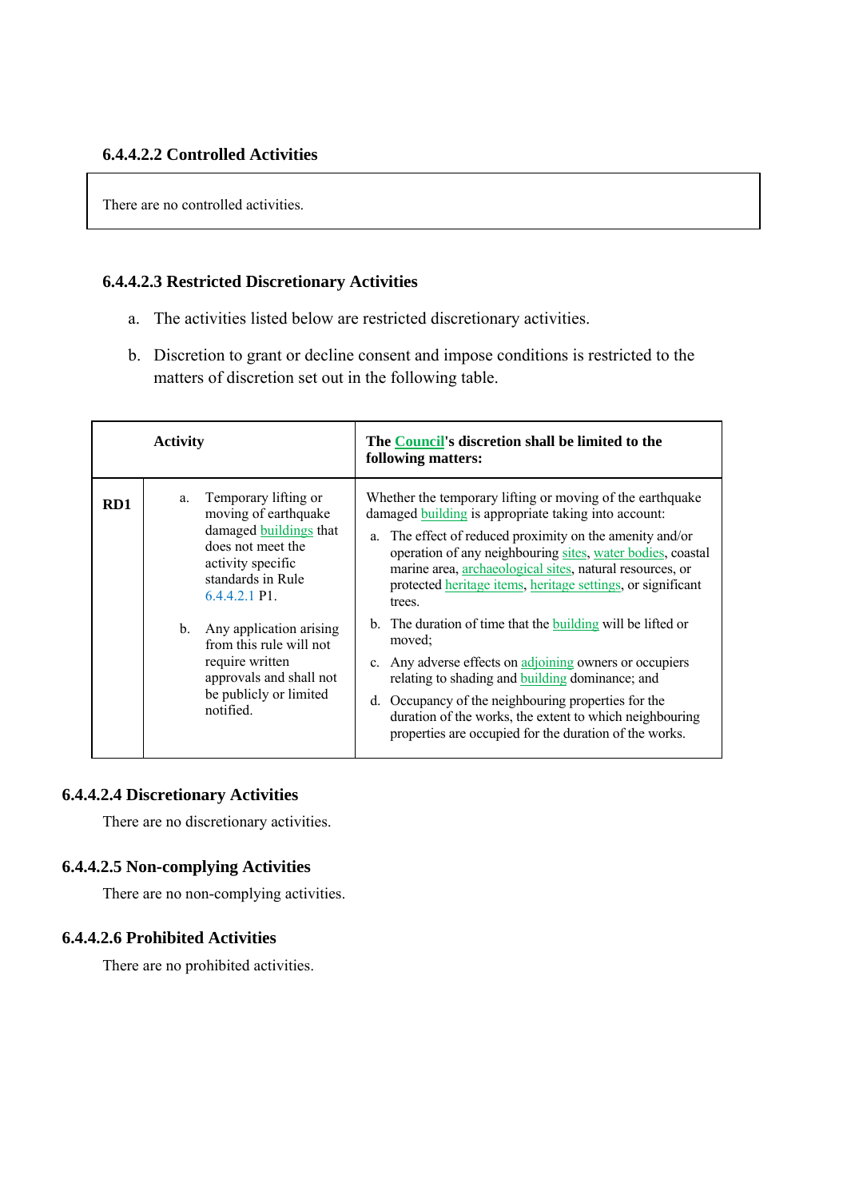#### 6.4.4.2.2 Controlled Activities

There are no controlled activities.

#### 6.4.4.2.3 Restricted Discretionary Activities

a. The activities listed below are restricted discretionary activities.

b. Discretion to grant or decline consent and impose conditions is restricted to the matters of discretion set out in the following table.

| | Activity | The Council's discretion shall be limited to the following matters: |
|---|---|---|
| **RD1** | a. Temporary lifting or moving of earthquake damaged buildings that does not meet the activity specific standards in Rule 6.4.4.2.1 P1.<br><br>b. Any application arising from this rule will not require written approvals and shall not be publicly or limited notified. | Whether the temporary lifting or moving of the earthquake damaged building is appropriate taking into account:<br><br>a. The effect of reduced proximity on the amenity and/or operation of any neighbouring sites, water bodies, coastal marine area, archaeological sites, natural resources, or protected heritage items, heritage settings, or significant trees.<br><br>b. The duration of time that the building will be lifted or moved;<br><br>c. Any adverse effects on adjoining owners or occupiers relating to shading and building dominance; and<br><br>d. Occupancy of the neighbouring properties for the duration of the works, the extent to which neighbouring properties are occupied for the duration of the works. |

#### 6.4.4.2.4 Discretionary Activities

There are no discretionary activities.

#### 6.4.4.2.5 Non-complying Activities

There are no non-complying activities.

#### 6.4.4.2.6 Prohibited Activities

There are no prohibited activities.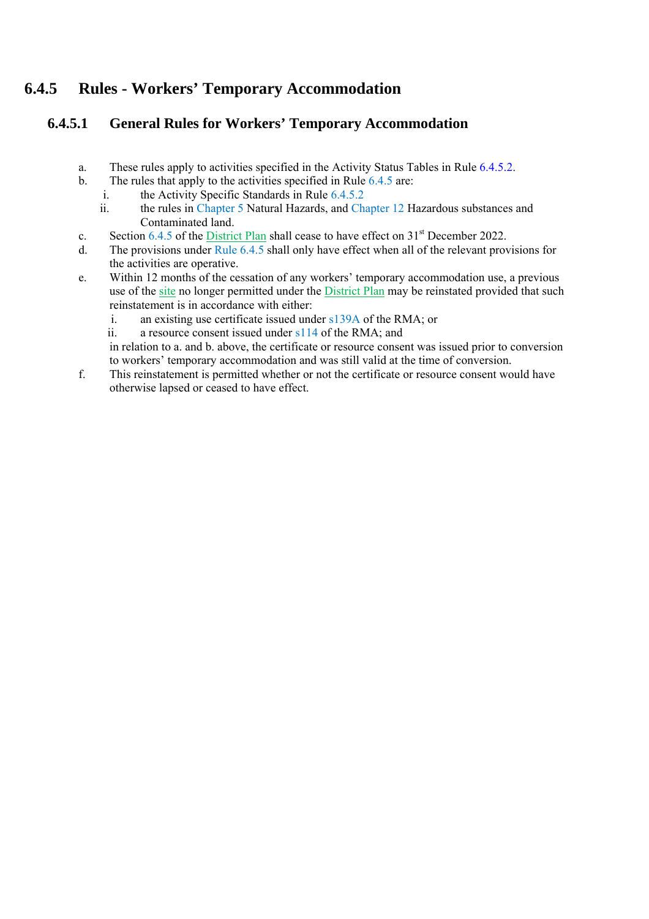## 6.4.5 Rules - Workers' Temporary Accommodation

### 6.4.5.1 General Rules for Workers' Temporary Accommodation

a. These rules apply to activities specified in the Activity Status Tables in Rule 6.4.5.2.

b. The rules that apply to the activities specified in Rule 6.4.5 are:

   i. the Activity Specific Standards in Rule 6.4.5.2

   ii. the rules in Chapter 5 Natural Hazards, and Chapter 12 Hazardous substances and Contaminated land.

c. Section 6.4.5 of the District Plan shall cease to have effect on 31st December 2022.

d. The provisions under Rule 6.4.5 shall only have effect when all of the relevant provisions for the activities are operative.

e. Within 12 months of the cessation of any workers' temporary accommodation use, a previous use of the site no longer permitted under the District Plan may be reinstated provided that such reinstatement is in accordance with either:

   i. an existing use certificate issued under s139A of the RMA; or

   ii. a resource consent issued under s114 of the RMA; and

   in relation to a. and b. above, the certificate or resource consent was issued prior to conversion to workers' temporary accommodation and was still valid at the time of conversion.

f. This reinstatement is permitted whether or not the certificate or resource consent would have otherwise lapsed or ceased to have effect.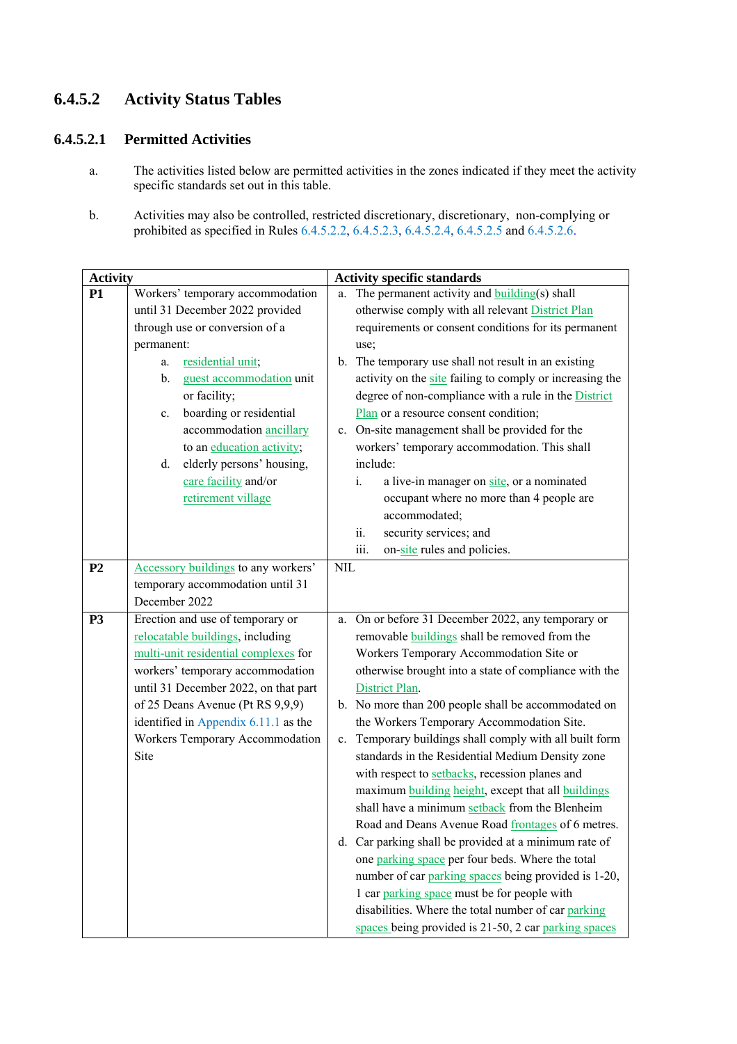### 6.4.5.2 Activity Status Tables

#### 6.4.5.2.1 Permitted Activities

a. The activities listed below are permitted activities in the zones indicated if they meet the activity specific standards set out in this table.

b. Activities may also be controlled, restricted discretionary, discretionary, non-complying or prohibited as specified in Rules 6.4.5.2.2, 6.4.5.2.3, 6.4.5.2.4, 6.4.5.2.5 and 6.4.5.2.6.

| Activity | | Activity specific standards |
|---|---|---|
| **P1** | Workers' temporary accommodation until 31 December 2022 provided through use or conversion of a permanent:<br>a. residential unit;<br>b. guest accommodation unit or facility;<br>c. boarding or residential accommodation ancillary to an education activity;<br>d. elderly persons' housing, care facility and/or retirement village | a. The permanent activity and building(s) shall otherwise comply with all relevant District Plan requirements or consent conditions for its permanent use;<br>b. The temporary use shall not result in an existing activity on the site failing to comply or increasing the degree of non-compliance with a rule in the District Plan or a resource consent condition;<br>c. On-site management shall be provided for the workers' temporary accommodation. This shall include:<br>i. a live-in manager on site, or a nominated occupant where no more than 4 people are accommodated;<br>ii. security services; and<br>iii. on-site rules and policies. |
| **P2** | Accessory buildings to any workers' temporary accommodation until 31 December 2022 | NIL |
| **P3** | Erection and use of temporary or relocatable buildings, including multi-unit residential complexes for workers' temporary accommodation until 31 December 2022, on that part of 25 Deans Avenue (Pt RS 9,9,9) identified in Appendix 6.11.1 as the Workers Temporary Accommodation Site | a. On or before 31 December 2022, any temporary or removable buildings shall be removed from the Workers Temporary Accommodation Site or otherwise brought into a state of compliance with the District Plan.<br>b. No more than 200 people shall be accommodated on the Workers Temporary Accommodation Site.<br>c. Temporary buildings shall comply with all built form standards in the Residential Medium Density zone with respect to setbacks, recession planes and maximum building height, except that all buildings shall have a minimum setback from the Blenheim Road and Deans Avenue Road frontages of 6 metres.<br>d. Car parking shall be provided at a minimum rate of one parking space per four beds. Where the total number of car parking spaces being provided is 1-20, 1 car parking space must be for people with disabilities. Where the total number of car parking spaces being provided is 21-50, 2 car parking spaces |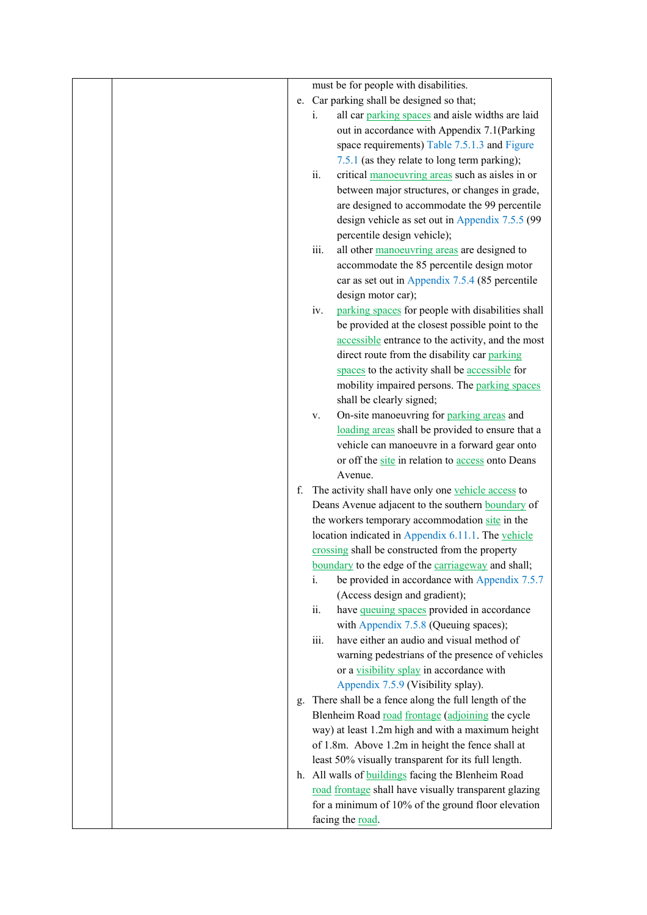| | | must be for people with disabilities.<br>e. Car parking shall be designed so that;<br>i. all car parking spaces and aisle widths are laid out in accordance with Appendix 7.1(Parking space requirements) Table 7.5.1.3 and Figure 7.5.1 (as they relate to long term parking);<br>ii. critical manoeuvring areas such as aisles in or between major structures, or changes in grade, are designed to accommodate the 99 percentile design vehicle as set out in Appendix 7.5.5 (99 percentile design vehicle);<br>iii. all other manoeuvring areas are designed to accommodate the 85 percentile design motor car as set out in Appendix 7.5.4 (85 percentile design motor car);<br>iv. parking spaces for people with disabilities shall be provided at the closest possible point to the accessible entrance to the activity, and the most direct route from the disability car parking spaces to the activity shall be accessible for mobility impaired persons. The parking spaces shall be clearly signed;<br>v. On-site manoeuvring for parking areas and loading areas shall be provided to ensure that a vehicle can manoeuvre in a forward gear onto or off the site in relation to access onto Deans Avenue.<br>f. The activity shall have only one vehicle access to Deans Avenue adjacent to the southern boundary of the workers temporary accommodation site in the location indicated in Appendix 6.11.1. The vehicle crossing shall be constructed from the property boundary to the edge of the carriageway and shall;<br>i. be provided in accordance with Appendix 7.5.7 (Access design and gradient);<br>ii. have queuing spaces provided in accordance with Appendix 7.5.8 (Queuing spaces);<br>iii. have either an audio and visual method of warning pedestrians of the presence of vehicles or a visibility splay in accordance with Appendix 7.5.9 (Visibility splay).<br>g. There shall be a fence along the full length of the Blenheim Road road frontage (adjoining the cycle way) at least 1.2m high and with a maximum height of 1.8m. Above 1.2m in height the fence shall at least 50% visually transparent for its full length.<br>h. All walls of buildings facing the Blenheim Road road frontage shall have visually transparent glazing for a minimum of 10% of the ground floor elevation facing the road. |
|---|---|---|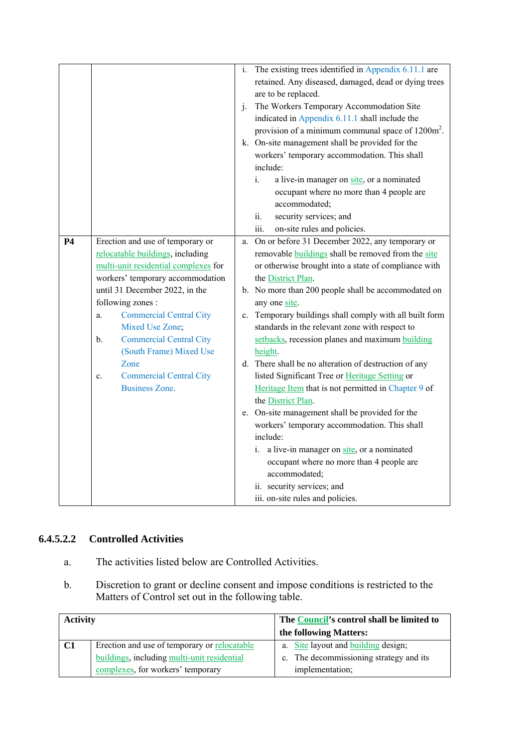| | | |
|---|---|---|
| | | i. The existing trees identified in Appendix 6.11.1 are retained. Any diseased, damaged, dead or dying trees are to be replaced.<br>j. The Workers Temporary Accommodation Site indicated in Appendix 6.11.1 shall include the provision of a minimum communal space of 1200m$^2$.<br>k. On-site management shall be provided for the workers' temporary accommodation. This shall include:<br>i. a live-in manager on site, or a nominated occupant where no more than 4 people are accommodated;<br>ii. security services; and<br>iii. on-site rules and policies. |
| **P4** | Erection and use of temporary or relocatable buildings, including multi-unit residential complexes for workers' temporary accommodation until 31 December 2022, in the following zones :<br>a. Commercial Central City Mixed Use Zone;<br>b. Commercial Central City (South Frame) Mixed Use Zone<br>c. Commercial Central City Business Zone. | a. On or before 31 December 2022, any temporary or removable buildings shall be removed from the site or otherwise brought into a state of compliance with the District Plan.<br>b. No more than 200 people shall be accommodated on any one site.<br>c. Temporary buildings shall comply with all built form standards in the relevant zone with respect to setbacks, recession planes and maximum building height.<br>d. There shall be no alteration of destruction of any listed Significant Tree or Heritage Setting or Heritage Item that is not permitted in Chapter 9 of the District Plan.<br>e. On-site management shall be provided for the workers' temporary accommodation. This shall include:<br>i. a live-in manager on site, or a nominated occupant where no more than 4 people are accommodated;<br>ii. security services; and<br>iii. on-site rules and policies. |

### 6.4.5.2.2 Controlled Activities

a. The activities listed below are Controlled Activities.

b. Discretion to grant or decline consent and impose conditions is restricted to the Matters of Control set out in the following table.

| **Activity** | | **The Council's control shall be limited to the following Matters:** |
|---|---|---|
| **C1** | Erection and use of temporary or relocatable buildings, including multi-unit residential complexes, for workers' temporary | a. Site layout and building design;<br>c. The decommissioning strategy and its implementation; |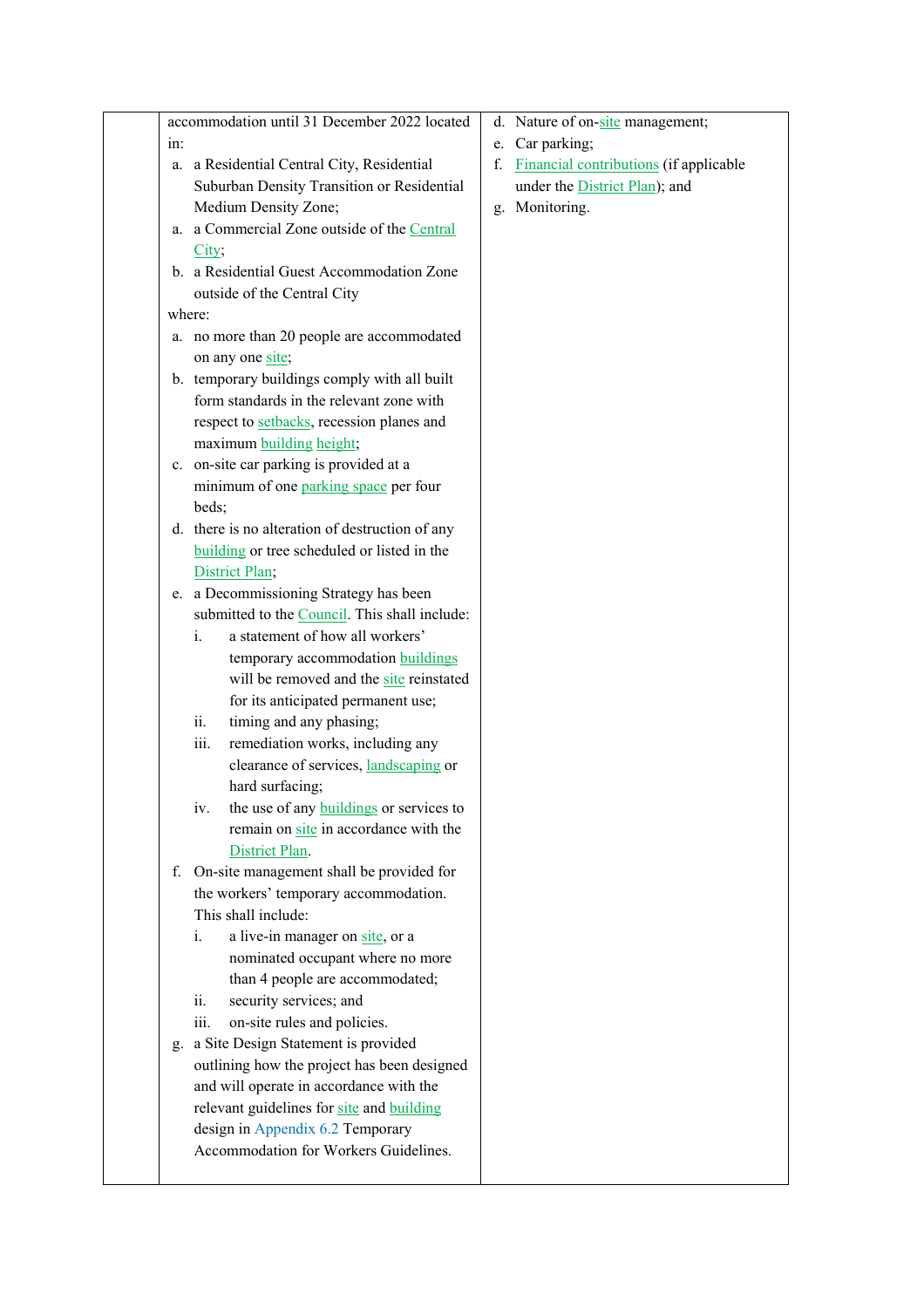|  | accommodation until 31 December 2022 located in:<br>a. a Residential Central City, Residential Suburban Density Transition or Residential Medium Density Zone;<br>a. a Commercial Zone outside of the Central City;<br>b. a Residential Guest Accommodation Zone outside of the Central City<br>where:<br>a. no more than 20 people are accommodated on any one site;<br>b. temporary buildings comply with all built form standards in the relevant zone with respect to setbacks, recession planes and maximum building height;<br>c. on-site car parking is provided at a minimum of one parking space per four beds;<br>d. there is no alteration of destruction of any building or tree scheduled or listed in the District Plan;<br>e. a Decommissioning Strategy has been submitted to the Council. This shall include:<br>i. a statement of how all workers' temporary accommodation buildings will be removed and the site reinstated for its anticipated permanent use;<br>ii. timing and any phasing;<br>iii. remediation works, including any clearance of services, landscaping or hard surfacing;<br>iv. the use of any buildings or services to remain on site in accordance with the District Plan.<br>f. On-site management shall be provided for the workers' temporary accommodation. This shall include:<br>i. a live-in manager on site, or a nominated occupant where no more than 4 people are accommodated;<br>ii. security services; and<br>iii. on-site rules and policies.<br>g. a Site Design Statement is provided outlining how the project has been designed and will operate in accordance with the relevant guidelines for site and building design in Appendix 6.2 Temporary Accommodation for Workers Guidelines. | d. Nature of on-site management;<br>e. Car parking;<br>f. Financial contributions (if applicable under the District Plan); and<br>g. Monitoring. |
|---|---|---|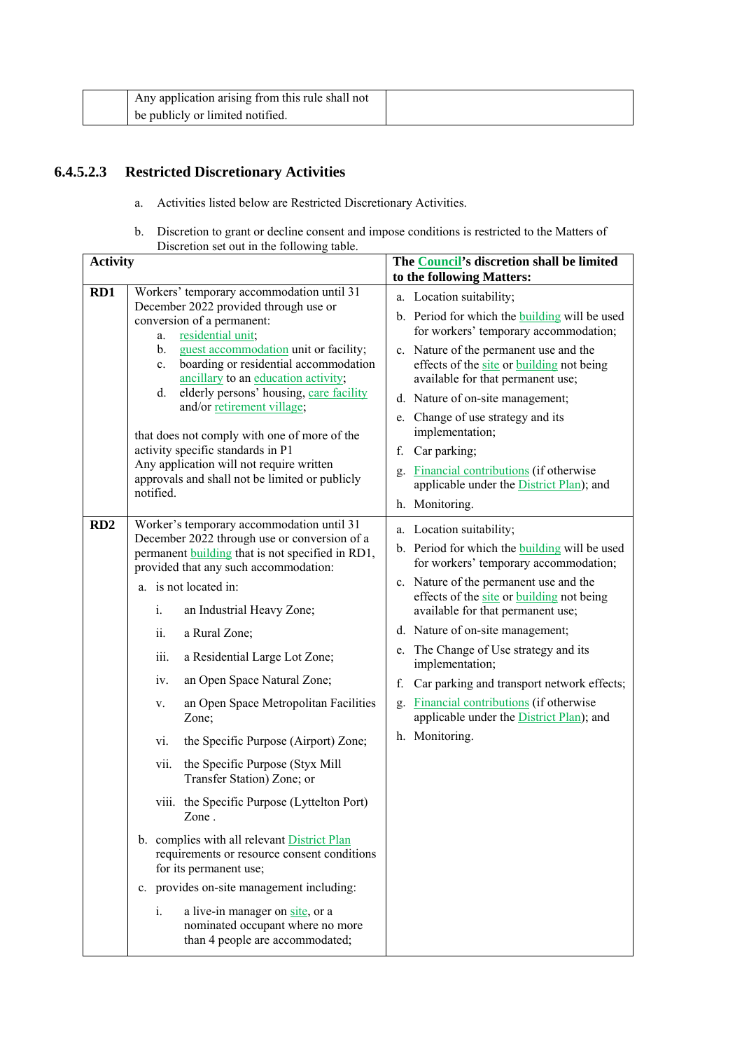| | Any application arising from this rule shall not be publicly or limited notified. | |
|---|---|---|

### 6.4.5.2.3 Restricted Discretionary Activities

a. Activities listed below are Restricted Discretionary Activities.

b. Discretion to grant or decline consent and impose conditions is restricted to the Matters of Discretion set out in the following table.

| Activity | | The Council's discretion shall be limited to the following Matters: |
|---|---|---|
| **RD1** | Workers' temporary accommodation until 31 December 2022 provided through use or conversion of a permanent:<br>a. residential unit;<br>b. guest accommodation unit or facility;<br>c. boarding or residential accommodation ancillary to an education activity;<br>d. elderly persons' housing, care facility and/or retirement village;<br><br>that does not comply with one of more of the activity specific standards in P1<br>Any application will not require written approvals and shall not be limited or publicly notified. | a. Location suitability;<br>b. Period for which the building will be used for workers' temporary accommodation;<br>c. Nature of the permanent use and the effects of the site or building not being available for that permanent use;<br>d. Nature of on-site management;<br>e. Change of use strategy and its implementation;<br>f. Car parking;<br>g. Financial contributions (if otherwise applicable under the District Plan); and<br>h. Monitoring. |
| **RD2** | Worker's temporary accommodation until 31 December 2022 through use or conversion of a permanent building that is not specified in RD1, provided that any such accommodation:<br>a. is not located in:<br>i. an Industrial Heavy Zone;<br>ii. a Rural Zone;<br>iii. a Residential Large Lot Zone;<br>iv. an Open Space Natural Zone;<br>v. an Open Space Metropolitan Facilities Zone;<br>vi. the Specific Purpose (Airport) Zone;<br>vii. the Specific Purpose (Styx Mill Transfer Station) Zone; or<br>viii. the Specific Purpose (Lyttelton Port) Zone .<br>b. complies with all relevant District Plan requirements or resource consent conditions for its permanent use;<br>c. provides on-site management including:<br>i. a live-in manager on site, or a nominated occupant where no more than 4 people are accommodated; | a. Location suitability;<br>b. Period for which the building will be used for workers' temporary accommodation;<br>c. Nature of the permanent use and the effects of the site or building not being available for that permanent use;<br>d. Nature of on-site management;<br>e. The Change of Use strategy and its implementation;<br>f. Car parking and transport network effects;<br>g. Financial contributions (if otherwise applicable under the District Plan); and<br>h. Monitoring. |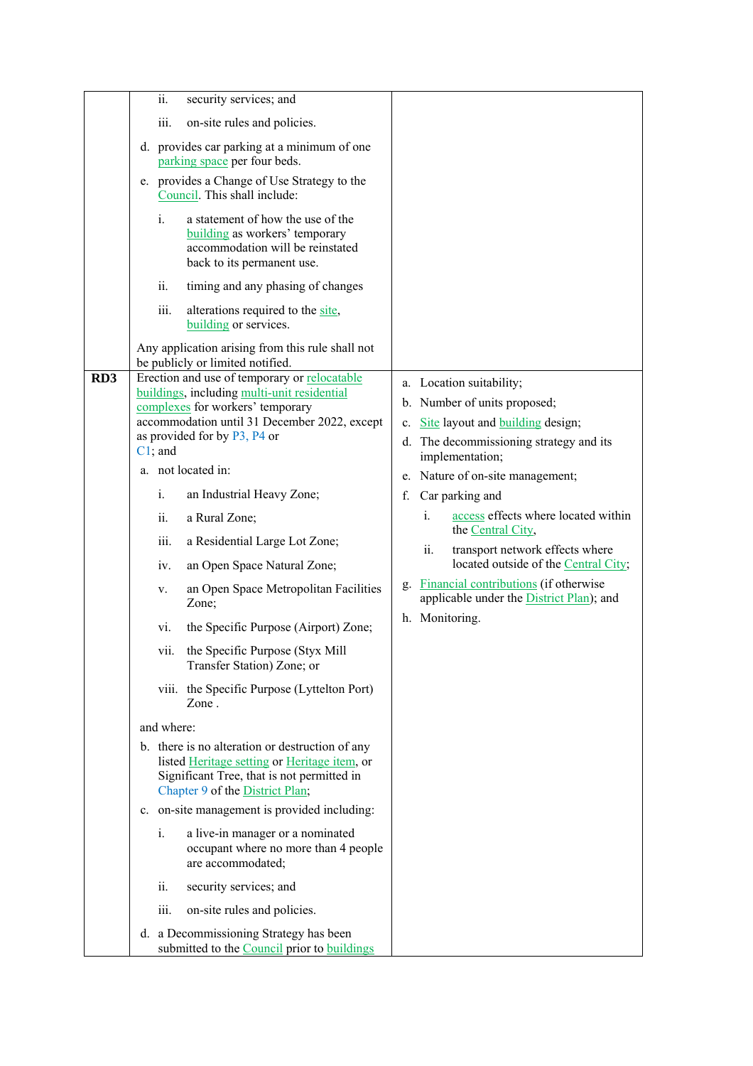| | | |
|---|---|---|
| | ii. security services; and<br><br>iii. on-site rules and policies.<br><br>d. provides car parking at a minimum of one parking space per four beds.<br><br>e. provides a Change of Use Strategy to the Council. This shall include:<br><br>i. a statement of how the use of the building as workers' temporary accommodation will be reinstated back to its permanent use.<br><br>ii. timing and any phasing of changes<br><br>iii. alterations required to the site, building or services.<br><br>Any application arising from this rule shall not be publicly or limited notified. | |
| **RD3** | Erection and use of temporary or relocatable buildings, including multi-unit residential complexes for workers' temporary accommodation until 31 December 2022, except as provided for by P3, P4 or C1; and<br><br>a. not located in:<br><br>i. an Industrial Heavy Zone;<br><br>ii. a Rural Zone;<br><br>iii. a Residential Large Lot Zone;<br><br>iv. an Open Space Natural Zone;<br><br>v. an Open Space Metropolitan Facilities Zone;<br><br>vi. the Specific Purpose (Airport) Zone;<br><br>vii. the Specific Purpose (Styx Mill Transfer Station) Zone; or<br><br>viii. the Specific Purpose (Lyttelton Port) Zone .<br><br>and where:<br><br>b. there is no alteration or destruction of any listed Heritage setting or Heritage item, or Significant Tree, that is not permitted in Chapter 9 of the District Plan;<br><br>c. on-site management is provided including:<br><br>i. a live-in manager or a nominated occupant where no more than 4 people are accommodated;<br><br>ii. security services; and<br><br>iii. on-site rules and policies.<br><br>d. a Decommissioning Strategy has been submitted to the Council prior to buildings | a. Location suitability;<br><br>b. Number of units proposed;<br><br>c. Site layout and building design;<br><br>d. The decommissioning strategy and its implementation;<br><br>e. Nature of on-site management;<br><br>f. Car parking and<br><br>i. access effects where located within the Central City,<br><br>ii. transport network effects where located outside of the Central City;<br><br>g. Financial contributions (if otherwise applicable under the District Plan); and<br><br>h. Monitoring. |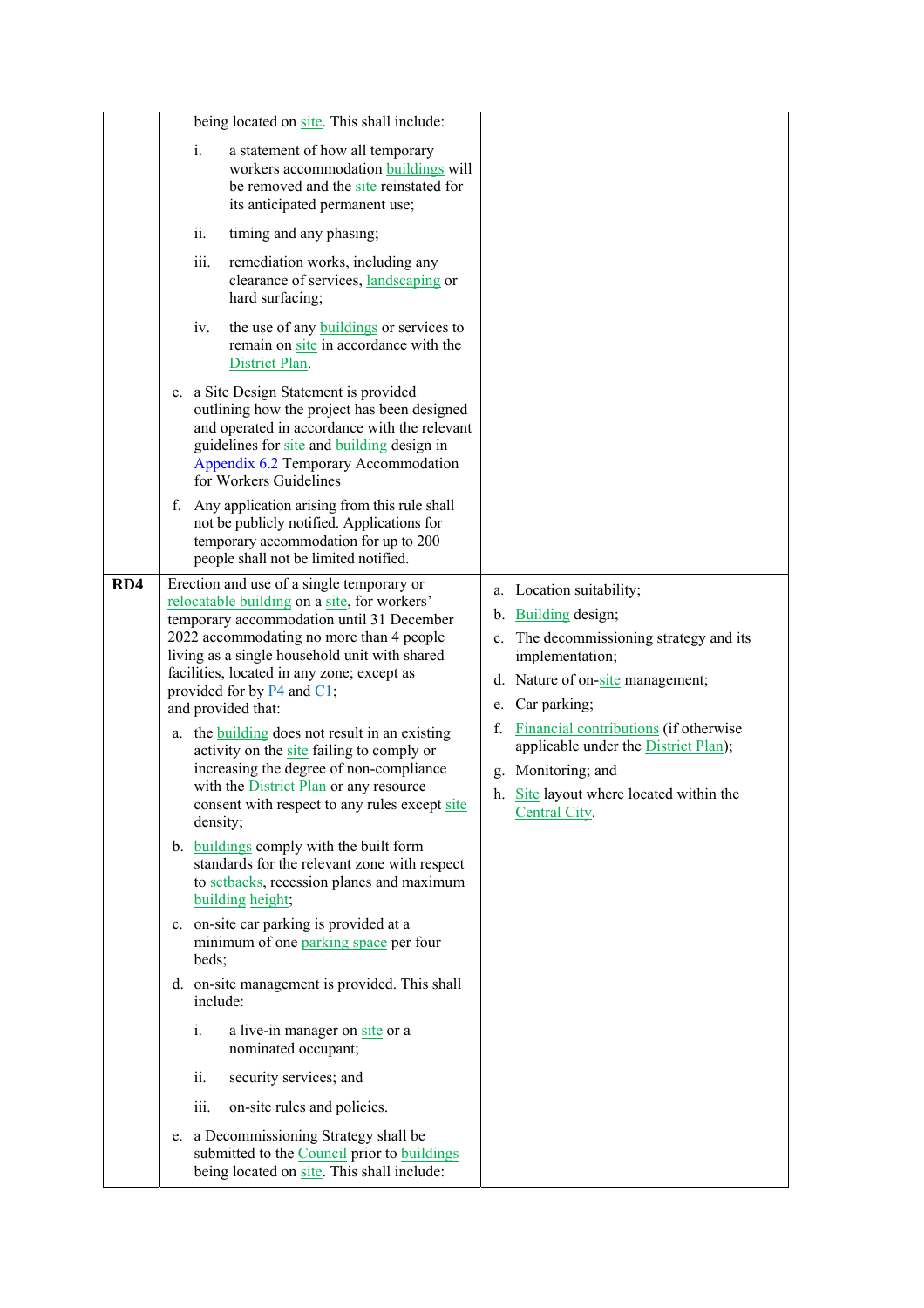| | | |
|---|---|---|
| | being located on site. This shall include:<br><br>i. a statement of how all temporary workers accommodation buildings will be removed and the site reinstated for its anticipated permanent use;<br><br>ii. timing and any phasing;<br><br>iii. remediation works, including any clearance of services, landscaping or hard surfacing;<br><br>iv. the use of any buildings or services to remain on site in accordance with the District Plan.<br><br>e. a Site Design Statement is provided outlining how the project has been designed and operated in accordance with the relevant guidelines for site and building design in Appendix 6.2 Temporary Accommodation for Workers Guidelines<br><br>f. Any application arising from this rule shall not be publicly notified. Applications for temporary accommodation for up to 200 people shall not be limited notified. | |
| **RD4** | Erection and use of a single temporary or relocatable building on a site, for workers' temporary accommodation until 31 December 2022 accommodating no more than 4 people living as a single household unit with shared facilities, located in any zone; except as provided for by P4 and C1;<br>and provided that:<br><br>a. the building does not result in an existing activity on the site failing to comply or increasing the degree of non-compliance with the District Plan or any resource consent with respect to any rules except site density;<br><br>b. buildings comply with the built form standards for the relevant zone with respect to setbacks, recession planes and maximum building height;<br><br>c. on-site car parking is provided at a minimum of one parking space per four beds;<br><br>d. on-site management is provided. This shall include:<br><br>i. a live-in manager on site or a nominated occupant;<br><br>ii. security services; and<br><br>iii. on-site rules and policies.<br><br>e. a Decommissioning Strategy shall be submitted to the Council prior to buildings being located on site. This shall include: | a. Location suitability;<br><br>b. Building design;<br><br>c. The decommissioning strategy and its implementation;<br><br>d. Nature of on-site management;<br><br>e. Car parking;<br><br>f. Financial contributions (if otherwise applicable under the District Plan);<br><br>g. Monitoring; and<br><br>h. Site layout where located within the Central City. |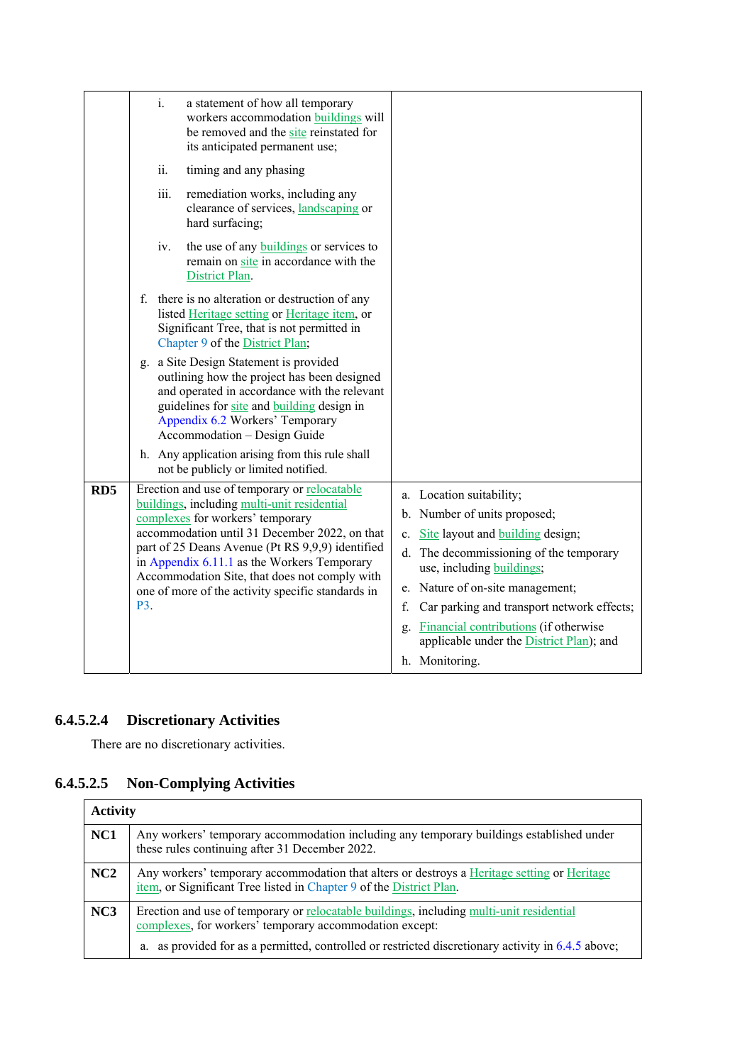| | | |
|---|---|---|
| | i. a statement of how all temporary workers accommodation buildings will be removed and the site reinstated for its anticipated permanent use;<br><br>ii. timing and any phasing<br><br>iii. remediation works, including any clearance of services, landscaping or hard surfacing;<br><br>iv. the use of any buildings or services to remain on site in accordance with the District Plan.<br><br>f. there is no alteration or destruction of any listed Heritage setting or Heritage item, or Significant Tree, that is not permitted in Chapter 9 of the District Plan;<br><br>g. a Site Design Statement is provided outlining how the project has been designed and operated in accordance with the relevant guidelines for site and building design in Appendix 6.2 Workers' Temporary Accommodation – Design Guide<br><br>h. Any application arising from this rule shall not be publicly or limited notified. | |
| **RD5** | Erection and use of temporary or relocatable buildings, including multi-unit residential complexes for workers' temporary accommodation until 31 December 2022, on that part of 25 Deans Avenue (Pt RS 9,9,9) identified in Appendix 6.11.1 as the Workers Temporary Accommodation Site, that does not comply with one of more of the activity specific standards in P3. | a. Location suitability;<br>b. Number of units proposed;<br>c. Site layout and building design;<br>d. The decommissioning of the temporary use, including buildings;<br>e. Nature of on-site management;<br>f. Car parking and transport network effects;<br>g. Financial contributions (if otherwise applicable under the District Plan); and<br>h. Monitoring. |

### 6.4.5.2.4 Discretionary Activities

There are no discretionary activities.

### 6.4.5.2.5 Non-Complying Activities

| Activity | |
|---|---|
| **NC1** | Any workers' temporary accommodation including any temporary buildings established under these rules continuing after 31 December 2022. |
| **NC2** | Any workers' temporary accommodation that alters or destroys a Heritage setting or Heritage item, or Significant Tree listed in Chapter 9 of the District Plan. |
| **NC3** | Erection and use of temporary or relocatable buildings, including multi-unit residential complexes, for workers' temporary accommodation except:<br><br>a. as provided for as a permitted, controlled or restricted discretionary activity in 6.4.5 above; |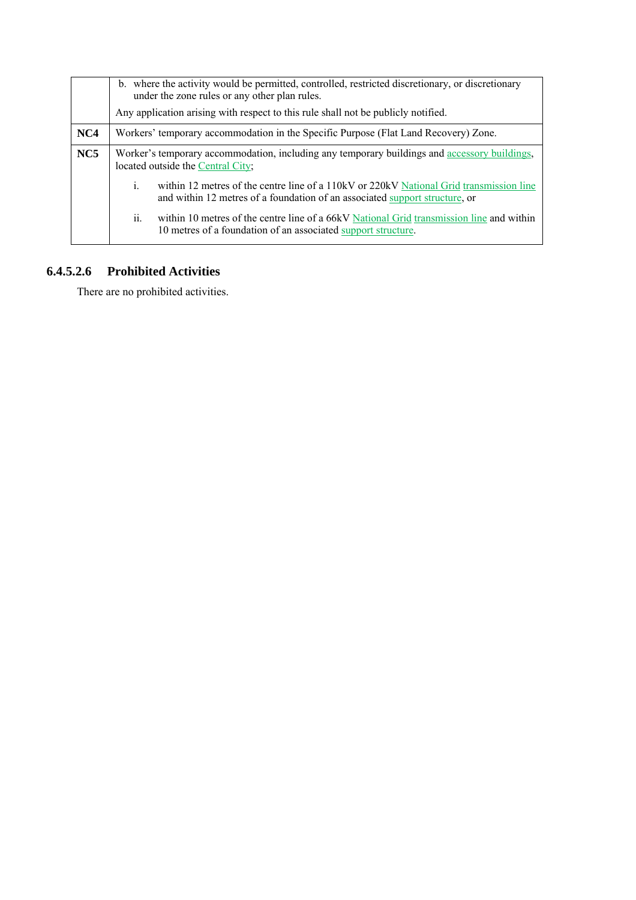| | |
|---|---|
| | b. where the activity would be permitted, controlled, restricted discretionary, or discretionary under the zone rules or any other plan rules.<br><br>Any application arising with respect to this rule shall not be publicly notified. |
| **NC4** | Workers' temporary accommodation in the Specific Purpose (Flat Land Recovery) Zone. |
| **NC5** | Worker's temporary accommodation, including any temporary buildings and accessory buildings, located outside the Central City;<br><br>i. within 12 metres of the centre line of a 110kV or 220kV National Grid transmission line and within 12 metres of a foundation of an associated support structure, or<br><br>ii. within 10 metres of the centre line of a 66kV National Grid transmission line and within 10 metres of a foundation of an associated support structure. |

### 6.4.5.2.6 Prohibited Activities

There are no prohibited activities.